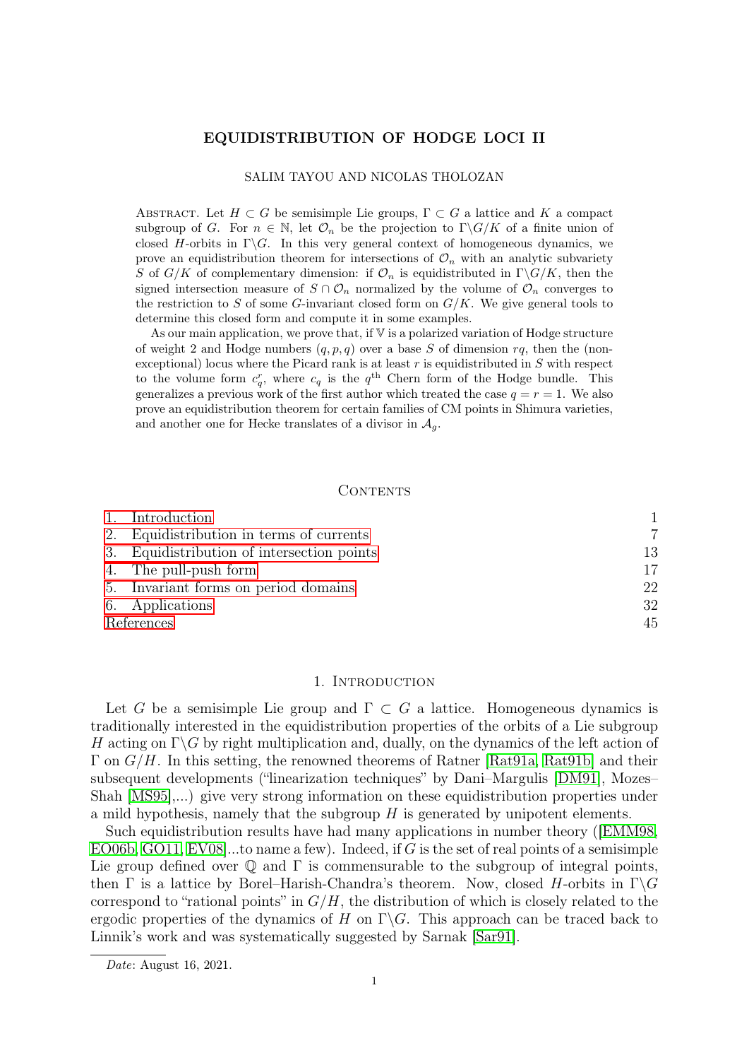# EQUIDISTRIBUTION OF HODGE LOCI II

SALIM TAYOU AND NICOLAS THOLOZAN

ABSTRACT. Let $H \subset G$ be semisimple Lie groups, $\Gamma \subset G$ a lattice and $K$ a compact subgroup of $G$. For $n \in \mathbb{N}$, let $\mathcal{O}_n$ be the projection to $\Gamma\backslash G/K$ of a finite union of closed $H$-orbits in $\Gamma\backslash G$. In this very general context of homogeneous dynamics, we prove an equidistribution theorem for intersections of $\mathcal{O}_n$ with an analytic subvariety $S$ of $G/K$ of complementary dimension: if $\mathcal{O}_n$ is equidistributed in $\Gamma\backslash G/K$, then the signed intersection measure of $S \cap \mathcal{O}_n$ normalized by the volume of $\mathcal{O}_n$ converges to the restriction to $S$ of some $G$-invariant closed form on $G/K$. We give general tools to determine this closed form and compute it in some examples.

As our main application, we prove that, if $\mathbb{V}$ is a polarized variation of Hodge structure of weight 2 and Hodge numbers $(q, p, q)$ over a base $S$ of dimension $rq$, then the (non-exceptional) locus where the Picard rank is at least $r$ is equidistributed in $S$ with respect to the volume form $c_q^r$, where $c_q$ is the $q^{\text{th}}$ Chern form of the Hodge bundle. This generalizes a previous work of the first author which treated the case $q = r = 1$. We also prove an equidistribution theorem for certain families of CM points in Shimura varieties, and another one for Hecke translates of a divisor in $\mathcal{A}_g$.

## CONTENTS

| | |
|---|---|
| 1. Introduction | 1 |
| 2. Equidistribution in terms of currents | 7 |
| 3. Equidistribution of intersection points | 13 |
| 4. The pull-push form | 17 |
| 5. Invariant forms on period domains | 22 |
| 6. Applications | 32 |
| References | 45 |

## 1. INTRODUCTION

Let $G$ be a semisimple Lie group and $\Gamma \subset G$ a lattice. Homogeneous dynamics is traditionally interested in the equidistribution properties of the orbits of a Lie subgroup $H$ acting on $\Gamma\backslash G$ by right multiplication and, dually, on the dynamics of the left action of $\Gamma$ on $G/H$. In this setting, the renowned theorems of Ratner [Rat91a, Rat91b] and their subsequent developments ("linearization techniques" by Dani–Margulis [DM91], Mozes–Shah [MS95],...) give very strong information on these equidistribution properties under a mild hypothesis, namely that the subgroup $H$ is generated by unipotent elements.

Such equidistribution results have had many applications in number theory ([EMM98, EO06b, GO11, EV08]...to name a few). Indeed, if $G$ is the set of real points of a semisimple Lie group defined over $\mathbb{Q}$ and $\Gamma$ is commensurable to the subgroup of integral points, then $\Gamma$ is a lattice by Borel–Harish-Chandra's theorem. Now, closed $H$-orbits in $\Gamma\backslash G$ correspond to "rational points" in $G/H$, the distribution of which is closely related to the ergodic properties of the dynamics of $H$ on $\Gamma\backslash G$. This approach can be traced back to Linnik's work and was systematically suggested by Sarnak [Sar91].

*Date*: August 16, 2021.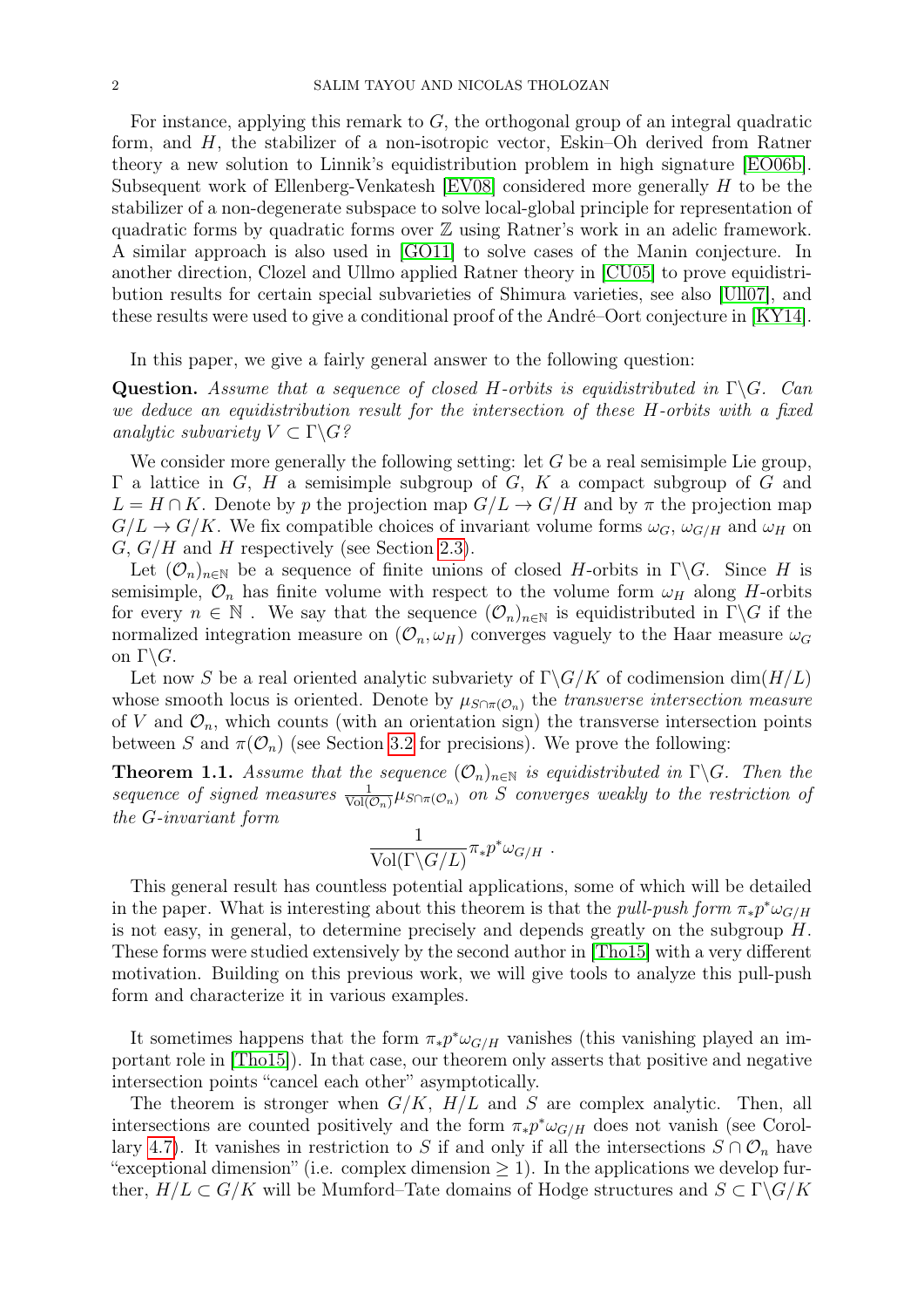For instance, applying this remark to $G$, the orthogonal group of an integral quadratic form, and $H$, the stabilizer of a non-isotropic vector, Eskin–Oh derived from Ratner theory a new solution to Linnik's equidistribution problem in high signature [EO06b]. Subsequent work of Ellenberg-Venkatesh [EV08] considered more generally $H$ to be the stabilizer of a non-degenerate subspace to solve local-global principle for representation of quadratic forms by quadratic forms over $\mathbb{Z}$ using Ratner's work in an adelic framework. A similar approach is also used in [GO11] to solve cases of the Manin conjecture. In another direction, Clozel and Ullmo applied Ratner theory in [CU05] to prove equidistribution results for certain special subvarieties of Shimura varieties, see also [Ull07], and these results were used to give a conditional proof of the André–Oort conjecture in [KY14].

In this paper, we give a fairly general answer to the following question:

**Question.** *Assume that a sequence of closed $H$-orbits is equidistributed in $\Gamma\backslash G$. Can we deduce an equidistribution result for the intersection of these $H$-orbits with a fixed analytic subvariety $V \subset \Gamma\backslash G$?*

We consider more generally the following setting: let $G$ be a real semisimple Lie group, $\Gamma$ a lattice in $G$, $H$ a semisimple subgroup of $G$, $K$ a compact subgroup of $G$ and $L = H \cap K$. Denote by $p$ the projection map $G/L \to G/H$ and by $\pi$ the projection map $G/L \to G/K$. We fix compatible choices of invariant volume forms $\omega_G$, $\omega_{G/H}$ and $\omega_H$ on $G$, $G/H$ and $H$ respectively (see Section 2.3).

Let $(\mathcal{O}_n)_{n\in\mathbb{N}}$ be a sequence of finite unions of closed $H$-orbits in $\Gamma\backslash G$. Since $H$ is semisimple, $\mathcal{O}_n$ has finite volume with respect to the volume form $\omega_H$ along $H$-orbits for every $n \in \mathbb{N}$ . We say that the sequence $(\mathcal{O}_n)_{n\in\mathbb{N}}$ is equidistributed in $\Gamma\backslash G$ if the normalized integration measure on $(\mathcal{O}_n, \omega_H)$ converges vaguely to the Haar measure $\omega_G$ on $\Gamma\backslash G$.

Let now $S$ be a real oriented analytic subvariety of $\Gamma\backslash G/K$ of codimension $\dim(H/L)$ whose smooth locus is oriented. Denote by $\mu_{S\cap\pi(\mathcal{O}_n)}$ the *transverse intersection measure* of $V$ and $\mathcal{O}_n$, which counts (with an orientation sign) the transverse intersection points between $S$ and $\pi(\mathcal{O}_n)$ (see Section 3.2 for precisions). We prove the following:

**Theorem 1.1.** *Assume that the sequence $(\mathcal{O}_n)_{n\in\mathbb{N}}$ is equidistributed in $\Gamma\backslash G$. Then the sequence of signed measures $\frac{1}{\mathrm{Vol}(\mathcal{O}_n)}\mu_{S\cap\pi(\mathcal{O}_n)}$ on $S$ converges weakly to the restriction of the $G$-invariant form*

$$\frac{1}{\mathrm{Vol}(\Gamma\backslash G/L)}\pi_* p^* \omega_{G/H} \ .$$

This general result has countless potential applications, some of which will be detailed in the paper. What is interesting about this theorem is that the *pull-push form* $\pi_* p^* \omega_{G/H}$ is not easy, in general, to determine precisely and depends greatly on the subgroup $H$. These forms were studied extensively by the second author in [Tho15] with a very different motivation. Building on this previous work, we will give tools to analyze this pull-push form and characterize it in various examples.

It sometimes happens that the form $\pi_* p^* \omega_{G/H}$ vanishes (this vanishing played an important role in [Tho15]). In that case, our theorem only asserts that positive and negative intersection points "cancel each other" asymptotically.

The theorem is stronger when $G/K$, $H/L$ and $S$ are complex analytic. Then, all intersections are counted positively and the form $\pi_* p^* \omega_{G/H}$ does not vanish (see Corollary 4.7). It vanishes in restriction to $S$ if and only if all the intersections $S \cap \mathcal{O}_n$ have "exceptional dimension" (i.e. complex dimension $\geq 1$). In the applications we develop further, $H/L \subset G/K$ will be Mumford–Tate domains of Hodge structures and $S \subset \Gamma\backslash G/K$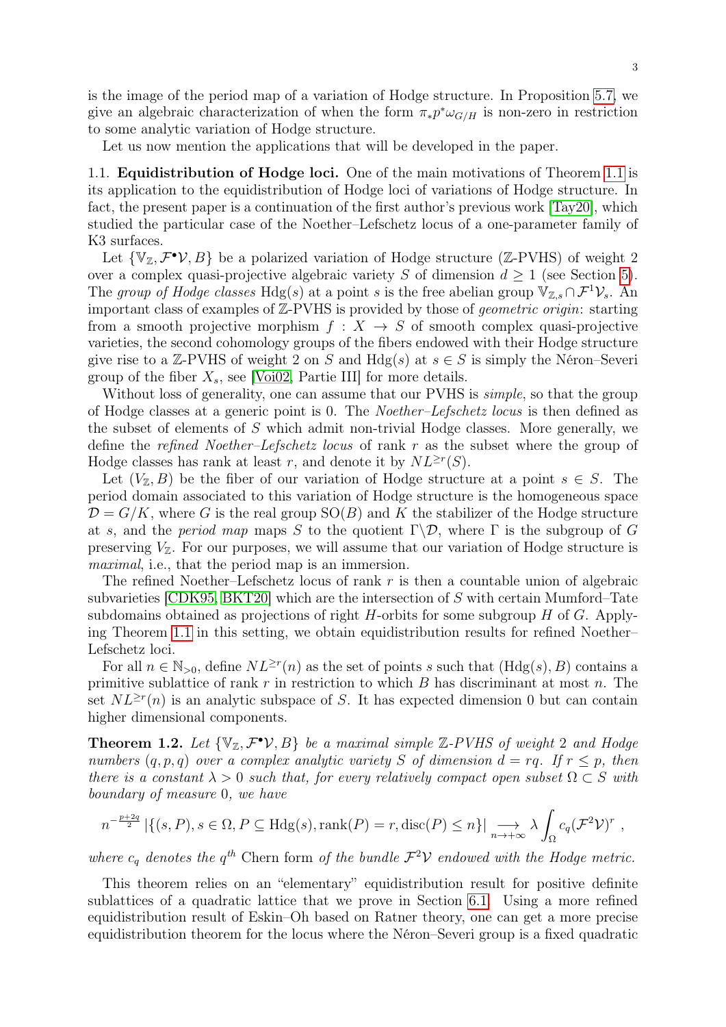is the image of the period map of a variation of Hodge structure. In Proposition 5.7, we give an algebraic characterization of when the form $\pi_* p^* \omega_{G/H}$ is non-zero in restriction to some analytic variation of Hodge structure.

Let us now mention the applications that will be developed in the paper.

1.1. **Equidistribution of Hodge loci.** One of the main motivations of Theorem 1.1 is its application to the equidistribution of Hodge loci of variations of Hodge structure. In fact, the present paper is a continuation of the first author's previous work [Tay20], which studied the particular case of the Noether–Lefschetz locus of a one-parameter family of K3 surfaces.

Let $\{\mathbb{V}_{\mathbb{Z}}, \mathcal{F}^{\bullet}\mathcal{V}, B\}$ be a polarized variation of Hodge structure ($\mathbb{Z}$-PVHS) of weight 2 over a complex quasi-projective algebraic variety $S$ of dimension $d \geq 1$ (see Section 5). The *group of Hodge classes* $\mathrm{Hdg}(s)$ at a point $s$ is the free abelian group $\mathbb{V}_{\mathbb{Z},s} \cap \mathcal{F}^1\mathcal{V}_s$. An important class of examples of $\mathbb{Z}$-PVHS is provided by those of *geometric origin*: starting from a smooth projective morphism $f : X \to S$ of smooth complex quasi-projective varieties, the second cohomology groups of the fibers endowed with their Hodge structure give rise to a $\mathbb{Z}$-PVHS of weight 2 on $S$ and $\mathrm{Hdg}(s)$ at $s \in S$ is simply the Néron–Severi group of the fiber $X_s$, see [Voi02, Partie III] for more details.

Without loss of generality, one can assume that our PVHS is *simple*, so that the group of Hodge classes at a generic point is 0. The *Noether–Lefschetz locus* is then defined as the subset of elements of $S$ which admit non-trivial Hodge classes. More generally, we define the *refined Noether–Lefschetz locus* of rank $r$ as the subset where the group of Hodge classes has rank at least $r$, and denote it by $NL^{\geq r}(S)$.

Let $(V_{\mathbb{Z}}, B)$ be the fiber of our variation of Hodge structure at a point $s \in S$. The period domain associated to this variation of Hodge structure is the homogeneous space $\mathcal{D} = G/K$, where $G$ is the real group $\mathrm{SO}(B)$ and $K$ the stabilizer of the Hodge structure at $s$, and the *period map* maps $S$ to the quotient $\Gamma\backslash\mathcal{D}$, where $\Gamma$ is the subgroup of $G$ preserving $V_{\mathbb{Z}}$. For our purposes, we will assume that our variation of Hodge structure is *maximal*, i.e., that the period map is an immersion.

The refined Noether–Lefschetz locus of rank $r$ is then a countable union of algebraic subvarieties [CDK95, BKT20] which are the intersection of $S$ with certain Mumford–Tate subdomains obtained as projections of right $H$-orbits for some subgroup $H$ of $G$. Applying Theorem 1.1 in this setting, we obtain equidistribution results for refined Noether–Lefschetz loci.

For all $n \in \mathbb{N}_{>0}$, define $NL^{\geq r}(n)$ as the set of points $s$ such that $(\mathrm{Hdg}(s), B)$ contains a primitive sublattice of rank $r$ in restriction to which $B$ has discriminant at most $n$. The set $NL^{\geq r}(n)$ is an analytic subspace of $S$. It has expected dimension 0 but can contain higher dimensional components.

**Theorem 1.2.** *Let $\{\mathbb{V}_{\mathbb{Z}}, \mathcal{F}^{\bullet}\mathcal{V}, B\}$ be a maximal simple $\mathbb{Z}$-PVHS of weight 2 and Hodge numbers $(q, p, q)$ over a complex analytic variety $S$ of dimension $d = rq$. If $r \leq p$, then there is a constant $\lambda > 0$ such that, for every relatively compact open subset $\Omega \subset S$ with boundary of measure 0, we have*

$$n^{-\frac{p+2q}{2}} \left|\{(s, P), s \in \Omega, P \subseteq \mathrm{Hdg}(s), \mathrm{rank}(P) = r, \mathrm{disc}(P) \leq n\}\right| \underset{n \to +\infty}{\longrightarrow} \lambda \int_{\Omega} c_q(\mathcal{F}^2\mathcal{V})^r ,$$

*where $c_q$ denotes the $q^{th}$* Chern form *of the bundle $\mathcal{F}^2\mathcal{V}$ endowed with the Hodge metric.*

This theorem relies on an "elementary" equidistribution result for positive definite sublattices of a quadratic lattice that we prove in Section 6.1. Using a more refined equidistribution result of Eskin–Oh based on Ratner theory, one can get a more precise equidistribution theorem for the locus where the Néron–Severi group is a fixed quadratic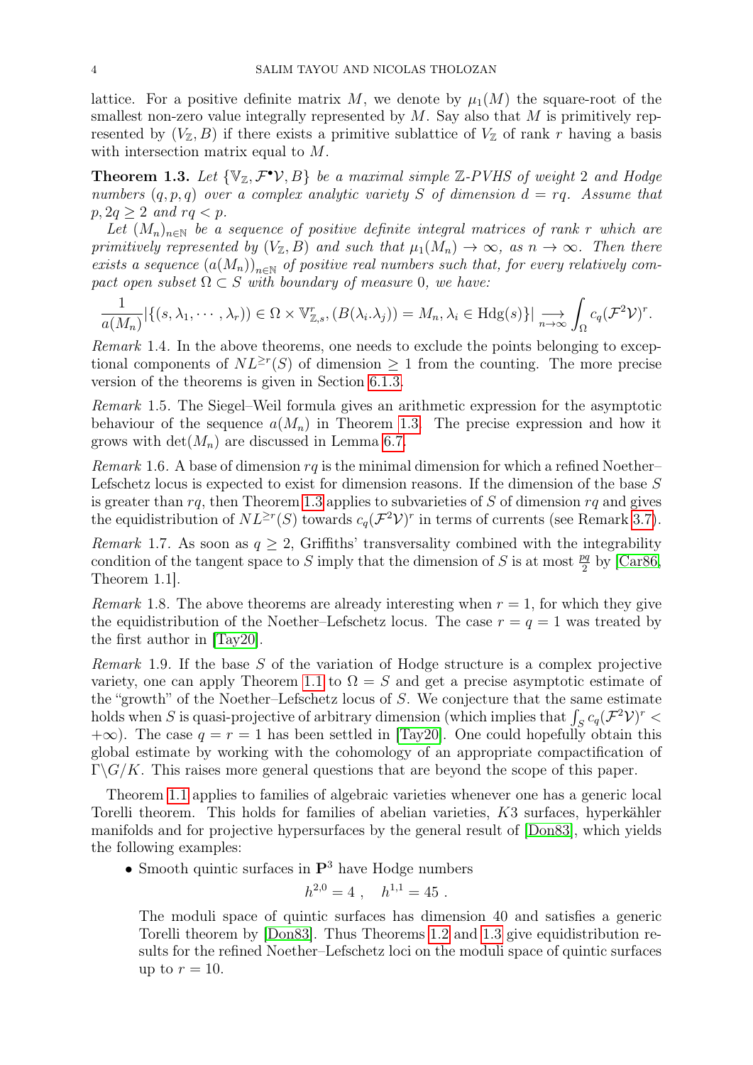lattice. For a positive definite matrix $M$, we denote by $\mu_1(M)$ the square-root of the smallest non-zero value integrally represented by $M$. Say also that $M$ is primitively represented by $(V_{\mathbb{Z}}, B)$ if there exists a primitive sublattice of $V_{\mathbb{Z}}$ of rank $r$ having a basis with intersection matrix equal to $M$.

**Theorem 1.3.** *Let $\{\mathbb{V}_{\mathbb{Z}}, \mathcal{F}^\bullet\mathcal{V}, B\}$ be a maximal simple $\mathbb{Z}$-PVHS of weight 2 and Hodge numbers $(q, p, q)$ over a complex analytic variety $S$ of dimension $d = rq$. Assume that $p, 2q \geq 2$ and $rq < p$.*

*Let $(M_n)_{n\in\mathbb{N}}$ be a sequence of positive definite integral matrices of rank $r$ which are primitively represented by $(V_{\mathbb{Z}}, B)$ and such that $\mu_1(M_n) \to \infty$, as $n \to \infty$. Then there exists a sequence $(a(M_n))_{n\in\mathbb{N}}$ of positive real numbers such that, for every relatively compact open subset $\Omega \subset S$ with boundary of measure 0, we have:*

$$\frac{1}{a(M_n)} |\{(s, \lambda_1, \cdots, \lambda_r)) \in \Omega \times \mathbb{V}^r_{\mathbb{Z},s}, (B(\lambda_i.\lambda_j)) = M_n, \lambda_i \in \mathrm{Hdg}(s)\}| \underset{n\to\infty}{\longrightarrow} \int_\Omega c_q(\mathcal{F}^2\mathcal{V})^r.$$

*Remark* 1.4. In the above theorems, one needs to exclude the points belonging to exceptional components of $NL^{\geq r}(S)$ of dimension $\geq 1$ from the counting. The more precise version of the theorems is given in Section 6.1.3.

*Remark* 1.5. The Siegel–Weil formula gives an arithmetic expression for the asymptotic behaviour of the sequence $a(M_n)$ in Theorem 1.3. The precise expression and how it grows with $\det(M_n)$ are discussed in Lemma 6.7.

*Remark* 1.6. A base of dimension $rq$ is the minimal dimension for which a refined Noether–Lefschetz locus is expected to exist for dimension reasons. If the dimension of the base $S$ is greater than $rq$, then Theorem 1.3 applies to subvarieties of $S$ of dimension $rq$ and gives the equidistribution of $NL^{\geq r}(S)$ towards $c_q(\mathcal{F}^2\mathcal{V})^r$ in terms of currents (see Remark 3.7).

*Remark* 1.7. As soon as $q \geq 2$, Griffiths' transversality combined with the integrability condition of the tangent space to $S$ imply that the dimension of $S$ is at most $\frac{pq}{2}$ by [Car86, Theorem 1.1].

*Remark* 1.8. The above theorems are already interesting when $r = 1$, for which they give the equidistribution of the Noether–Lefschetz locus. The case $r = q = 1$ was treated by the first author in [Tay20].

*Remark* 1.9. If the base $S$ of the variation of Hodge structure is a complex projective variety, one can apply Theorem 1.1 to $\Omega = S$ and get a precise asymptotic estimate of the "growth" of the Noether–Lefschetz locus of $S$. We conjecture that the same estimate holds when $S$ is quasi-projective of arbitrary dimension (which implies that $\int_S c_q(\mathcal{F}^2\mathcal{V})^r < +\infty$). The case $q = r = 1$ has been settled in [Tay20]. One could hopefully obtain this global estimate by working with the cohomology of an appropriate compactification of $\Gamma\backslash G/K$. This raises more general questions that are beyond the scope of this paper.

Theorem 1.1 applies to families of algebraic varieties whenever one has a generic local Torelli theorem. This holds for families of abelian varieties, $K3$ surfaces, hyperkähler manifolds and for projective hypersurfaces by the general result of [Don83], which yields the following examples:

- Smooth quintic surfaces in $\mathbf{P}^3$ have Hodge numbers
$$h^{2,0} = 4\ , \quad h^{1,1} = 45\ .$$
The moduli space of quintic surfaces has dimension 40 and satisfies a generic Torelli theorem by [Don83]. Thus Theorems 1.2 and 1.3 give equidistribution results for the refined Noether–Lefschetz loci on the moduli space of quintic surfaces up to $r = 10$.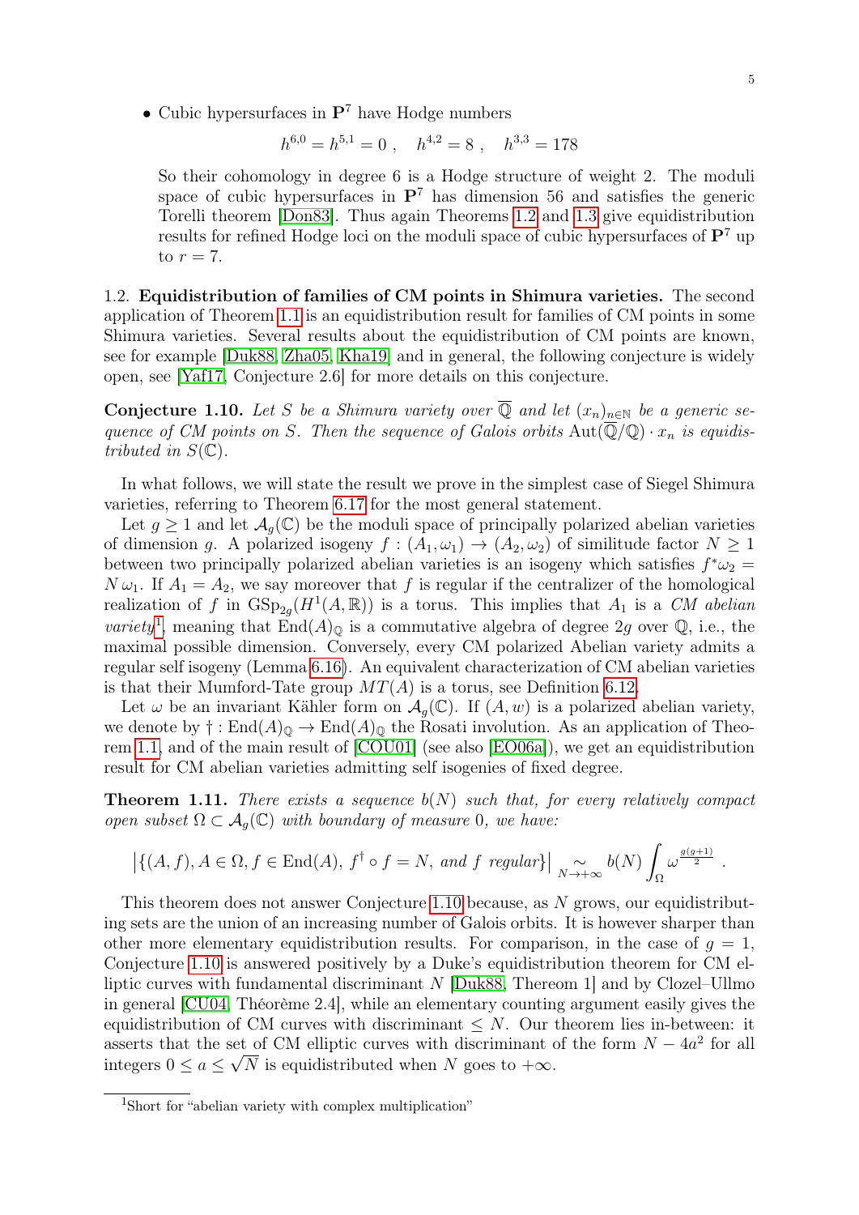- Cubic hypersurfaces in $\mathbf{P}^7$ have Hodge numbers

$$h^{6,0} = h^{5,1} = 0\ , \quad h^{4,2} = 8\ , \quad h^{3,3} = 178$$

So their cohomology in degree 6 is a Hodge structure of weight 2. The moduli space of cubic hypersurfaces in $\mathbf{P}^7$ has dimension 56 and satisfies the generic Torelli theorem [Don83]. Thus again Theorems 1.2 and 1.3 give equidistribution results for refined Hodge loci on the moduli space of cubic hypersurfaces of $\mathbf{P}^7$ up to $r = 7$.

1.2. **Equidistribution of families of CM points in Shimura varieties.** The second application of Theorem 1.1 is an equidistribution result for families of CM points in some Shimura varieties. Several results about the equidistribution of CM points are known, see for example [Duk88, Zha05, Kha19] and in general, the following conjecture is widely open, see [Yaf17, Conjecture 2.6] for more details on this conjecture.

**Conjecture 1.10.** *Let $S$ be a Shimura variety over $\overline{\mathbb{Q}}$ and let $(x_n)_{n\in\mathbb{N}}$ be a generic sequence of CM points on $S$. Then the sequence of Galois orbits $\mathrm{Aut}(\overline{\mathbb{Q}}/\mathbb{Q}) \cdot x_n$ is equidistributed in $S(\mathbb{C})$.*

In what follows, we will state the result we prove in the simplest case of Siegel Shimura varieties, referring to Theorem 6.17 for the most general statement.

Let $g \geq 1$ and let $\mathcal{A}_g(\mathbb{C})$ be the moduli space of principally polarized abelian varieties of dimension $g$. A polarized isogeny $f : (A_1, \omega_1) \to (A_2, \omega_2)$ of similitude factor $N \geq 1$ between two principally polarized abelian varieties is an isogeny which satisfies $f^*\omega_2 = N\,\omega_1$. If $A_1 = A_2$, we say moreover that $f$ is regular if the centralizer of the homological realization of $f$ in $\mathrm{GSp}_{2g}(H^1(A, \mathbb{R}))$ is a torus. This implies that $A_1$ is a *CM abelian variety*[1], meaning that $\mathrm{End}(A)_{\mathbb{Q}}$ is a commutative algebra of degree $2g$ over $\mathbb{Q}$, i.e., the maximal possible dimension. Conversely, every CM polarized Abelian variety admits a regular self isogeny (Lemma 6.16). An equivalent characterization of CM abelian varieties is that their Mumford-Tate group $MT(A)$ is a torus, see Definition 6.12.

Let $\omega$ be an invariant Kähler form on $\mathcal{A}_g(\mathbb{C})$. If $(A, w)$ is a polarized abelian variety, we denote by $\dagger : \mathrm{End}(A)_{\mathbb{Q}} \to \mathrm{End}(A)_{\mathbb{Q}}$ the Rosati involution. As an application of Theorem 1.1, and of the main result of [COU01] (see also [EO06a]), we get an equidistribution result for CM abelian varieties admitting self isogenies of fixed degree.

**Theorem 1.11.** *There exists a sequence $b(N)$ such that, for every relatively compact open subset $\Omega \subset \mathcal{A}_g(\mathbb{C})$ with boundary of measure 0, we have:*

$$\left|\{(A, f), A \in \Omega, f \in \mathrm{End}(A),\ f^\dagger \circ f = N, \text{ and } f \text{ regular}\}\right| \underset{N\to+\infty}{\sim} b(N) \int_\Omega \omega^{\frac{g(g+1)}{2}}\ .$$

This theorem does not answer Conjecture 1.10 because, as $N$ grows, our equidistributing sets are the union of an increasing number of Galois orbits. It is however sharper than other more elementary equidistribution results. For comparison, in the case of $g = 1$, Conjecture 1.10 is answered positively by a Duke's equidistribution theorem for CM elliptic curves with fundamental discriminant $N$ [Duk88, Thereom 1] and by Clozel–Ullmo in general [CU04, Théorème 2.4], while an elementary counting argument easily gives the equidistribution of CM curves with discriminant $\leq N$. Our theorem lies in-between: it asserts that the set of CM elliptic curves with discriminant of the form $N - 4a^2$ for all integers $0 \leq a \leq \sqrt{N}$ is equidistributed when $N$ goes to $+\infty$.

[1] Short for "abelian variety with complex multiplication"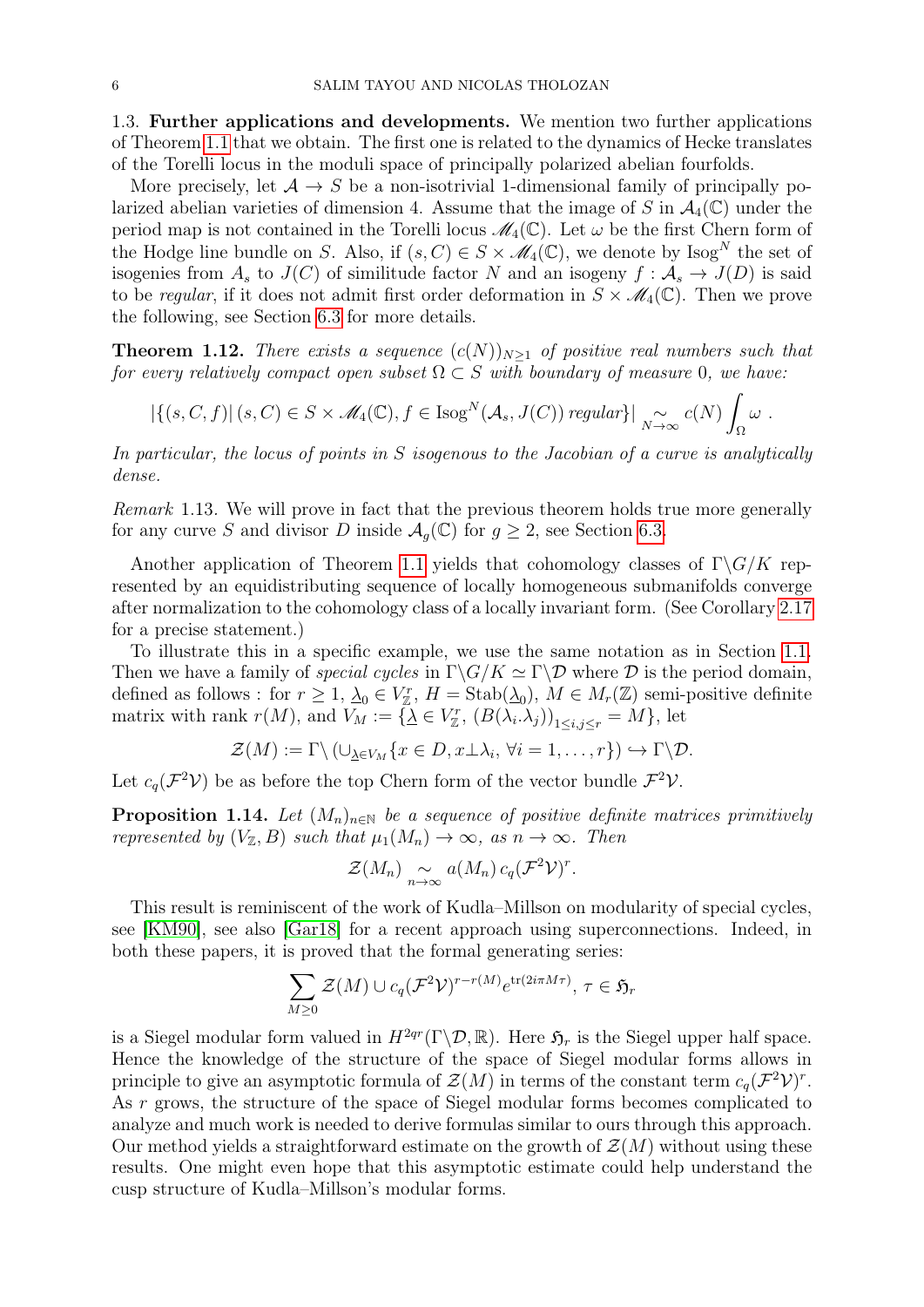### 1.3. Further applications and developments.

We mention two further applications of Theorem 1.1 that we obtain. The first one is related to the dynamics of Hecke translates of the Torelli locus in the moduli space of principally polarized abelian fourfolds.

More precisely, let $\mathcal{A} \to S$ be a non-isotrivial 1-dimensional family of principally polarized abelian varieties of dimension 4. Assume that the image of $S$ in $\mathcal{A}_4(\mathbb{C})$ under the period map is not contained in the Torelli locus $\mathscr{M}_4(\mathbb{C})$. Let $\omega$ be the first Chern form of the Hodge line bundle on $S$. Also, if $(s, C) \in S \times \mathscr{M}_4(\mathbb{C})$, we denote by $\mathrm{Isog}^N$ the set of isogenies from $A_s$ to $J(C)$ of similitude factor $N$ and an isogeny $f : \mathcal{A}_s \to J(D)$ is said to be *regular*, if it does not admit first order deformation in $S \times \mathscr{M}_4(\mathbb{C})$. Then we prove the following, see Section 6.3 for more details.

**Theorem 1.12.** *There exists a sequence $(c(N))_{N\geq 1}$ of positive real numbers such that for every relatively compact open subset $\Omega \subset S$ with boundary of measure 0, we have:*

$$|\{(s, C, f) | (s, C) \in S \times \mathscr{M}_4(\mathbb{C}), f \in \mathrm{Isog}^N(\mathcal{A}_s, J(C)) \text{ regular}\}| \underset{N\to\infty}{\sim} c(N) \int_\Omega \omega \ .$$

*In particular, the locus of points in $S$ isogenous to the Jacobian of a curve is analytically dense.*

*Remark* 1.13. We will prove in fact that the previous theorem holds true more generally for any curve $S$ and divisor $D$ inside $\mathcal{A}_g(\mathbb{C})$ for $g \geq 2$, see Section 6.3.

Another application of Theorem 1.1 yields that cohomology classes of $\Gamma\backslash G/K$ represented by an equidistributing sequence of locally homogeneous submanifolds converge after normalization to the cohomology class of a locally invariant form. (See Corollary 2.17 for a precise statement.)

To illustrate this in a specific example, we use the same notation as in Section 1.1. Then we have a family of *special cycles* in $\Gamma\backslash G/K \simeq \Gamma\backslash\mathcal{D}$ where $\mathcal{D}$ is the period domain, defined as follows : for $r \geq 1$, $\underline{\lambda}_0 \in V_\mathbb{Z}^r$, $H = \mathrm{Stab}(\underline{\lambda}_0)$, $M \in M_r(\mathbb{Z})$ semi-positive definite matrix with rank $r(M)$, and $V_M := \{\underline{\lambda} \in V_\mathbb{Z}^r,\ (B(\lambda_i.\lambda_j))_{1\leq i,j\leq r} = M\}$, let

$$\mathcal{Z}(M) := \Gamma\backslash \left(\cup_{\underline{\lambda}\in V_M}\{x \in D, x\perp\lambda_i,\ \forall i = 1, \ldots, r\}\right) \hookrightarrow \Gamma\backslash\mathcal{D}.$$

Let $c_q(\mathcal{F}^2\mathcal{V})$ be as before the top Chern form of the vector bundle $\mathcal{F}^2\mathcal{V}$.

**Proposition 1.14.** *Let $(M_n)_{n\in\mathbb{N}}$ be a sequence of positive definite matrices primitively represented by $(V_\mathbb{Z}, B)$ such that $\mu_1(M_n) \to \infty$, as $n \to \infty$. Then*

$$\mathcal{Z}(M_n) \underset{n\to\infty}{\sim} a(M_n)\, c_q(\mathcal{F}^2\mathcal{V})^r.$$

This result is reminiscent of the work of Kudla–Millson on modularity of special cycles, see [KM90], see also [Gar18] for a recent approach using superconnections. Indeed, in both these papers, it is proved that the formal generating series:

$$\sum_{M\geq 0} \mathcal{Z}(M) \cup c_q(\mathcal{F}^2\mathcal{V})^{r-r(M)} e^{\mathrm{tr}(2i\pi M\tau)},\ \tau \in \mathfrak{H}_r$$

is a Siegel modular form valued in $H^{2qr}(\Gamma\backslash\mathcal{D}, \mathbb{R})$. Here $\mathfrak{H}_r$ is the Siegel upper half space. Hence the knowledge of the structure of the space of Siegel modular forms allows in principle to give an asymptotic formula of $\mathcal{Z}(M)$ in terms of the constant term $c_q(\mathcal{F}^2\mathcal{V})^r$. As $r$ grows, the structure of the space of Siegel modular forms becomes complicated to analyze and much work is needed to derive formulas similar to ours through this approach. Our method yields a straightforward estimate on the growth of $\mathcal{Z}(M)$ without using these results. One might even hope that this asymptotic estimate could help understand the cusp structure of Kudla–Millson's modular forms.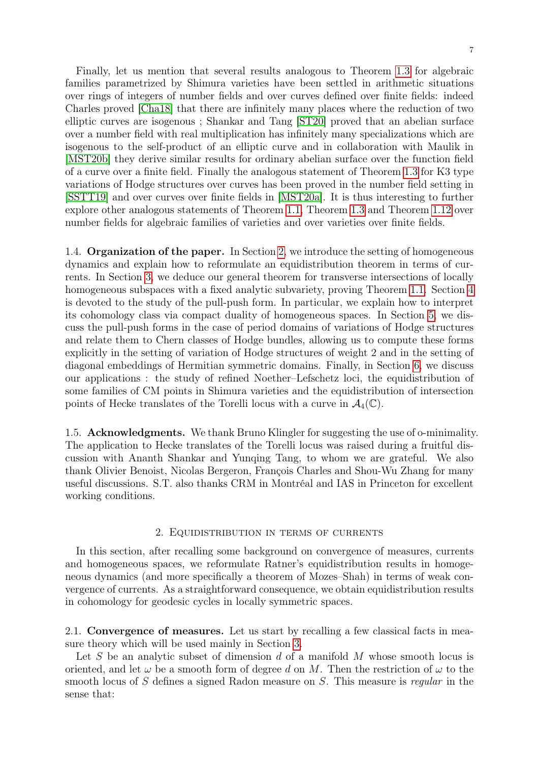Finally, let us mention that several results analogous to Theorem 1.3 for algebraic families parametrized by Shimura varieties have been settled in arithmetic situations over rings of integers of number fields and over curves defined over finite fields: indeed Charles proved [Cha18] that there are infinitely many places where the reduction of two elliptic curves are isogenous ; Shankar and Tang [ST20] proved that an abelian surface over a number field with real multiplication has infinitely many specializations which are isogenous to the self-product of an elliptic curve and in collaboration with Maulik in [MST20b] they derive similar results for ordinary abelian surface over the function field of a curve over a finite field. Finally the analogous statement of Theorem 1.3 for K3 type variations of Hodge structures over curves has been proved in the number field setting in [SSTT19] and over curves over finite fields in [MST20a]. It is thus interesting to further explore other analogous statements of Theorem 1.1, Theorem 1.3 and Theorem 1.12 over number fields for algebraic families of varieties and over varieties over finite fields.

1.4. **Organization of the paper.** In Section 2, we introduce the setting of homogeneous dynamics and explain how to reformulate an equidistribution theorem in terms of currents. In Section 3, we deduce our general theorem for transverse intersections of locally homogeneous subspaces with a fixed analytic subvariety, proving Theorem 1.1. Section 4 is devoted to the study of the pull-push form. In particular, we explain how to interpret its cohomology class via compact duality of homogeneous spaces. In Section 5, we discuss the pull-push forms in the case of period domains of variations of Hodge structures and relate them to Chern classes of Hodge bundles, allowing us to compute these forms explicitly in the setting of variation of Hodge structures of weight 2 and in the setting of diagonal embeddings of Hermitian symmetric domains. Finally, in Section 6, we discuss our applications : the study of refined Noether–Lefschetz loci, the equidistribution of some families of CM points in Shimura varieties and the equidistribution of intersection points of Hecke translates of the Torelli locus with a curve in $\mathcal{A}_4(\mathbb{C})$.

1.5. **Acknowledgments.** We thank Bruno Klingler for suggesting the use of o-minimality. The application to Hecke translates of the Torelli locus was raised during a fruitful discussion with Ananth Shankar and Yunqing Tang, to whom we are grateful. We also thank Olivier Benoist, Nicolas Bergeron, François Charles and Shou-Wu Zhang for many useful discussions. S.T. also thanks CRM in Montréal and IAS in Princeton for excellent working conditions.

## 2. Equidistribution in terms of currents

In this section, after recalling some background on convergence of measures, currents and homogeneous spaces, we reformulate Ratner's equidistribution results in homogeneous dynamics (and more specifically a theorem of Mozes–Shah) in terms of weak convergence of currents. As a straightforward consequence, we obtain equidistribution results in cohomology for geodesic cycles in locally symmetric spaces.

2.1. **Convergence of measures.** Let us start by recalling a few classical facts in measure theory which will be used mainly in Section 3.

Let $S$ be an analytic subset of dimension $d$ of a manifold $M$ whose smooth locus is oriented, and let $\omega$ be a smooth form of degree $d$ on $M$. Then the restriction of $\omega$ to the smooth locus of $S$ defines a signed Radon measure on $S$. This measure is *regular* in the sense that: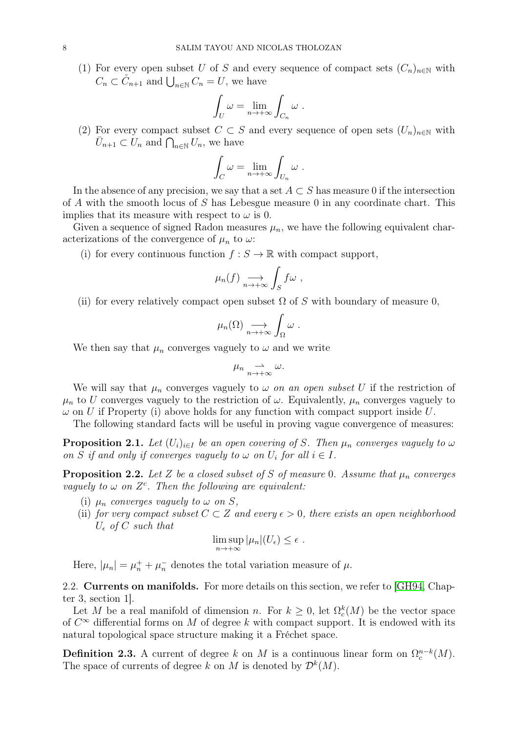(1) For every open subset $U$ of $S$ and every sequence of compact sets $(C_n)_{n\in\mathbb{N}}$ with $C_n \subset \mathring{C}_{n+1}$ and $\bigcup_{n\in\mathbb{N}} C_n = U$, we have

$$\int_U \omega = \lim_{n\to+\infty} \int_{C_n} \omega \ .$$

(2) For every compact subset $C \subset S$ and every sequence of open sets $(U_n)_{n\in\mathbb{N}}$ with $\bar{U}_{n+1} \subset U_n$ and $\bigcap_{n\in\mathbb{N}} U_n$, we have

$$\int_C \omega = \lim_{n\to+\infty} \int_{U_n} \omega \ .$$

In the absence of any precision, we say that a set $A \subset S$ has measure 0 if the intersection of $A$ with the smooth locus of $S$ has Lebesgue measure 0 in any coordinate chart. This implies that its measure with respect to $\omega$ is 0.

Given a sequence of signed Radon measures $\mu_n$, we have the following equivalent characterizations of the convergence of $\mu_n$ to $\omega$:

(i) for every continuous function $f : S \to \mathbb{R}$ with compact support,

$$\mu_n(f) \underset{n\to+\infty}{\longrightarrow} \int_S f\omega \ ,$$

(ii) for every relatively compact open subset $\Omega$ of $S$ with boundary of measure 0,

$$\mu_n(\Omega) \underset{n\to+\infty}{\longrightarrow} \int_\Omega \omega \ .$$

We then say that $\mu_n$ converges vaguely to $\omega$ and we write

$$\mu_n \underset{n\to+\infty}{\rightharpoonup} \omega.$$

We will say that $\mu_n$ converges vaguely to $\omega$ *on an open subset* $U$ if the restriction of $\mu_n$ to $U$ converges vaguely to the restriction of $\omega$. Equivalently, $\mu_n$ converges vaguely to $\omega$ on $U$ if Property (i) above holds for any function with compact support inside $U$.

The following standard facts will be useful in proving vague convergence of measures:

**Proposition 2.1.** *Let $(U_i)_{i\in I}$ be an open covering of $S$. Then $\mu_n$ converges vaguely to $\omega$ on $S$ if and only if converges vaguely to $\omega$ on $U_i$ for all $i \in I$.*

**Proposition 2.2.** *Let $Z$ be a closed subset of $S$ of measure 0. Assume that $\mu_n$ converges vaguely to $\omega$ on $Z^c$. Then the following are equivalent:*

(i) *$\mu_n$ converges vaguely to $\omega$ on $S$,*

(ii) *for very compact subset $C \subset Z$ and every $\epsilon > 0$, there exists an open neighborhood $U_\epsilon$ of $C$ such that*

$$\limsup_{n\to+\infty} |\mu_n|(U_\epsilon) \leq \epsilon \ .$$

Here, $|\mu_n| = \mu_n^+ + \mu_n^-$ denotes the total variation measure of $\mu$.

## 2.2. Currents on manifolds.

For more details on this section, we refer to [GH94, Chapter 3, section 1].

Let $M$ be a real manifold of dimension $n$. For $k \geq 0$, let $\Omega_c^k(M)$ be the vector space of $C^\infty$ differential forms on $M$ of degree $k$ with compact support. It is endowed with its natural topological space structure making it a Fréchet space.

**Definition 2.3.** A current of degree $k$ on $M$ is a continuous linear form on $\Omega_c^{n-k}(M)$. The space of currents of degree $k$ on $M$ is denoted by $\mathcal{D}^k(M)$.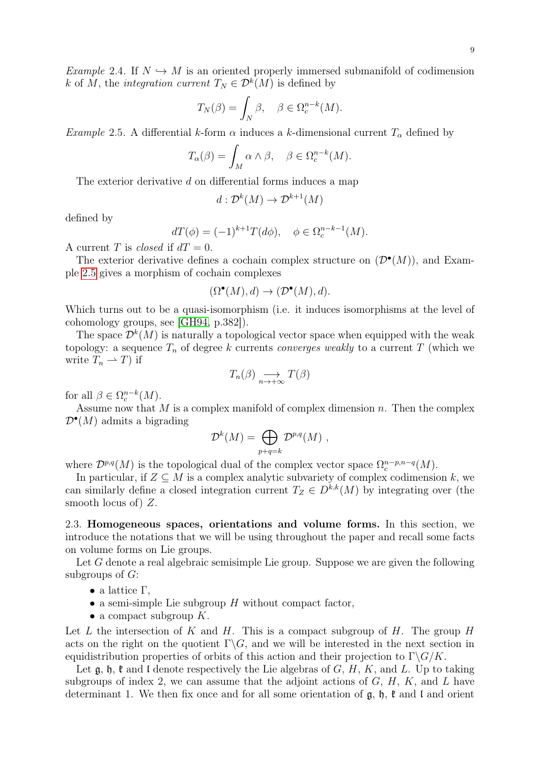*Example* 2.4. If $N \hookrightarrow M$ is an oriented properly immersed submanifold of codimension $k$ of $M$, the *integration current* $T_N \in \mathcal{D}^k(M)$ is defined by

$$T_N(\beta) = \int_N \beta, \quad \beta \in \Omega_c^{n-k}(M).$$

*Example* 2.5. A differential $k$-form $\alpha$ induces a $k$-dimensional current $T_\alpha$ defined by

$$T_\alpha(\beta) = \int_M \alpha \wedge \beta, \quad \beta \in \Omega_c^{n-k}(M).$$

The exterior derivative $d$ on differential forms induces a map

$$d : \mathcal{D}^k(M) \to \mathcal{D}^{k+1}(M)$$

defined by

$$dT(\phi) = (-1)^{k+1} T(d\phi), \quad \phi \in \Omega_c^{n-k-1}(M).$$

A current $T$ is *closed* if $dT = 0$.

The exterior derivative defines a cochain complex structure on $(\mathcal{D}^\bullet(M))$, and Example 2.5 gives a morphism of cochain complexes

$$(\Omega^\bullet(M), d) \to (\mathcal{D}^\bullet(M), d).$$

Which turns out to be a quasi-isomorphism (i.e. it induces isomorphisms at the level of cohomology groups, see [GH94, p.382]).

The space $\mathcal{D}^k(M)$ is naturally a topological vector space when equipped with the weak topology: a sequence $T_n$ of degree $k$ currents *converges weakly* to a current $T$ (which we write $T_n \rightharpoonup T$) if

$$T_n(\beta) \underset{n \to +\infty}{\longrightarrow} T(\beta)$$

for all $\beta \in \Omega_c^{n-k}(M)$.

Assume now that $M$ is a complex manifold of complex dimension $n$. Then the complex $\mathcal{D}^\bullet(M)$ admits a bigrading

$$\mathcal{D}^k(M) = \bigoplus_{p+q=k} \mathcal{D}^{p,q}(M) \ ,$$

where $\mathcal{D}^{p,q}(M)$ is the topological dual of the complex vector space $\Omega_c^{n-p,n-q}(M)$.

In particular, if $Z \subseteq M$ is a complex analytic subvariety of complex codimension $k$, we can similarly define a closed integration current $T_Z \in D^{k,k}(M)$ by integrating over (the smooth locus of) $Z$.

2.3. **Homogeneous spaces, orientations and volume forms.** In this section, we introduce the notations that we will be using throughout the paper and recall some facts on volume forms on Lie groups.

Let $G$ denote a real algebraic semisimple Lie group. Suppose we are given the following subgroups of $G$:

- a lattice $\Gamma$,
- a semi-simple Lie subgroup $H$ without compact factor,
- a compact subgroup $K$.

Let $L$ the intersection of $K$ and $H$. This is a compact subgroup of $H$. The group $H$ acts on the right on the quotient $\Gamma\backslash G$, and we will be interested in the next section in equidistribution properties of orbits of this action and their projection to $\Gamma\backslash G/K$.

Let $\mathfrak{g}$, $\mathfrak{h}$, $\mathfrak{k}$ and $\mathfrak{l}$ denote respectively the Lie algebras of $G$, $H$, $K$, and $L$. Up to taking subgroups of index 2, we can assume that the adjoint actions of $G$, $H$, $K$, and $L$ have determinant 1. We then fix once and for all some orientation of $\mathfrak{g}$, $\mathfrak{h}$, $\mathfrak{k}$ and $\mathfrak{l}$ and orient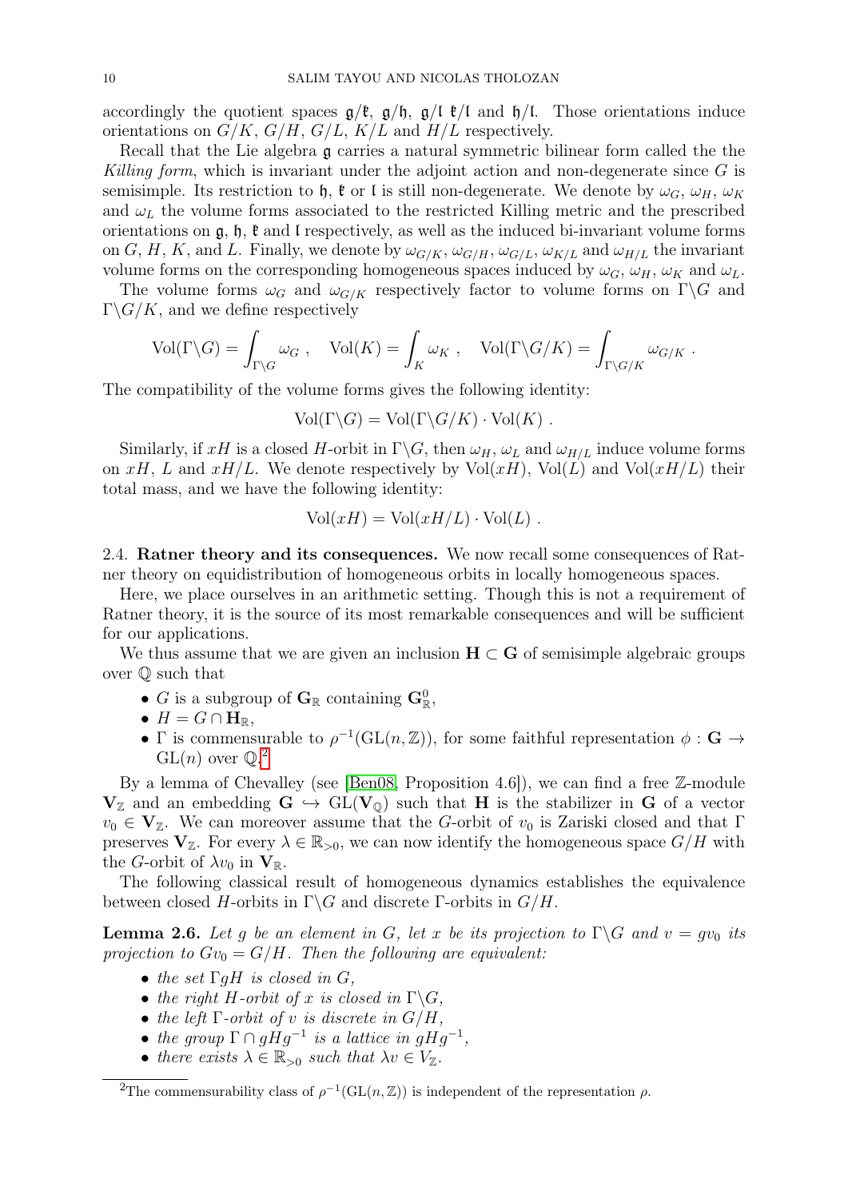accordingly the quotient spaces $\mathfrak{g}/\mathfrak{k}$, $\mathfrak{g}/\mathfrak{h}$, $\mathfrak{g}/\mathfrak{l}$ $\mathfrak{k}/\mathfrak{l}$ and $\mathfrak{h}/\mathfrak{l}$. Those orientations induce orientations on $G/K$, $G/H$, $G/L$, $K/L$ and $H/L$ respectively.

Recall that the Lie algebra $\mathfrak{g}$ carries a natural symmetric bilinear form called the the *Killing form*, which is invariant under the adjoint action and non-degenerate since $G$ is semisimple. Its restriction to $\mathfrak{h}$, $\mathfrak{k}$ or $\mathfrak{l}$ is still non-degenerate. We denote by $\omega_G$, $\omega_H$, $\omega_K$ and $\omega_L$ the volume forms associated to the restricted Killing metric and the prescribed orientations on $\mathfrak{g}$, $\mathfrak{h}$, $\mathfrak{k}$ and $\mathfrak{l}$ respectively, as well as the induced bi-invariant volume forms on $G$, $H$, $K$, and $L$. Finally, we denote by $\omega_{G/K}, \omega_{G/H}, \omega_{G/L}, \omega_{K/L}$ and $\omega_{H/L}$ the invariant volume forms on the corresponding homogeneous spaces induced by $\omega_G$, $\omega_H$, $\omega_K$ and $\omega_L$.

The volume forms $\omega_G$ and $\omega_{G/K}$ respectively factor to volume forms on $\Gamma\backslash G$ and $\Gamma\backslash G/K$, and we define respectively

$$\mathrm{Vol}(\Gamma\backslash G) = \int_{\Gamma\backslash G} \omega_G \ , \quad \mathrm{Vol}(K) = \int_K \omega_K \ , \quad \mathrm{Vol}(\Gamma\backslash G/K) = \int_{\Gamma\backslash G/K} \omega_{G/K} \ .$$

The compatibility of the volume forms gives the following identity:

$$\mathrm{Vol}(\Gamma\backslash G) = \mathrm{Vol}(\Gamma\backslash G/K)\cdot \mathrm{Vol}(K) \ .$$

Similarly, if $xH$ is a closed $H$-orbit in $\Gamma\backslash G$, then $\omega_H$, $\omega_L$ and $\omega_{H/L}$ induce volume forms on $xH$, $L$ and $xH/L$. We denote respectively by $\mathrm{Vol}(xH)$, $\mathrm{Vol}(L)$ and $\mathrm{Vol}(xH/L)$ their total mass, and we have the following identity:

$$\mathrm{Vol}(xH) = \mathrm{Vol}(xH/L)\cdot \mathrm{Vol}(L) \ .$$

## 2.4. Ratner theory and its consequences.

We now recall some consequences of Ratner theory on equidistribution of homogeneous orbits in locally homogeneous spaces.

Here, we place ourselves in an arithmetic setting. Though this is not a requirement of Ratner theory, it is the source of its most remarkable consequences and will be sufficient for our applications.

We thus assume that we are given an inclusion $\mathbf{H} \subset \mathbf{G}$ of semisimple algebraic groups over $\mathbb{Q}$ such that

- $G$ is a subgroup of $\mathbf{G}_\mathbb{R}$ containing $\mathbf{G}_\mathbb{R}^0$,
- $H = G \cap \mathbf{H}_\mathbb{R}$,
- $\Gamma$ is commensurable to $\rho^{-1}(\mathrm{GL}(n,\mathbb{Z}))$, for some faithful representation $\phi : \mathbf{G} \to \mathrm{GL}(n)$ over $\mathbb{Q}$.[2]

By a lemma of Chevalley (see [Ben08, Proposition 4.6]), we can find a free $\mathbb{Z}$-module $\mathbf{V}_\mathbb{Z}$ and an embedding $\mathbf{G} \hookrightarrow \mathrm{GL}(\mathbf{V}_\mathbb{Q})$ such that $\mathbf{H}$ is the stabilizer in $\mathbf{G}$ of a vector $v_0 \in \mathbf{V}_\mathbb{Z}$. We can moreover assume that the $G$-orbit of $v_0$ is Zariski closed and that $\Gamma$ preserves $\mathbf{V}_\mathbb{Z}$. For every $\lambda \in \mathbb{R}_{>0}$, we can now identify the homogeneous space $G/H$ with the $G$-orbit of $\lambda v_0$ in $\mathbf{V}_\mathbb{R}$.

The following classical result of homogeneous dynamics establishes the equivalence between closed $H$-orbits in $\Gamma\backslash G$ and discrete $\Gamma$-orbits in $G/H$.

**Lemma 2.6.** *Let $g$ be an element in $G$, let $x$ be its projection to $\Gamma\backslash G$ and $v = gv_0$ its projection to $Gv_0 = G/H$. Then the following are equivalent:*

- *the set $\Gamma g H$ is closed in $G$,*
- *the right $H$-orbit of $x$ is closed in $\Gamma\backslash G$,*
- *the left $\Gamma$-orbit of $v$ is discrete in $G/H$,*
- *the group $\Gamma \cap gHg^{-1}$ is a lattice in $gHg^{-1}$,*
- *there exists $\lambda \in \mathbb{R}_{>0}$ such that $\lambda v \in V_\mathbb{Z}$.*

[2] The commensurability class of $\rho^{-1}(\mathrm{GL}(n,\mathbb{Z}))$ is independent of the representation $\rho$.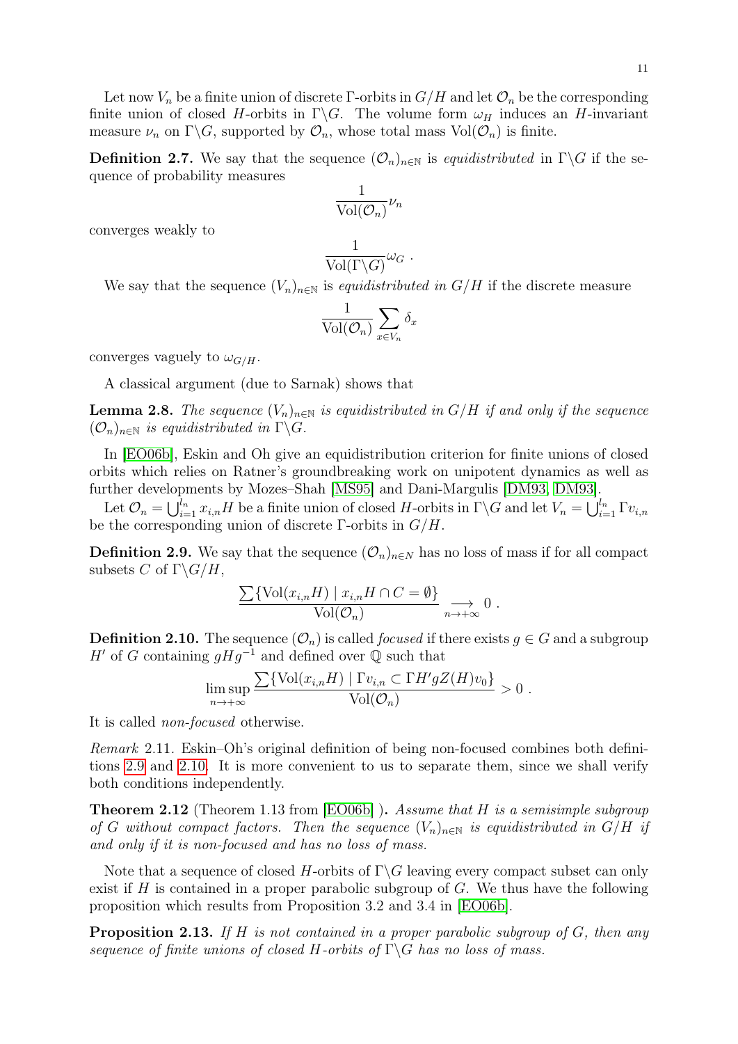Let now $V_n$ be a finite union of discrete $\Gamma$-orbits in $G/H$ and let $\mathcal{O}_n$ be the corresponding finite union of closed $H$-orbits in $\Gamma\backslash G$. The volume form $\omega_H$ induces an $H$-invariant measure $\nu_n$ on $\Gamma\backslash G$, supported by $\mathcal{O}_n$, whose total mass $\mathrm{Vol}(\mathcal{O}_n)$ is finite.

**Definition 2.7.** We say that the sequence $(\mathcal{O}_n)_{n\in\mathbb{N}}$ is *equidistributed* in $\Gamma\backslash G$ if the sequence of probability measures

$$\frac{1}{\mathrm{Vol}(\mathcal{O}_n)}\nu_n$$

converges weakly to

$$\frac{1}{\mathrm{Vol}(\Gamma\backslash G)}\omega_G \ .$$

We say that the sequence $(V_n)_{n\in\mathbb{N}}$ is *equidistributed in* $G/H$ if the discrete measure

$$\frac{1}{\mathrm{Vol}(\mathcal{O}_n)}\sum_{x\in V_n}\delta_x$$

converges vaguely to $\omega_{G/H}$.

A classical argument (due to Sarnak) shows that

**Lemma 2.8.** *The sequence $(V_n)_{n\in\mathbb{N}}$ is equidistributed in $G/H$ if and only if the sequence $(\mathcal{O}_n)_{n\in\mathbb{N}}$ is equidistributed in $\Gamma\backslash G$.*

In [EO06b], Eskin and Oh give an equidistribution criterion for finite unions of closed orbits which relies on Ratner's groundbreaking work on unipotent dynamics as well as further developments by Mozes–Shah [MS95] and Dani-Margulis [DM93, DM93].

Let $\mathcal{O}_n = \bigcup_{i=1}^{l_n} x_{i,n}H$ be a finite union of closed $H$-orbits in $\Gamma\backslash G$ and let $V_n = \bigcup_{i=1}^{l_n}\Gamma v_{i,n}$ be the corresponding union of discrete $\Gamma$-orbits in $G/H$.

**Definition 2.9.** We say that the sequence $(\mathcal{O}_n)_{n\in N}$ has no loss of mass if for all compact subsets $C$ of $\Gamma\backslash G/H$,

$$\frac{\sum\{\mathrm{Vol}(x_{i,n}H)\mid x_{i,n}H\cap C=\emptyset\}}{\mathrm{Vol}(\mathcal{O}_n)}\underset{n\to+\infty}{\longrightarrow}0 \ .$$

**Definition 2.10.** The sequence $(\mathcal{O}_n)$ is called *focused* if there exists $g\in G$ and a subgroup $H'$ of $G$ containing $gHg^{-1}$ and defined over $\mathbb{Q}$ such that

$$\limsup_{n\to+\infty}\frac{\sum\{\mathrm{Vol}(x_{i,n}H)\mid \Gamma v_{i,n}\subset \Gamma H' g Z(H)v_0\}}{\mathrm{Vol}(\mathcal{O}_n)}>0 \ .$$

It is called *non-focused* otherwise.

*Remark* 2.11. Eskin–Oh's original definition of being non-focused combines both definitions 2.9 and 2.10. It is more convenient to us to separate them, since we shall verify both conditions independently.

**Theorem 2.12** (Theorem 1.13 from [EO06b] )**.** *Assume that $H$ is a semisimple subgroup of $G$ without compact factors. Then the sequence $(V_n)_{n\in\mathbb{N}}$ is equidistributed in $G/H$ if and only if it is non-focused and has no loss of mass.*

Note that a sequence of closed $H$-orbits of $\Gamma\backslash G$ leaving every compact subset can only exist if $H$ is contained in a proper parabolic subgroup of $G$. We thus have the following proposition which results from Proposition 3.2 and 3.4 in [EO06b].

**Proposition 2.13.** *If $H$ is not contained in a proper parabolic subgroup of $G$, then any sequence of finite unions of closed $H$-orbits of $\Gamma\backslash G$ has no loss of mass.*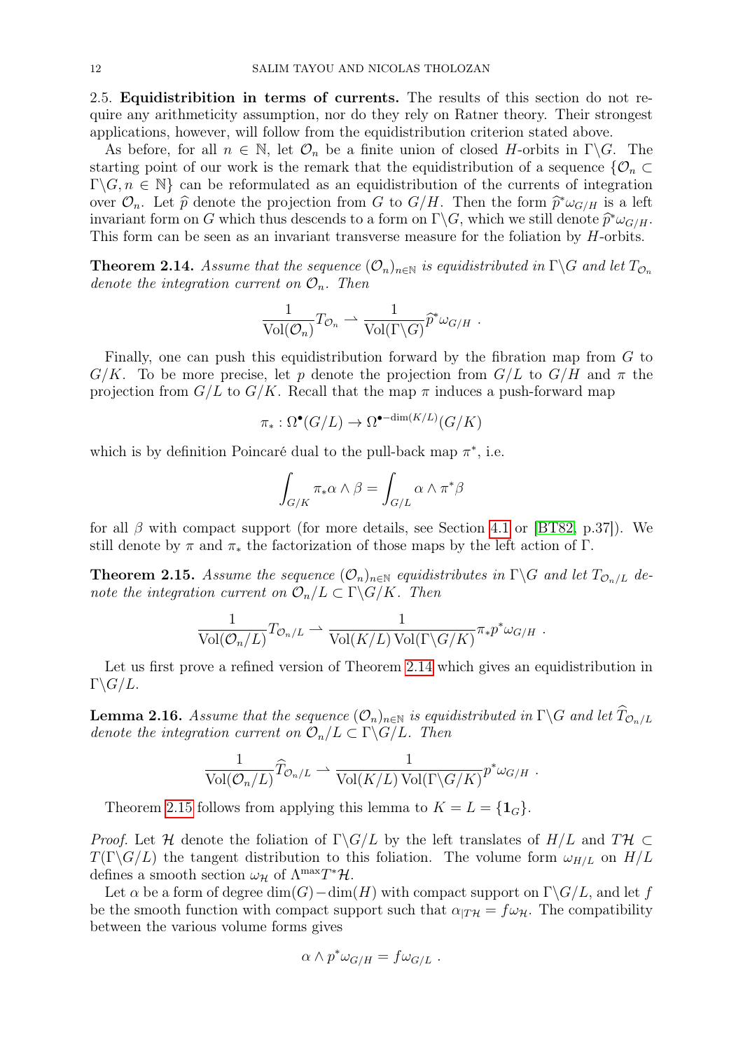2.5. **Equidistribition in terms of currents.** The results of this section do not require any arithmeticity assumption, nor do they rely on Ratner theory. Their strongest applications, however, will follow from the equidistribution criterion stated above.

As before, for all $n \in \mathbb{N}$, let $\mathcal{O}_n$ be a finite union of closed $H$-orbits in $\Gamma\backslash G$. The starting point of our work is the remark that the equidistribution of a sequence $\{\mathcal{O}_n \subset \Gamma\backslash G, n \in \mathbb{N}\}$ can be reformulated as an equidistribution of the currents of integration over $\mathcal{O}_n$. Let $\widehat{p}$ denote the projection from $G$ to $G/H$. Then the form $\widehat{p}^*\omega_{G/H}$ is a left invariant form on $G$ which thus descends to a form on $\Gamma\backslash G$, which we still denote $\widehat{p}^*\omega_{G/H}$. This form can be seen as an invariant transverse measure for the foliation by $H$-orbits.

**Theorem 2.14.** *Assume that the sequence $(\mathcal{O}_n)_{n\in\mathbb{N}}$ is equidistributed in $\Gamma\backslash G$ and let $T_{\mathcal{O}_n}$ denote the integration current on $\mathcal{O}_n$. Then*

$$\frac{1}{\mathrm{Vol}(\mathcal{O}_n)} T_{\mathcal{O}_n} \rightharpoonup \frac{1}{\mathrm{Vol}(\Gamma\backslash G)} \widehat{p}^*\omega_{G/H} \ .$$

Finally, one can push this equidistribution forward by the fibration map from $G$ to $G/K$. To be more precise, let $p$ denote the projection from $G/L$ to $G/H$ and $\pi$ the projection from $G/L$ to $G/K$. Recall that the map $\pi$ induces a push-forward map

$$\pi_* : \Omega^\bullet(G/L) \to \Omega^{\bullet - \dim(K/L)}(G/K)$$

which is by definition Poincaré dual to the pull-back map $\pi^*$, i.e.

$$\int_{G/K} \pi_*\alpha \wedge \beta = \int_{G/L} \alpha \wedge \pi^*\beta$$

for all $\beta$ with compact support (for more details, see Section 4.1 or [BT82, p.37]). We still denote by $\pi$ and $\pi_*$ the factorization of those maps by the left action of $\Gamma$.

**Theorem 2.15.** *Assume the sequence $(\mathcal{O}_n)_{n\in\mathbb{N}}$ equidistributes in $\Gamma\backslash G$ and let $T_{\mathcal{O}_n/L}$ denote the integration current on $\mathcal{O}_n/L \subset \Gamma\backslash G/K$. Then*

$$\frac{1}{\mathrm{Vol}(\mathcal{O}_n/L)} T_{\mathcal{O}_n/L} \rightharpoonup \frac{1}{\mathrm{Vol}(K/L)\,\mathrm{Vol}(\Gamma\backslash G/K)} \pi_* p^*\omega_{G/H} \ .$$

Let us first prove a refined version of Theorem 2.14 which gives an equidistribution in $\Gamma\backslash G/L$.

**Lemma 2.16.** *Assume that the sequence $(\mathcal{O}_n)_{n\in\mathbb{N}}$ is equidistributed in $\Gamma\backslash G$ and let $\widehat{T}_{\mathcal{O}_n/L}$ denote the integration current on $\mathcal{O}_n/L \subset \Gamma\backslash G/L$. Then*

$$\frac{1}{\mathrm{Vol}(\mathcal{O}_n/L)} \widehat{T}_{\mathcal{O}_n/L} \rightharpoonup \frac{1}{\mathrm{Vol}(K/L)\,\mathrm{Vol}(\Gamma\backslash G/K)} p^*\omega_{G/H} \ .$$

Theorem 2.15 follows from applying this lemma to $K = L = \{\mathbf{1}_G\}$.

*Proof.* Let $\mathcal{H}$ denote the foliation of $\Gamma\backslash G/L$ by the left translates of $H/L$ and $T\mathcal{H} \subset T(\Gamma\backslash G/L)$ the tangent distribution to this foliation. The volume form $\omega_{H/L}$ on $H/L$ defines a smooth section $\omega_{\mathcal{H}}$ of $\Lambda^{\max}T^*\mathcal{H}$.

Let $\alpha$ be a form of degree $\dim(G) - \dim(H)$ with compact support on $\Gamma\backslash G/L$, and let $f$ be the smooth function with compact support such that $\alpha_{|T\mathcal{H}} = f\omega_{\mathcal{H}}$. The compatibility between the various volume forms gives

$$\alpha \wedge p^*\omega_{G/H} = f\omega_{G/L} \ .$$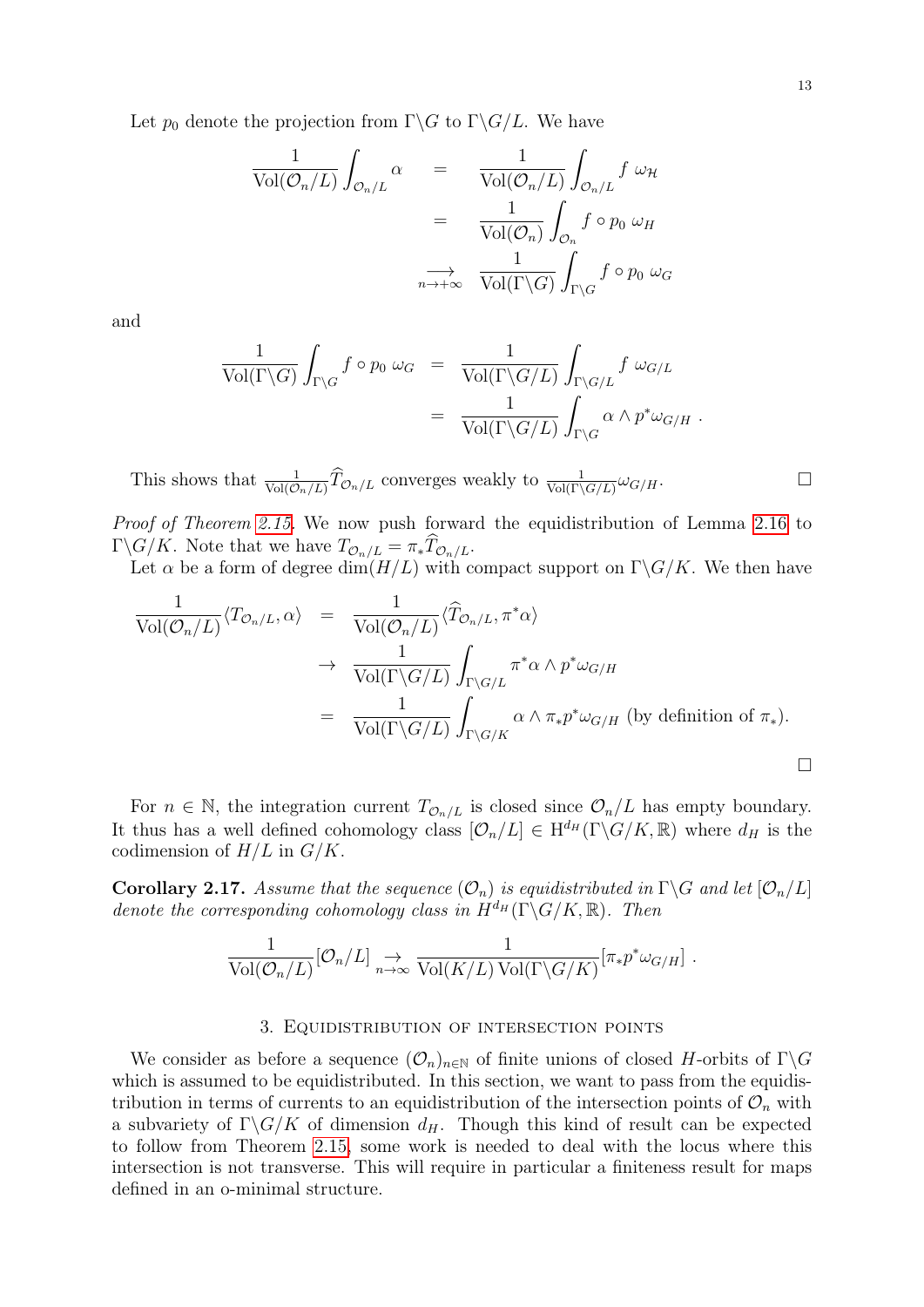Let $p_0$ denote the projection from $\Gamma\backslash G$ to $\Gamma\backslash G/L$. We have

$$
\begin{aligned}
\frac{1}{\mathrm{Vol}(\mathcal{O}_n/L)}\int_{\mathcal{O}_n/L}\alpha &= \frac{1}{\mathrm{Vol}(\mathcal{O}_n/L)}\int_{\mathcal{O}_n/L} f\ \omega_{\mathcal{H}} \\
&= \frac{1}{\mathrm{Vol}(\mathcal{O}_n)}\int_{\mathcal{O}_n} f\circ p_0\ \omega_H \\
&\underset{n\to+\infty}{\longrightarrow} \frac{1}{\mathrm{Vol}(\Gamma\backslash G)}\int_{\Gamma\backslash G} f\circ p_0\ \omega_G
\end{aligned}
$$

and

$$
\begin{aligned}
\frac{1}{\mathrm{Vol}(\Gamma\backslash G)}\int_{\Gamma\backslash G} f\circ p_0\ \omega_G &= \frac{1}{\mathrm{Vol}(\Gamma\backslash G/L)}\int_{\Gamma\backslash G/L} f\ \omega_{G/L} \\
&= \frac{1}{\mathrm{Vol}(\Gamma\backslash G/L)}\int_{\Gamma\backslash G} \alpha\wedge p^*\omega_{G/H}\ .
\end{aligned}
$$

This shows that $\frac{1}{\mathrm{Vol}(\mathcal{O}_n/L)}\widehat{T}_{\mathcal{O}_n/L}$ converges weakly to $\frac{1}{\mathrm{Vol}(\Gamma\backslash G/L)}\omega_{G/H}$. □

*Proof of Theorem 2.15.* We now push forward the equidistribution of Lemma 2.16 to $\Gamma\backslash G/K$. Note that we have $T_{\mathcal{O}_n/L} = \pi_*\widehat{T}_{\mathcal{O}_n/L}$.

Let $\alpha$ be a form of degree $\dim(H/L)$ with compact support on $\Gamma\backslash G/K$. We then have

$$
\begin{aligned}
\frac{1}{\mathrm{Vol}(\mathcal{O}_n/L)}\langle T_{\mathcal{O}_n/L},\alpha\rangle &= \frac{1}{\mathrm{Vol}(\mathcal{O}_n/L)}\langle \widehat{T}_{\mathcal{O}_n/L},\pi^*\alpha\rangle \\
&\to \frac{1}{\mathrm{Vol}(\Gamma\backslash G/L)}\int_{\Gamma\backslash G/L}\pi^*\alpha\wedge p^*\omega_{G/H} \\
&= \frac{1}{\mathrm{Vol}(\Gamma\backslash G/L)}\int_{\Gamma\backslash G/K}\alpha\wedge \pi_*p^*\omega_{G/H} \text{ (by definition of } \pi_*).
\end{aligned}
$$

□

For $n\in\mathbb{N}$, the integration current $T_{\mathcal{O}_n/L}$ is closed since $\mathcal{O}_n/L$ has empty boundary. It thus has a well defined cohomology class $[\mathcal{O}_n/L]\in \mathrm{H}^{d_H}(\Gamma\backslash G/K,\mathbb{R})$ where $d_H$ is the codimension of $H/L$ in $G/K$.

**Corollary 2.17.** *Assume that the sequence $(\mathcal{O}_n)$ is equidistributed in $\Gamma\backslash G$ and let $[\mathcal{O}_n/L]$ denote the corresponding cohomology class in $H^{d_H}(\Gamma\backslash G/K,\mathbb{R})$. Then*

$$
\frac{1}{\mathrm{Vol}(\mathcal{O}_n/L)}[\mathcal{O}_n/L] \underset{n\to\infty}{\to} \frac{1}{\mathrm{Vol}(K/L)\,\mathrm{Vol}(\Gamma\backslash G/K)}[\pi_*p^*\omega_{G/H}]\ .
$$

## 3. Equidistribution of intersection points

We consider as before a sequence $(\mathcal{O}_n)_{n\in\mathbb{N}}$ of finite unions of closed $H$-orbits of $\Gamma\backslash G$ which is assumed to be equidistributed. In this section, we want to pass from the equidistribution in terms of currents to an equidistribution of the intersection points of $\mathcal{O}_n$ with a subvariety of $\Gamma\backslash G/K$ of dimension $d_H$. Though this kind of result can be expected to follow from Theorem 2.15, some work is needed to deal with the locus where this intersection is not transverse. This will require in particular a finiteness result for maps defined in an o-minimal structure.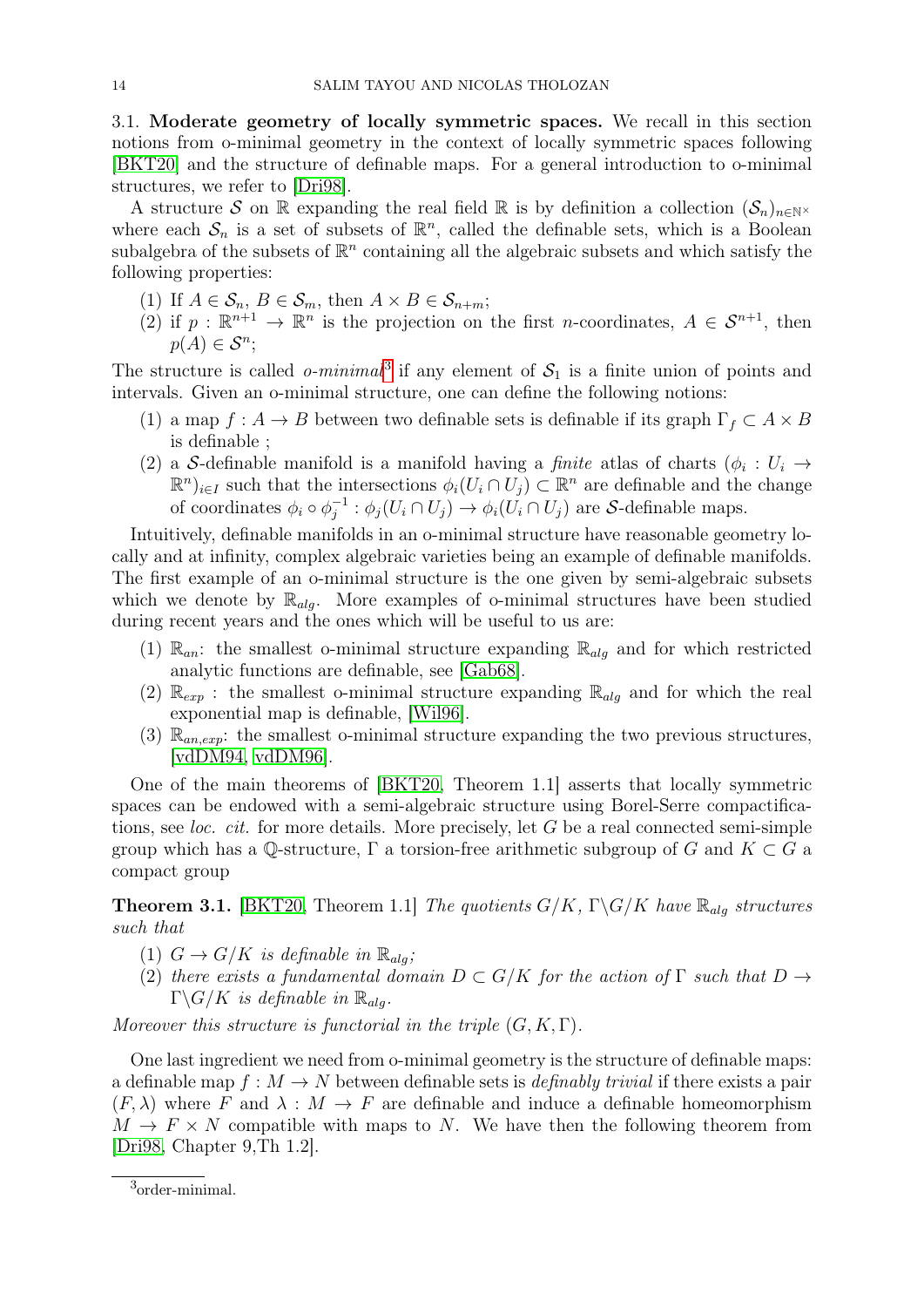### 3.1. Moderate geometry of locally symmetric spaces.

We recall in this section notions from o-minimal geometry in the context of locally symmetric spaces following [BKT20] and the structure of definable maps. For a general introduction to o-minimal structures, we refer to [Dri98].

A structure $\mathcal{S}$ on $\mathbb{R}$ expanding the real field $\mathbb{R}$ is by definition a collection $(\mathcal{S}_n)_{n\in\mathbb{N}^\times}$ where each $\mathcal{S}_n$ is a set of subsets of $\mathbb{R}^n$, called the definable sets, which is a Boolean subalgebra of the subsets of $\mathbb{R}^n$ containing all the algebraic subsets and which satisfy the following properties:

1. If $A \in \mathcal{S}_n$, $B \in \mathcal{S}_m$, then $A \times B \in \mathcal{S}_{n+m}$;
2. if $p : \mathbb{R}^{n+1} \to \mathbb{R}^n$ is the projection on the first $n$-coordinates, $A \in \mathcal{S}^{n+1}$, then $p(A) \in \mathcal{S}^n$;

The structure is called *o-minimal*[3] if any element of $\mathcal{S}_1$ is a finite union of points and intervals. Given an o-minimal structure, one can define the following notions:

1. a map $f : A \to B$ between two definable sets is definable if its graph $\Gamma_f \subset A \times B$ is definable ;
2. a $\mathcal{S}$-definable manifold is a manifold having a *finite* atlas of charts $(\phi_i : U_i \to \mathbb{R}^n)_{i\in I}$ such that the intersections $\phi_i(U_i \cap U_j) \subset \mathbb{R}^n$ are definable and the change of coordinates $\phi_i \circ \phi_j^{-1} : \phi_j(U_i \cap U_j) \to \phi_i(U_i \cap U_j)$ are $\mathcal{S}$-definable maps.

Intuitively, definable manifolds in an o-minimal structure have reasonable geometry locally and at infinity, complex algebraic varieties being an example of definable manifolds. The first example of an o-minimal structure is the one given by semi-algebraic subsets which we denote by $\mathbb{R}_{alg}$. More examples of o-minimal structures have been studied during recent years and the ones which will be useful to us are:

1. $\mathbb{R}_{an}$: the smallest o-minimal structure expanding $\mathbb{R}_{alg}$ and for which restricted analytic functions are definable, see [Gab68].
2. $\mathbb{R}_{exp}$ : the smallest o-minimal structure expanding $\mathbb{R}_{alg}$ and for which the real exponential map is definable, [Wil96].
3. $\mathbb{R}_{an,exp}$: the smallest o-minimal structure expanding the two previous structures, [vdDM94, vdDM96].

One of the main theorems of [BKT20, Theorem 1.1] asserts that locally symmetric spaces can be endowed with a semi-algebraic structure using Borel-Serre compactifications, see *loc. cit.* for more details. More precisely, let $G$ be a real connected semi-simple group which has a $\mathbb{Q}$-structure, $\Gamma$ a torsion-free arithmetic subgroup of $G$ and $K \subset G$ a compact group

**Theorem 3.1.** [BKT20, Theorem 1.1] *The quotients $G/K$, $\Gamma\backslash G/K$ have $\mathbb{R}_{alg}$ structures such that*

1. *$G \to G/K$ is definable in $\mathbb{R}_{alg}$;*
2. *there exists a fundamental domain $D \subset G/K$ for the action of $\Gamma$ such that $D \to \Gamma\backslash G/K$ is definable in $\mathbb{R}_{alg}$.*

*Moreover this structure is functorial in the triple $(G, K, \Gamma)$.*

One last ingredient we need from o-minimal geometry is the structure of definable maps: a definable map $f : M \to N$ between definable sets is *definably trivial* if there exists a pair $(F, \lambda)$ where $F$ and $\lambda : M \to F$ are definable and induce a definable homeomorphism $M \to F \times N$ compatible with maps to $N$. We have then the following theorem from [Dri98, Chapter 9,Th 1.2].

[3] order-minimal.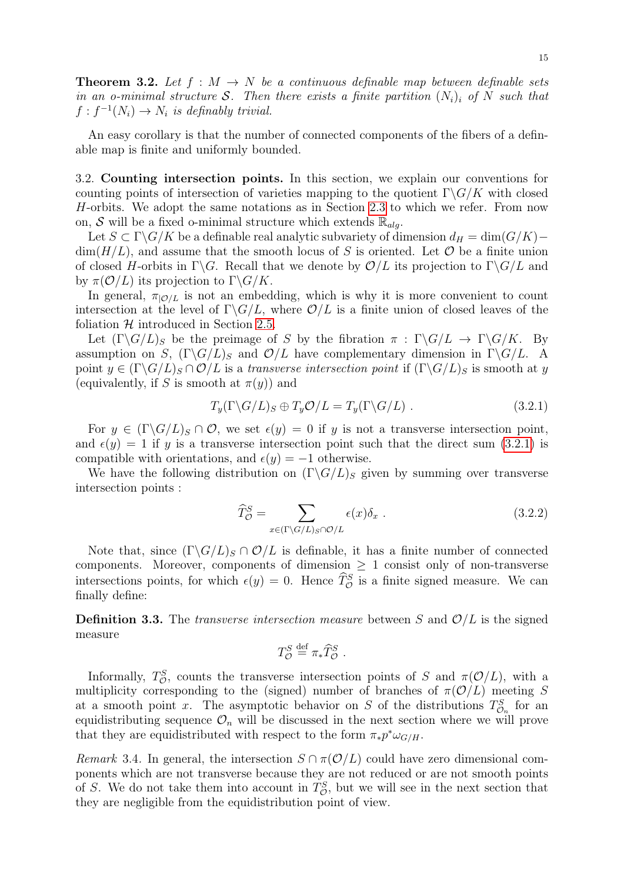**Theorem 3.2.** *Let $f : M \to N$ be a continuous definable map between definable sets in an o-minimal structure $\mathcal{S}$. Then there exists a finite partition $(N_i)_i$ of $N$ such that $f : f^{-1}(N_i) \to N_i$ is definably trivial.*

An easy corollary is that the number of connected components of the fibers of a definable map is finite and uniformly bounded.

3.2. **Counting intersection points.** In this section, we explain our conventions for counting points of intersection of varieties mapping to the quotient $\Gamma\backslash G/K$ with closed $H$-orbits. We adopt the same notations as in Section 2.3 to which we refer. From now on, $\mathcal{S}$ will be a fixed o-minimal structure which extends $\mathbb{R}_{alg}$.

Let $S \subset \Gamma\backslash G/K$ be a definable real analytic subvariety of dimension $d_H = \dim(G/K) - \dim(H/L)$, and assume that the smooth locus of $S$ is oriented. Let $\mathcal{O}$ be a finite union of closed $H$-orbits in $\Gamma\backslash G$. Recall that we denote by $\mathcal{O}/L$ its projection to $\Gamma\backslash G/L$ and by $\pi(\mathcal{O}/L)$ its projection to $\Gamma\backslash G/K$.

In general, $\pi_{|\mathcal{O}/L}$ is not an embedding, which is why it is more convenient to count intersection at the level of $\Gamma\backslash G/L$, where $\mathcal{O}/L$ is a finite union of closed leaves of the foliation $\mathcal{H}$ introduced in Section 2.5.

Let $(\Gamma\backslash G/L)_S$ be the preimage of $S$ by the fibration $\pi : \Gamma\backslash G/L \to \Gamma\backslash G/K$. By assumption on $S$, $(\Gamma\backslash G/L)_S$ and $\mathcal{O}/L$ have complementary dimension in $\Gamma\backslash G/L$. A point $y \in (\Gamma\backslash G/L)_S \cap \mathcal{O}/L$ is a *transverse intersection point* if $(\Gamma\backslash G/L)_S$ is smooth at $y$ (equivalently, if $S$ is smooth at $\pi(y)$) and

$$T_y(\Gamma\backslash G/L)_S \oplus T_y\mathcal{O}/L = T_y(\Gamma\backslash G/L) \ . \tag{3.2.1}$$

For $y \in (\Gamma\backslash G/L)_S \cap \mathcal{O}$, we set $\epsilon(y) = 0$ if $y$ is not a transverse intersection point, and $\epsilon(y) = 1$ if $y$ is a transverse intersection point such that the direct sum (3.2.1) is compatible with orientations, and $\epsilon(y) = -1$ otherwise.

We have the following distribution on $(\Gamma\backslash G/L)_S$ given by summing over transverse intersection points :

$$\widehat{T}^S_{\mathcal{O}} = \sum_{x \in (\Gamma\backslash G/L)_S \cap \mathcal{O}/L} \epsilon(x)\delta_x \ . \tag{3.2.2}$$

Note that, since $(\Gamma\backslash G/L)_S \cap \mathcal{O}/L$ is definable, it has a finite number of connected components. Moreover, components of dimension $\geq 1$ consist only of non-transverse intersections points, for which $\epsilon(y) = 0$. Hence $\widehat{T}^S_{\mathcal{O}}$ is a finite signed measure. We can finally define:

**Definition 3.3.** The *transverse intersection measure* between $S$ and $\mathcal{O}/L$ is the signed measure

$$T^S_{\mathcal{O}} \overset{\text{def}}{=} \pi_*\widehat{T}^S_{\mathcal{O}} \ .$$

Informally, $T^S_{\mathcal{O}}$, counts the transverse intersection points of $S$ and $\pi(\mathcal{O}/L)$, with a multiplicity corresponding to the (signed) number of branches of $\pi(\mathcal{O}/L)$ meeting $S$ at a smooth point $x$. The asymptotic behavior on $S$ of the distributions $T^S_{\mathcal{O}_n}$ for an equidistributing sequence $\mathcal{O}_n$ will be discussed in the next section where we will prove that they are equidistributed with respect to the form $\pi_*p^*\omega_{G/H}$.

*Remark* 3.4. In general, the intersection $S \cap \pi(\mathcal{O}/L)$ could have zero dimensional components which are not transverse because they are not reduced or are not smooth points of $S$. We do not take them into account in $T^S_{\mathcal{O}}$, but we will see in the next section that they are negligible from the equidistribution point of view.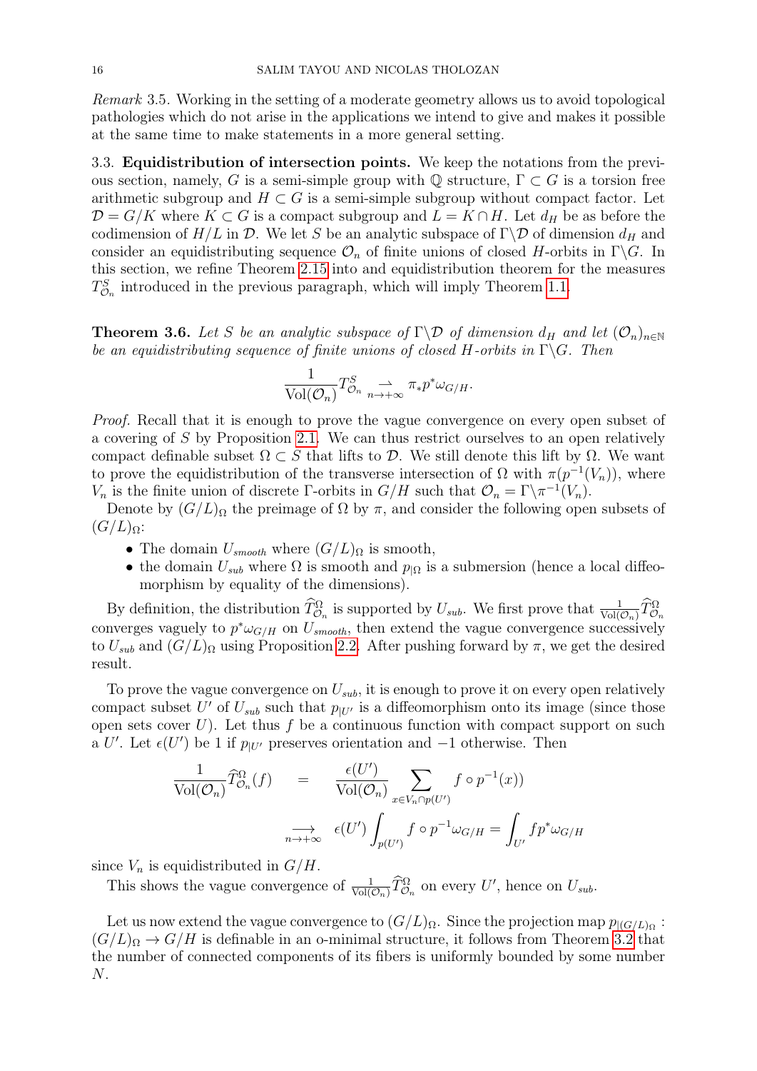*Remark* 3.5. Working in the setting of a moderate geometry allows us to avoid topological pathologies which do not arise in the applications we intend to give and makes it possible at the same time to make statements in a more general setting.

### 3.3. Equidistribution of intersection points.

We keep the notations from the previous section, namely, $G$ is a semi-simple group with $\mathbb{Q}$ structure, $\Gamma \subset G$ is a torsion free arithmetic subgroup and $H \subset G$ is a semi-simple subgroup without compact factor. Let $\mathcal{D} = G/K$ where $K \subset G$ is a compact subgroup and $L = K \cap H$. Let $d_H$ be as before the codimension of $H/L$ in $\mathcal{D}$. We let $S$ be an analytic subspace of $\Gamma\backslash\mathcal{D}$ of dimension $d_H$ and consider an equidistributing sequence $\mathcal{O}_n$ of finite unions of closed $H$-orbits in $\Gamma\backslash G$. In this section, we refine Theorem 2.15 into and equidistribution theorem for the measures $T^S_{\mathcal{O}_n}$ introduced in the previous paragraph, which will imply Theorem 1.1.

**Theorem 3.6.** *Let $S$ be an analytic subspace of $\Gamma\backslash\mathcal{D}$ of dimension $d_H$ and let $(\mathcal{O}_n)_{n\in\mathbb{N}}$ be an equidistributing sequence of finite unions of closed $H$-orbits in $\Gamma\backslash G$. Then*

$$\frac{1}{\mathrm{Vol}(\mathcal{O}_n)} T^S_{\mathcal{O}_n} \underset{n\to+\infty}{\rightharpoonup} \pi_* p^* \omega_{G/H}.$$

*Proof.* Recall that it is enough to prove the vague convergence on every open subset of a covering of $S$ by Proposition 2.1. We can thus restrict ourselves to an open relatively compact definable subset $\Omega \subset S$ that lifts to $\mathcal{D}$. We still denote this lift by $\Omega$. We want to prove the equidistribution of the transverse intersection of $\Omega$ with $\pi(p^{-1}(V_n))$, where $V_n$ is the finite union of discrete $\Gamma$-orbits in $G/H$ such that $\mathcal{O}_n = \Gamma\backslash\pi^{-1}(V_n)$.

Denote by $(G/L)_\Omega$ the preimage of $\Omega$ by $\pi$, and consider the following open subsets of $(G/L)_\Omega$:

- The domain $U_{smooth}$ where $(G/L)_\Omega$ is smooth,
- the domain $U_{sub}$ where $\Omega$ is smooth and $p_{|\Omega}$ is a submersion (hence a local diffeomorphism by equality of the dimensions).

By definition, the distribution $\widehat{T}^\Omega_{\mathcal{O}_n}$ is supported by $U_{sub}$. We first prove that $\frac{1}{\mathrm{Vol}(\mathcal{O}_n)}\widehat{T}^\Omega_{\mathcal{O}_n}$ converges vaguely to $p^*\omega_{G/H}$ on $U_{smooth}$, then extend the vague convergence successively to $U_{sub}$ and $(G/L)_\Omega$ using Proposition 2.2. After pushing forward by $\pi$, we get the desired result.

To prove the vague convergence on $U_{sub}$, it is enough to prove it on every open relatively compact subset $U'$ of $U_{sub}$ such that $p_{|U'}$ is a diffeomorphism onto its image (since those open sets cover $U$). Let thus $f$ be a continuous function with compact support on such a $U'$. Let $\epsilon(U')$ be 1 if $p_{|U'}$ preserves orientation and $-1$ otherwise. Then

$$\begin{aligned}
\frac{1}{\mathrm{Vol}(\mathcal{O}_n)}\widehat{T}^\Omega_{\mathcal{O}_n}(f) \quad &= \quad \frac{\epsilon(U')}{\mathrm{Vol}(\mathcal{O}_n)} \sum_{x\in V_n\cap p(U')} f\circ p^{-1}(x)) \\
&\underset{n\to+\infty}{\longrightarrow} \quad \epsilon(U')\int_{p(U')} f\circ p^{-1}\omega_{G/H} = \int_{U'} f p^*\omega_{G/H}
\end{aligned}$$

since $V_n$ is equidistributed in $G/H$.

This shows the vague convergence of $\frac{1}{\mathrm{Vol}(\mathcal{O}_n)}\widehat{T}^\Omega_{\mathcal{O}_n}$ on every $U'$, hence on $U_{sub}$.

Let us now extend the vague convergence to $(G/L)_\Omega$. Since the projection map $p_{|(G/L)_\Omega} : (G/L)_\Omega \to G/H$ is definable in an o-minimal structure, it follows from Theorem 3.2 that the number of connected components of its fibers is uniformly bounded by some number $N$.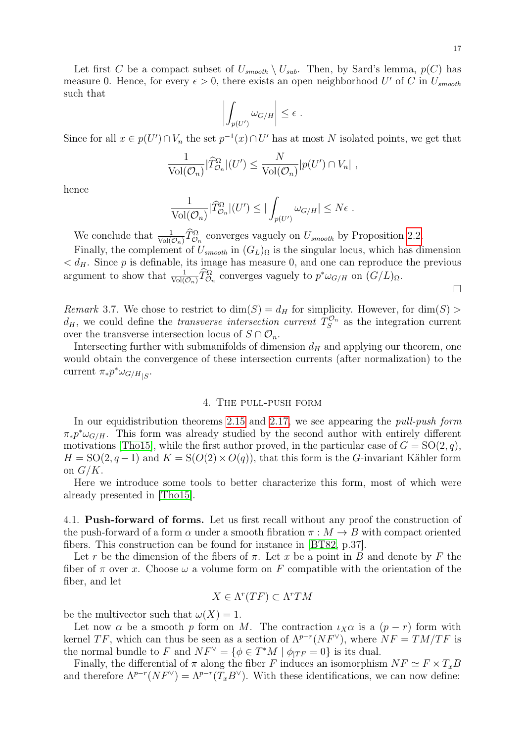Let first $C$ be a compact subset of $U_{smooth} \setminus U_{sub}$. Then, by Sard's lemma, $p(C)$ has measure 0. Hence, for every $\epsilon > 0$, there exists an open neighborhood $U'$ of $C$ in $U_{smooth}$ such that

$$\left| \int_{p(U')} \omega_{G/H} \right| \leq \epsilon \ .$$

Since for all $x \in p(U') \cap V_n$ the set $p^{-1}(x) \cap U'$ has at most $N$ isolated points, we get that

$$\frac{1}{\mathrm{Vol}(\mathcal{O}_n)} |\widehat{T}^{\Omega}_{\mathcal{O}_n}|(U') \leq \frac{N}{\mathrm{Vol}(\mathcal{O}_n)} |p(U') \cap V_n| \ ,$$

hence

$$\frac{1}{\mathrm{Vol}(\mathcal{O}_n)} |\widehat{T}^{\Omega}_{\mathcal{O}_n}|(U') \leq |\int_{p(U')} \omega_{G/H}| \leq N\epsilon \ .$$

We conclude that $\frac{1}{\mathrm{Vol}(\mathcal{O}_n)} \widehat{T}^{\Omega}_{\mathcal{O}_n}$ converges vaguely on $U_{smooth}$ by Proposition 2.2.

Finally, the complement of $U_{smooth}$ in $(G_L)_\Omega$ is the singular locus, which has dimension $< d_H$. Since $p$ is definable, its image has measure 0, and one can reproduce the previous argument to show that $\frac{1}{\mathrm{Vol}(\mathcal{O}_n)} \widehat{T}^{\Omega}_{\mathcal{O}_n}$ converges vaguely to $p^*\omega_{G/H}$ on $(G/L)_\Omega$.

∎

*Remark* 3.7. We chose to restrict to $\dim(S) = d_H$ for simplicity. However, for $\dim(S) > d_H$, we could define the *transverse intersection current* $T^{\mathcal{O}_n}_S$ as the integration current over the transverse intersection locus of $S \cap \mathcal{O}_n$.

Intersecting further with submanifolds of dimension $d_H$ and applying our theorem, one would obtain the convergence of these intersection currents (after normalization) to the current $\pi_* p^* \omega_{G/H_{|S}}$.

## 4. The pull-push form

In our equidistribution theorems 2.15 and 2.17, we see appearing the *pull-push form* $\pi_* p^* \omega_{G/H}$. This form was already studied by the second author with entirely different motivations [Tho15], while the first author proved, in the particular case of $G = \mathrm{SO}(2, q)$, $H = \mathrm{SO}(2, q-1)$ and $K = \mathrm{S}(O(2) \times O(q))$, that this form is the $G$-invariant Kähler form on $G/K$.

Here we introduce some tools to better characterize this form, most of which were already presented in [Tho15].

### 4.1. Push-forward of forms.

Let us first recall without any proof the construction of the push-forward of a form $\alpha$ under a smooth fibration $\pi : M \to B$ with compact oriented fibers. This construction can be found for instance in [BT82, p.37].

Let $r$ be the dimension of the fibers of $\pi$. Let $x$ be a point in $B$ and denote by $F$ the fiber of $\pi$ over $x$. Choose $\omega$ a volume form on $F$ compatible with the orientation of the fiber, and let

$$X \in \Lambda^r(TF) \subset \Lambda^r TM$$

be the multivector such that $\omega(X) = 1$.

Let now $\alpha$ be a smooth $p$ form on $M$. The contraction $\iota_X \alpha$ is a $(p - r)$ form with kernel $TF$, which can thus be seen as a section of $\Lambda^{p-r}(NF^\vee)$, where $NF = TM/TF$ is the normal bundle to $F$ and $NF^\vee = \{\phi \in T^*M \mid \phi_{|TF} = 0\}$ is its dual.

Finally, the differential of $\pi$ along the fiber $F$ induces an isomorphism $NF \simeq F \times T_x B$ and therefore $\Lambda^{p-r}(NF^\vee) = \Lambda^{p-r}(T_x B^\vee)$. With these identifications, we can now define: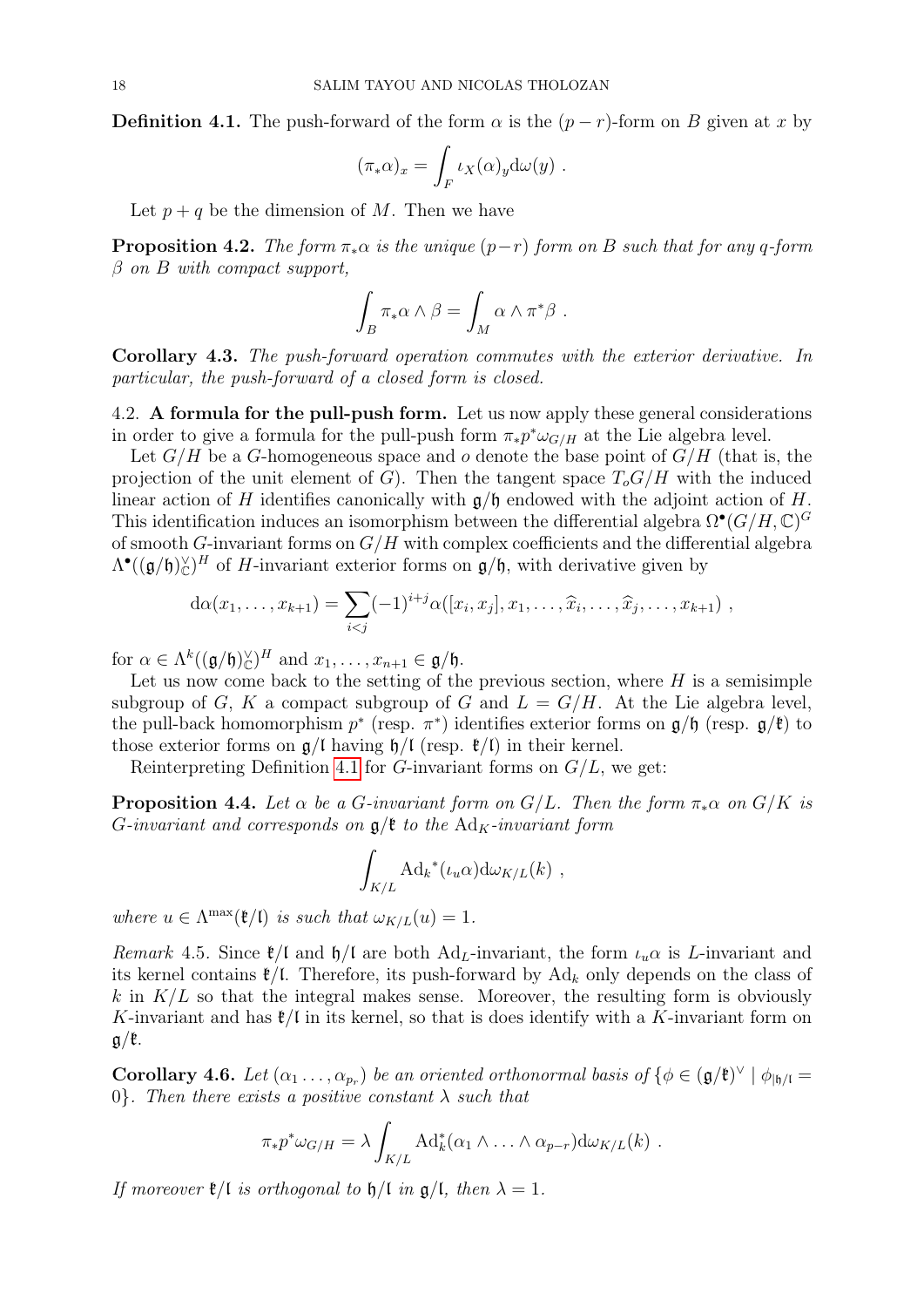**Definition 4.1.** The push-forward of the form $\alpha$ is the $(p-r)$-form on $B$ given at $x$ by

$$(\pi_*\alpha)_x = \int_F \iota_X(\alpha)_y \mathrm{d}\omega(y) \ .$$

Let $p+q$ be the dimension of $M$. Then we have

**Proposition 4.2.** *The form $\pi_*\alpha$ is the unique $(p-r)$ form on $B$ such that for any $q$-form $\beta$ on $B$ with compact support,*

$$\int_B \pi_*\alpha \wedge \beta = \int_M \alpha \wedge \pi^*\beta \ .$$

**Corollary 4.3.** *The push-forward operation commutes with the exterior derivative. In particular, the push-forward of a closed form is closed.*

4.2. **A formula for the pull-push form.** Let us now apply these general considerations in order to give a formula for the pull-push form $\pi_* p^* \omega_{G/H}$ at the Lie algebra level.

Let $G/H$ be a $G$-homogeneous space and $o$ denote the base point of $G/H$ (that is, the projection of the unit element of $G$). Then the tangent space $T_o G/H$ with the induced linear action of $H$ identifies canonically with $\mathfrak{g}/\mathfrak{h}$ endowed with the adjoint action of $H$. This identification induces an isomorphism between the differential algebra $\Omega^\bullet(G/H, \mathbb{C})^G$ of smooth $G$-invariant forms on $G/H$ with complex coefficients and the differential algebra $\Lambda^\bullet((\mathfrak{g}/\mathfrak{h})^\vee_{\mathbb{C}})^H$ of $H$-invariant exterior forms on $\mathfrak{g}/\mathfrak{h}$, with derivative given by

$$\mathrm{d}\alpha(x_1, \ldots, x_{k+1}) = \sum_{i<j} (-1)^{i+j} \alpha([x_i, x_j], x_1, \ldots, \widehat{x}_i, \ldots, \widehat{x}_j, \ldots, x_{k+1}) \ ,$$

for $\alpha \in \Lambda^k((\mathfrak{g}/\mathfrak{h})^\vee_{\mathbb{C}})^H$ and $x_1, \ldots, x_{n+1} \in \mathfrak{g}/\mathfrak{h}$.

Let us now come back to the setting of the previous section, where $H$ is a semisimple subgroup of $G$, $K$ a compact subgroup of $G$ and $L = G/H$. At the Lie algebra level, the pull-back homomorphism $p^*$ (resp. $\pi^*$) identifies exterior forms on $\mathfrak{g}/\mathfrak{h}$ (resp. $\mathfrak{g}/\mathfrak{k}$) to those exterior forms on $\mathfrak{g}/\mathfrak{l}$ having $\mathfrak{h}/\mathfrak{l}$ (resp. $\mathfrak{k}/\mathfrak{l}$) in their kernel.

Reinterpreting Definition 4.1 for $G$-invariant forms on $G/L$, we get:

**Proposition 4.4.** *Let $\alpha$ be a $G$-invariant form on $G/L$. Then the form $\pi_*\alpha$ on $G/K$ is $G$-invariant and corresponds on $\mathfrak{g}/\mathfrak{k}$ to the $\mathrm{Ad}_K$-invariant form*

$$\int_{K/L} \mathrm{Ad}_k{}^*(\iota_u \alpha) \mathrm{d}\omega_{K/L}(k) \ ,$$

*where $u \in \Lambda^{\max}(\mathfrak{k}/\mathfrak{l})$ is such that $\omega_{K/L}(u) = 1$.*

*Remark* 4.5. Since $\mathfrak{k}/\mathfrak{l}$ and $\mathfrak{h}/\mathfrak{l}$ are both $\mathrm{Ad}_L$-invariant, the form $\iota_u\alpha$ is $L$-invariant and its kernel contains $\mathfrak{k}/\mathfrak{l}$. Therefore, its push-forward by $\mathrm{Ad}_k$ only depends on the class of $k$ in $K/L$ so that the integral makes sense. Moreover, the resulting form is obviously $K$-invariant and has $\mathfrak{k}/\mathfrak{l}$ in its kernel, so that is does identify with a $K$-invariant form on $\mathfrak{g}/\mathfrak{k}$.

**Corollary 4.6.** *Let $(\alpha_1 \ldots, \alpha_{p_r})$ be an oriented orthonormal basis of $\{\phi \in (\mathfrak{g}/\mathfrak{k})^\vee \mid \phi_{|\mathfrak{h}/\mathfrak{l}} = 0\}$. Then there exists a positive constant $\lambda$ such that*

$$\pi_* p^* \omega_{G/H} = \lambda \int_{K/L} \mathrm{Ad}_k^*(\alpha_1 \wedge \ldots \wedge \alpha_{p-r}) \mathrm{d}\omega_{K/L}(k) \ .$$

*If moreover $\mathfrak{k}/\mathfrak{l}$ is orthogonal to $\mathfrak{h}/\mathfrak{l}$ in $\mathfrak{g}/\mathfrak{l}$, then $\lambda = 1$.*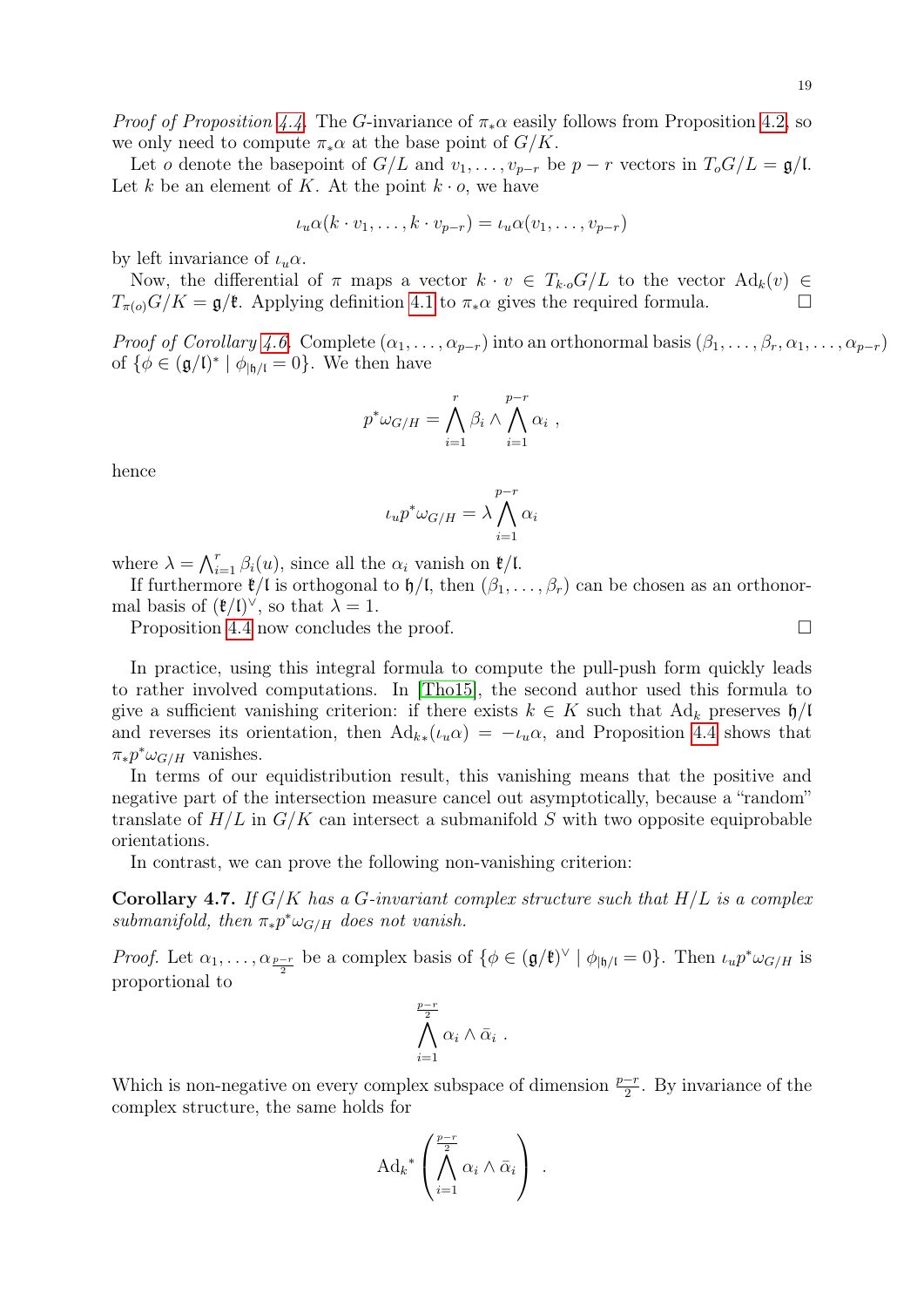*Proof of Proposition 4.4.* The $G$-invariance of $\pi_*\alpha$ easily follows from Proposition 4.2, so we only need to compute $\pi_*\alpha$ at the base point of $G/K$.

Let $o$ denote the basepoint of $G/L$ and $v_1, \ldots, v_{p-r}$ be $p-r$ vectors in $T_oG/L = \mathfrak{g}/\mathfrak{l}$. Let $k$ be an element of $K$. At the point $k \cdot o$, we have

$$\iota_u\alpha(k \cdot v_1, \ldots, k \cdot v_{p-r}) = \iota_u\alpha(v_1, \ldots, v_{p-r})$$

by left invariance of $\iota_u\alpha$.

Now, the differential of $\pi$ maps a vector $k \cdot v \in T_{k \cdot o}G/L$ to the vector $\mathrm{Ad}_k(v) \in T_{\pi(o)}G/K = \mathfrak{g}/\mathfrak{k}$. Applying definition 4.1 to $\pi_*\alpha$ gives the required formula. $\square$

*Proof of Corollary 4.6.* Complete $(\alpha_1, \ldots, \alpha_{p-r})$ into an orthonormal basis $(\beta_1, \ldots, \beta_r, \alpha_1, \ldots, \alpha_{p-r})$ of $\{\phi \in (\mathfrak{g}/\mathfrak{l})^* \mid \phi_{|\mathfrak{h}/\mathfrak{l}} = 0\}$. We then have

$$p^*\omega_{G/H} = \bigwedge_{i=1}^{r} \beta_i \wedge \bigwedge_{i=1}^{p-r} \alpha_i \ ,$$

hence

$$\iota_u p^*\omega_{G/H} = \lambda \bigwedge_{i=1}^{p-r} \alpha_i$$

where $\lambda = \bigwedge_{i=1}^{r} \beta_i(u)$, since all the $\alpha_i$ vanish on $\mathfrak{k}/\mathfrak{l}$.

If furthermore $\mathfrak{k}/\mathfrak{l}$ is orthogonal to $\mathfrak{h}/\mathfrak{l}$, then $(\beta_1, \ldots, \beta_r)$ can be chosen as an orthonormal basis of $(\mathfrak{k}/\mathfrak{l})^\vee$, so that $\lambda = 1$.

Proposition 4.4 now concludes the proof. $\square$

In practice, using this integral formula to compute the pull-push form quickly leads to rather involved computations. In [Tho15], the second author used this formula to give a sufficient vanishing criterion: if there exists $k \in K$ such that $\mathrm{Ad}_k$ preserves $\mathfrak{h}/\mathfrak{l}$ and reverses its orientation, then $\mathrm{Ad}_{k*}(\iota_u\alpha) = -\iota_u\alpha$, and Proposition 4.4 shows that $\pi_*p^*\omega_{G/H}$ vanishes.

In terms of our equidistribution result, this vanishing means that the positive and negative part of the intersection measure cancel out asymptotically, because a "random" translate of $H/L$ in $G/K$ can intersect a submanifold $S$ with two opposite equiprobable orientations.

In contrast, we can prove the following non-vanishing criterion:

**Corollary 4.7.** *If $G/K$ has a $G$-invariant complex structure such that $H/L$ is a complex submanifold, then $\pi_*p^*\omega_{G/H}$ does not vanish.*

*Proof.* Let $\alpha_1, \ldots, \alpha_{\frac{p-r}{2}}$ be a complex basis of $\{\phi \in (\mathfrak{g}/\mathfrak{k})^\vee \mid \phi_{|\mathfrak{h}/\mathfrak{l}} = 0\}$. Then $\iota_u p^*\omega_{G/H}$ is proportional to

$$\bigwedge_{i=1}^{\frac{p-r}{2}} \alpha_i \wedge \bar{\alpha}_i \ .$$

Which is non-negative on every complex subspace of dimension $\frac{p-r}{2}$. By invariance of the complex structure, the same holds for

$$\mathrm{Ad}_k{}^*\left(\bigwedge_{i=1}^{\frac{p-r}{2}} \alpha_i \wedge \bar{\alpha}_i\right) \ .$$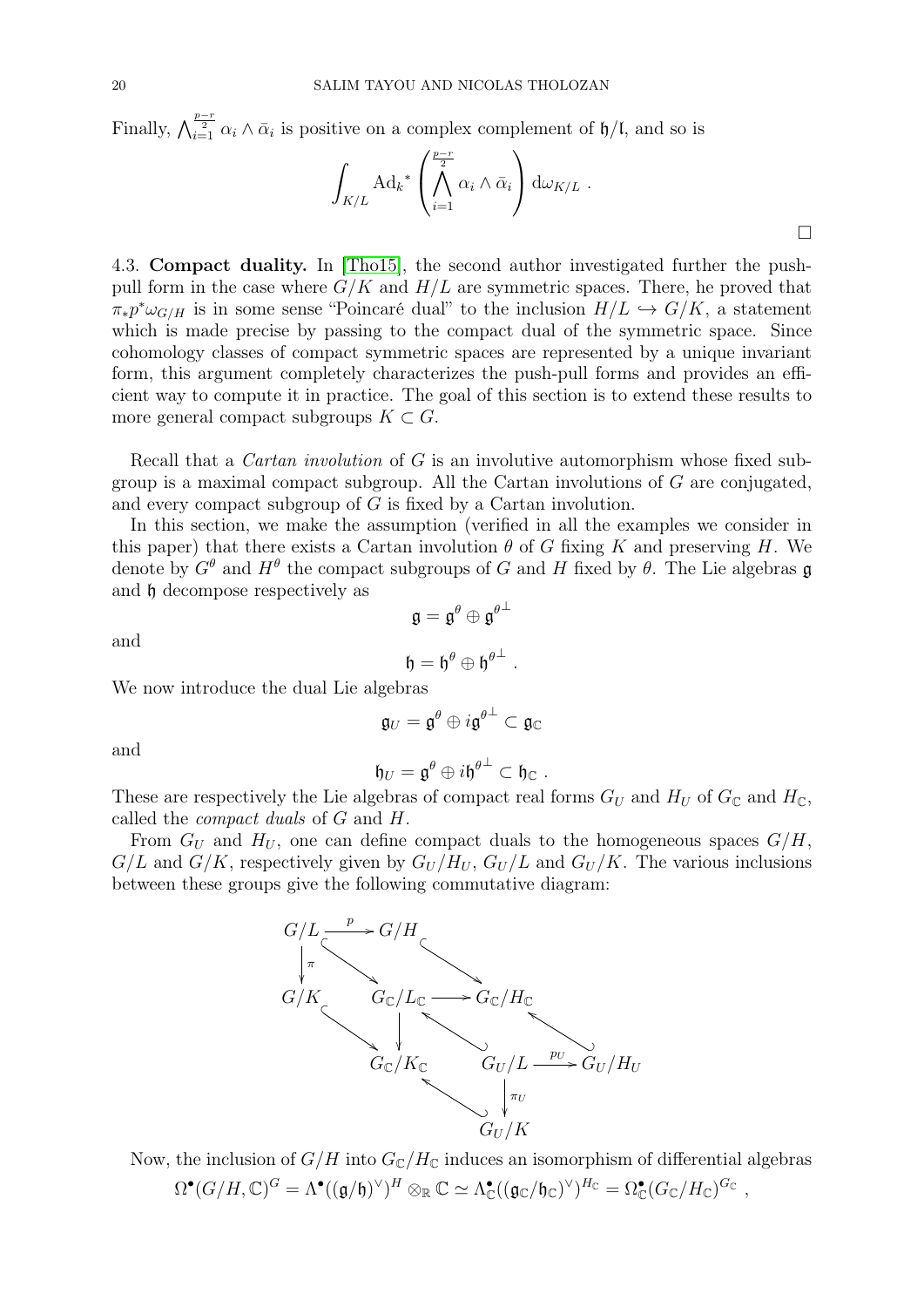Finally, $\bigwedge_{i=1}^{\frac{p-r}{2}} \alpha_i \wedge \bar{\alpha}_i$ is positive on a complex complement of $\mathfrak{h}/\mathfrak{l}$, and so is

$$\int_{K/L} \mathrm{Ad}_k{}^* \left( \bigwedge_{i=1}^{\frac{p-r}{2}} \alpha_i \wedge \bar{\alpha}_i \right) \mathrm{d}\omega_{K/L} \ .$$

□

4.3. **Compact duality.** In [Tho15], the second author investigated further the push-pull form in the case where $G/K$ and $H/L$ are symmetric spaces. There, he proved that $\pi_* p^* \omega_{G/H}$ is in some sense "Poincaré dual" to the inclusion $H/L \hookrightarrow G/K$, a statement which is made precise by passing to the compact dual of the symmetric space. Since cohomology classes of compact symmetric spaces are represented by a unique invariant form, this argument completely characterizes the push-pull forms and provides an efficient way to compute it in practice. The goal of this section is to extend these results to more general compact subgroups $K \subset G$.

Recall that a *Cartan involution* of $G$ is an involutive automorphism whose fixed subgroup is a maximal compact subgroup. All the Cartan involutions of $G$ are conjugated, and every compact subgroup of $G$ is fixed by a Cartan involution.

In this section, we make the assumption (verified in all the examples we consider in this paper) that there exists a Cartan involution $\theta$ of $G$ fixing $K$ and preserving $H$. We denote by $G^\theta$ and $H^\theta$ the compact subgroups of $G$ and $H$ fixed by $\theta$. The Lie algebras $\mathfrak{g}$ and $\mathfrak{h}$ decompose respectively as

$$\mathfrak{g} = \mathfrak{g}^\theta \oplus \mathfrak{g}^{\theta\perp}$$

and

$$\mathfrak{h} = \mathfrak{h}^\theta \oplus \mathfrak{h}^{\theta\perp} \ .$$

We now introduce the dual Lie algebras

$$\mathfrak{g}_U = \mathfrak{g}^\theta \oplus i\mathfrak{g}^{\theta\perp} \subset \mathfrak{g}_\mathbb{C}$$

and

$$\mathfrak{h}_U = \mathfrak{g}^\theta \oplus i\mathfrak{h}^{\theta\perp} \subset \mathfrak{h}_\mathbb{C} \ .$$

These are respectively the Lie algebras of compact real forms $G_U$ and $H_U$ of $G_\mathbb{C}$ and $H_\mathbb{C}$, called the *compact duals* of $G$ and $H$.

From $G_U$ and $H_U$, one can define compact duals to the homogeneous spaces $G/H$, $G/L$ and $G/K$, respectively given by $G_U/H_U$, $G_U/L$ and $G_U/K$. The various inclusions between these groups give the following commutative diagram:

$$\begin{array}{ccccc}
G/L & \xrightarrow{p} & G/H & & \\
\downarrow \pi & \searrow & & \searrow & \\
G/K & & G_\mathbb{C}/L_\mathbb{C} & \longrightarrow & G_\mathbb{C}/H_\mathbb{C} \\
& \searrow & \downarrow & \nwarrow & \nwarrow \\
& & G_\mathbb{C}/K_\mathbb{C} & G_U/L & \xrightarrow{p_U} G_U/H_U \\
& & \nwarrow & \downarrow \pi_U & \\
& & & G_U/K &
\end{array}$$

Now, the inclusion of $G/H$ into $G_\mathbb{C}/H_\mathbb{C}$ induces an isomorphism of differential algebras

$$\Omega^\bullet(G/H, \mathbb{C})^G = \Lambda^\bullet((\mathfrak{g}/\mathfrak{h})^\vee)^H \otimes_\mathbb{R} \mathbb{C} \simeq \Lambda^\bullet_\mathbb{C}((\mathfrak{g}_\mathbb{C}/\mathfrak{h}_\mathbb{C})^\vee)^{H_\mathbb{C}} = \Omega^\bullet_\mathbb{C}(G_\mathbb{C}/H_\mathbb{C})^{G_\mathbb{C}} \ ,$$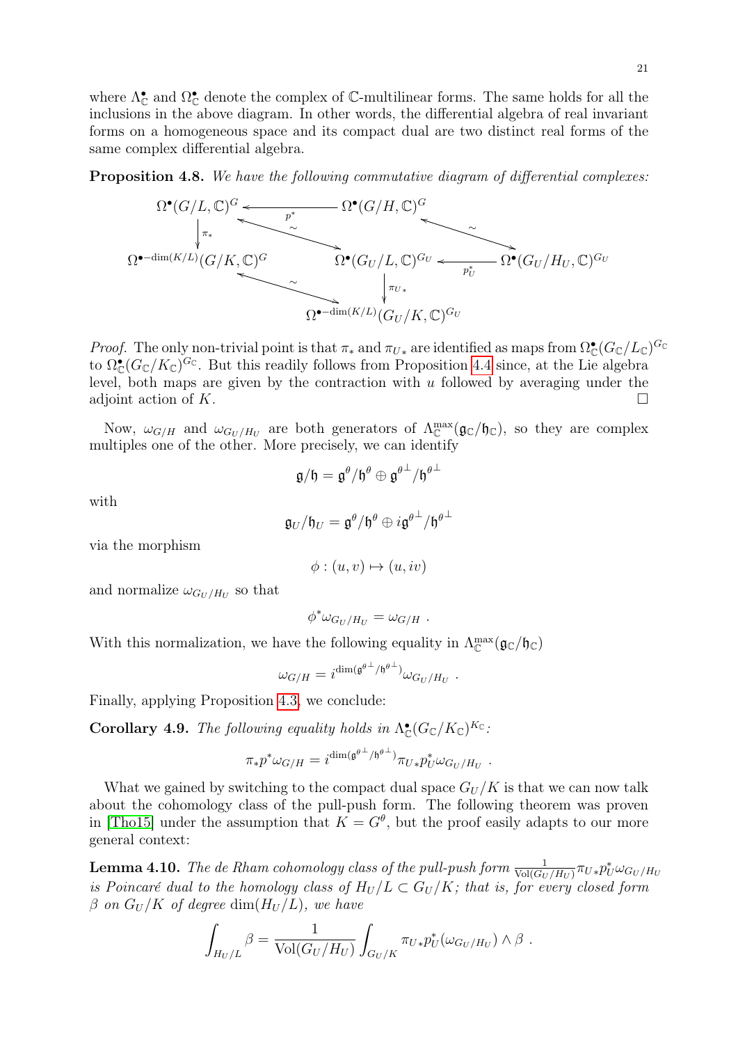where $\Lambda^\bullet_{\mathbb{C}}$ and $\Omega^\bullet_{\mathbb{C}}$ denote the complex of $\mathbb{C}$-multilinear forms. The same holds for all the inclusions in the above diagram. In other words, the differential algebra of real invariant forms on a homogeneous space and its compact dual are two distinct real forms of the same complex differential algebra.

**Proposition 4.8.** *We have the following commutative diagram of differential complexes:*

$$
\begin{array}{ccccc}
\Omega^\bullet(G/L,\mathbb{C})^G & \xleftarrow{\;p^*\;} & \Omega^\bullet(G/H,\mathbb{C})^G & & \\
\downarrow{\scriptstyle \pi_*} & \overset{\sim}{\longleftrightarrow} & & \overset{\sim}{\longleftrightarrow} & \\
\Omega^{\bullet-\dim(K/L)}(G/K,\mathbb{C})^G & & \Omega^\bullet(G_U/L,\mathbb{C})^{G_U} & \xleftarrow{\;p_U^*\;} & \Omega^\bullet(G_U/H_U,\mathbb{C})^{G_U} \\
& \overset{\sim}{\longleftrightarrow} & \downarrow{\scriptstyle \pi_{U*}} & & \\
& & \Omega^{\bullet-\dim(K/L)}(G_U/K,\mathbb{C})^{G_U} & &
\end{array}
$$

*Proof.* The only non-trivial point is that $\pi_*$ and $\pi_{U*}$ are identified as maps from $\Omega^\bullet_{\mathbb{C}}(G_{\mathbb{C}}/L_{\mathbb{C}})^{G_{\mathbb{C}}}$ to $\Omega^\bullet_{\mathbb{C}}(G_{\mathbb{C}}/K_{\mathbb{C}})^{G_{\mathbb{C}}}$. But this readily follows from Proposition 4.4 since, at the Lie algebra level, both maps are given by the contraction with $u$ followed by averaging under the adjoint action of $K$. □

Now, $\omega_{G/H}$ and $\omega_{G_U/H_U}$ are both generators of $\Lambda^{\max}_{\mathbb{C}}(\mathfrak{g}_{\mathbb{C}}/\mathfrak{h}_{\mathbb{C}})$, so they are complex multiples one of the other. More precisely, we can identify

$$
\mathfrak{g}/\mathfrak{h} = \mathfrak{g}^\theta/\mathfrak{h}^\theta \oplus \mathfrak{g}^{\theta\perp}/\mathfrak{h}^{\theta\perp}
$$

with

$$
\mathfrak{g}_U/\mathfrak{h}_U = \mathfrak{g}^\theta/\mathfrak{h}^\theta \oplus i\mathfrak{g}^{\theta\perp}/\mathfrak{h}^{\theta\perp}
$$

via the morphism

$$
\phi : (u,v) \mapsto (u, iv)
$$

and normalize $\omega_{G_U/H_U}$ so that

$$
\phi^*\omega_{G_U/H_U} = \omega_{G/H} \ .
$$

With this normalization, we have the following equality in $\Lambda^{\max}_{\mathbb{C}}(\mathfrak{g}_{\mathbb{C}}/\mathfrak{h}_{\mathbb{C}})$

$$
\omega_{G/H} = i^{\dim(\mathfrak{g}^{\theta\perp}/\mathfrak{h}^{\theta\perp})}\omega_{G_U/H_U} \ .
$$

Finally, applying Proposition 4.3, we conclude:

**Corollary 4.9.** *The following equality holds in $\Lambda^\bullet_{\mathbb{C}}(G_{\mathbb{C}}/K_{\mathbb{C}})^{K_{\mathbb{C}}}$:*

$$
\pi_*p^*\omega_{G/H} = i^{\dim(\mathfrak{g}^{\theta\perp}/\mathfrak{h}^{\theta\perp})}\pi_{U*}p_U^*\omega_{G_U/H_U} \ .
$$

What we gained by switching to the compact dual space $G_U/K$ is that we can now talk about the cohomology class of the pull-push form. The following theorem was proven in [Tho15] under the assumption that $K = G^\theta$, but the proof easily adapts to our more general context:

**Lemma 4.10.** *The de Rham cohomology class of the pull-push form $\frac{1}{\mathrm{Vol}(G_U/H_U)}\pi_{U*}p_U^*\omega_{G_U/H_U}$ is Poincaré dual to the homology class of $H_U/L \subset G_U/K$; that is, for every closed form $\beta$ on $G_U/K$ of degree $\dim(H_U/L)$, we have*

$$
\int_{H_U/L}\beta = \frac{1}{\mathrm{Vol}(G_U/H_U)}\int_{G_U/K}\pi_{U*}p_U^*(\omega_{G_U/H_U})\wedge\beta \ .
$$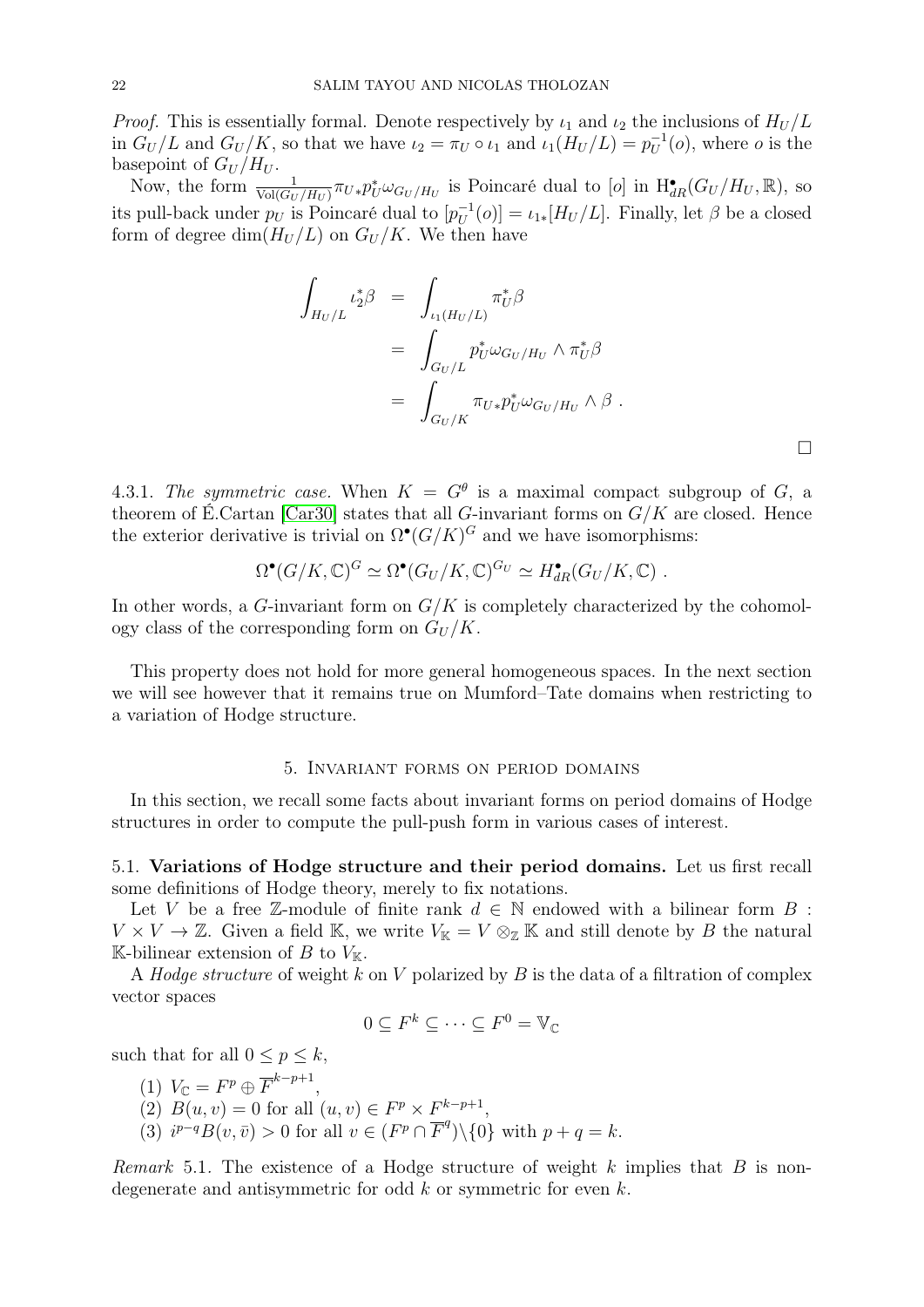*Proof.* This is essentially formal. Denote respectively by $\iota_1$ and $\iota_2$ the inclusions of $H_U/L$ in $G_U/L$ and $G_U/K$, so that we have $\iota_2 = \pi_U \circ \iota_1$ and $\iota_1(H_U/L) = p_U^{-1}(o)$, where $o$ is the basepoint of $G_U/H_U$.

Now, the form $\frac{1}{\mathrm{Vol}(G_U/H_U)} \pi_{U*} p_U^* \omega_{G_U/H_U}$ is Poincaré dual to $[o]$ in $\mathrm{H}^\bullet_{dR}(G_U/H_U, \mathbb{R})$, so its pull-back under $p_U$ is Poincaré dual to $[p_U^{-1}(o)] = \iota_{1*}[H_U/L]$. Finally, let $\beta$ be a closed form of degree $\dim(H_U/L)$ on $G_U/K$. We then have

$$
\begin{aligned}
\int_{H_U/L} \iota_2^* \beta &= \int_{\iota_1(H_U/L)} \pi_U^* \beta \\
&= \int_{G_U/L} p_U^* \omega_{G_U/H_U} \wedge \pi_U^* \beta \\
&= \int_{G_U/K} \pi_{U*} p_U^* \omega_{G_U/H_U} \wedge \beta \ .
\end{aligned}
$$

□

4.3.1. *The symmetric case.* When $K = G^\theta$ is a maximal compact subgroup of $G$, a theorem of É.Cartan [Car30] states that all $G$-invariant forms on $G/K$ are closed. Hence the exterior derivative is trivial on $\Omega^\bullet(G/K)^G$ and we have isomorphisms:

$$
\Omega^\bullet(G/K, \mathbb{C})^G \simeq \Omega^\bullet(G_U/K, \mathbb{C})^{G_U} \simeq H^\bullet_{dR}(G_U/K, \mathbb{C}) \ .
$$

In other words, a $G$-invariant form on $G/K$ is completely characterized by the cohomology class of the corresponding form on $G_U/K$.

This property does not hold for more general homogeneous spaces. In the next section we will see however that it remains true on Mumford–Tate domains when restricting to a variation of Hodge structure.

## 5. Invariant forms on period domains

In this section, we recall some facts about invariant forms on period domains of Hodge structures in order to compute the pull-push form in various cases of interest.

**5.1. Variations of Hodge structure and their period domains.** Let us first recall some definitions of Hodge theory, merely to fix notations.

Let $V$ be a free $\mathbb{Z}$-module of finite rank $d \in \mathbb{N}$ endowed with a bilinear form $B : V \times V \to \mathbb{Z}$. Given a field $\mathbb{K}$, we write $V_\mathbb{K} = V \otimes_\mathbb{Z} \mathbb{K}$ and still denote by $B$ the natural $\mathbb{K}$-bilinear extension of $B$ to $V_\mathbb{K}$.

A *Hodge structure* of weight $k$ on $V$ polarized by $B$ is the data of a filtration of complex vector spaces

$$
0 \subseteq F^k \subseteq \cdots \subseteq F^0 = \mathbb{V}_\mathbb{C}
$$

such that for all $0 \leq p \leq k$,

1. $V_\mathbb{C} = F^p \oplus \overline{F}^{k-p+1}$,
2. $B(u, v) = 0$ for all $(u, v) \in F^p \times F^{k-p+1}$,
3. $i^{p-q} B(v, \bar{v}) > 0$ for all $v \in (F^p \cap \overline{F}^q) \backslash \{0\}$ with $p + q = k$.

*Remark* 5.1. The existence of a Hodge structure of weight $k$ implies that $B$ is non-degenerate and antisymmetric for odd $k$ or symmetric for even $k$.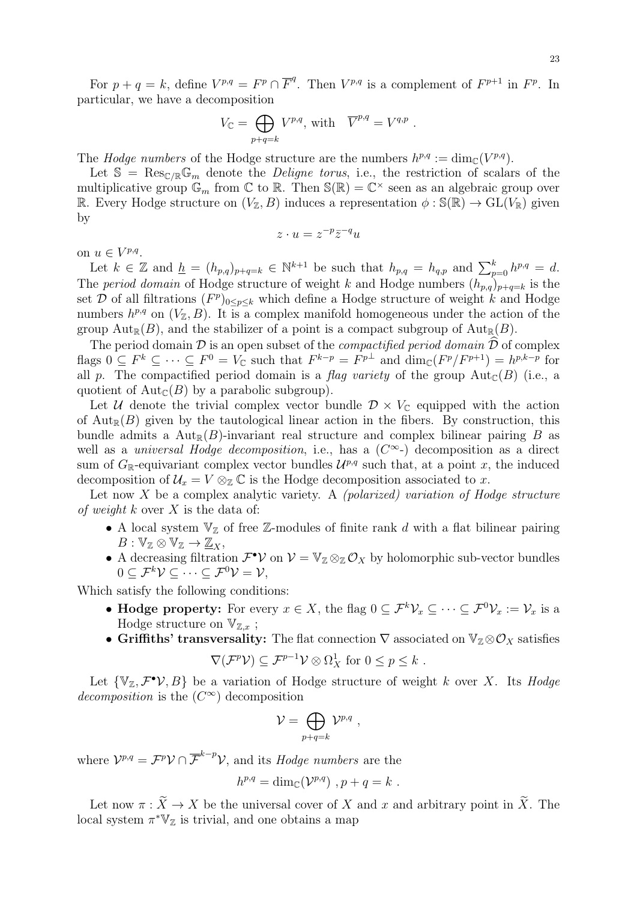For $p + q = k$, define $V^{p,q} = F^p \cap \overline{F}^q$. Then $V^{p,q}$ is a complement of $F^{p+1}$ in $F^p$. In particular, we have a decomposition

$$V_{\mathbb{C}} = \bigoplus_{p+q=k} V^{p,q}, \text{ with } \ \overline{V}^{p,q} = V^{q,p} \ .$$

The *Hodge numbers* of the Hodge structure are the numbers $h^{p,q} := \dim_{\mathbb{C}}(V^{p,q})$.

Let $\mathbb{S} = \mathrm{Res}_{\mathbb{C}/\mathbb{R}}\mathbb{G}_m$ denote the *Deligne torus*, i.e., the restriction of scalars of the multiplicative group $\mathbb{G}_m$ from $\mathbb{C}$ to $\mathbb{R}$. Then $\mathbb{S}(\mathbb{R}) = \mathbb{C}^\times$ seen as an algebraic group over $\mathbb{R}$. Every Hodge structure on $(V_{\mathbb{Z}}, B)$ induces a representation $\phi : \mathbb{S}(\mathbb{R}) \to \mathrm{GL}(V_{\mathbb{R}})$ given by

$$z \cdot u = z^{-p}\bar{z}^{-q}u$$

on $u \in V^{p,q}$.

Let $k \in \mathbb{Z}$ and $\underline{h} = (h_{p,q})_{p+q=k} \in \mathbb{N}^{k+1}$ be such that $h_{p,q} = h_{q,p}$ and $\sum_{p=0}^{k} h^{p,q} = d$. The *period domain* of Hodge structure of weight $k$ and Hodge numbers $(h_{p,q})_{p+q=k}$ is the set $\mathcal{D}$ of all filtrations $(F^p)_{0\leq p\leq k}$ which define a Hodge structure of weight $k$ and Hodge numbers $h^{p,q}$ on $(V_{\mathbb{Z}}, B)$. It is a complex manifold homogeneous under the action of the group $\mathrm{Aut}_{\mathbb{R}}(B)$, and the stabilizer of a point is a compact subgroup of $\mathrm{Aut}_{\mathbb{R}}(B)$.

The period domain $\mathcal{D}$ is an open subset of the *compactified period domain* $\widehat{\mathcal{D}}$ of complex flags $0 \subseteq F^k \subseteq \cdots \subseteq F^0 = V_{\mathbb{C}}$ such that $F^{k-p} = F^{p\perp}$ and $\dim_{\mathbb{C}}(F^p/F^{p+1}) = h^{p,k-p}$ for all $p$. The compactified period domain is a *flag variety* of the group $\mathrm{Aut}_{\mathbb{C}}(B)$ (i.e., a quotient of $\mathrm{Aut}_{\mathbb{C}}(B)$ by a parabolic subgroup).

Let $\mathcal{U}$ denote the trivial complex vector bundle $\mathcal{D} \times V_{\mathbb{C}}$ equipped with the action of $\mathrm{Aut}_{\mathbb{R}}(B)$ given by the tautological linear action in the fibers. By construction, this bundle admits a $\mathrm{Aut}_{\mathbb{R}}(B)$-invariant real structure and complex bilinear pairing $B$ as well as a *universal Hodge decomposition*, i.e., has a ($C^\infty$-) decomposition as a direct sum of $G_{\mathbb{R}}$-equivariant complex vector bundles $\mathcal{U}^{p,q}$ such that, at a point $x$, the induced decomposition of $\mathcal{U}_x = V \otimes_{\mathbb{Z}} \mathbb{C}$ is the Hodge decomposition associated to $x$.

Let now $X$ be a complex analytic variety. A *(polarized) variation of Hodge structure of weight* $k$ over $X$ is the data of:

- A local system $\mathbb{V}_{\mathbb{Z}}$ of free $\mathbb{Z}$-modules of finite rank $d$ with a flat bilinear pairing $B : \mathbb{V}_{\mathbb{Z}} \otimes \mathbb{V}_{\mathbb{Z}} \to \underline{\mathbb{Z}}_X$,
- A decreasing filtration $\mathcal{F}^\bullet\mathcal{V}$ on $\mathcal{V} = \mathbb{V}_{\mathbb{Z}} \otimes_{\mathbb{Z}} \mathcal{O}_X$ by holomorphic sub-vector bundles $0 \subseteq \mathcal{F}^k\mathcal{V} \subseteq \cdots \subseteq \mathcal{F}^0\mathcal{V} = \mathcal{V}$,

Which satisfy the following conditions:

- **Hodge property:** For every $x \in X$, the flag $0 \subseteq \mathcal{F}^k\mathcal{V}_x \subseteq \cdots \subseteq \mathcal{F}^0\mathcal{V}_x := \mathcal{V}_x$ is a Hodge structure on $\mathbb{V}_{\mathbb{Z},x}$ ;
- **Griffiths' transversality:** The flat connection $\nabla$ associated on $\mathbb{V}_{\mathbb{Z}} \otimes \mathcal{O}_X$ satisfies

$$\nabla(\mathcal{F}^p\mathcal{V}) \subseteq \mathcal{F}^{p-1}\mathcal{V} \otimes \Omega^1_X \text{ for } 0 \leq p \leq k \ .$$

Let $\{\mathbb{V}_{\mathbb{Z}}, \mathcal{F}^\bullet\mathcal{V}, B\}$ be a variation of Hodge structure of weight $k$ over $X$. Its *Hodge decomposition* is the ($C^\infty$) decomposition

$$\mathcal{V} = \bigoplus_{p+q=k} \mathcal{V}^{p,q} \ ,$$

where $\mathcal{V}^{p,q} = \mathcal{F}^p\mathcal{V} \cap \overline{\mathcal{F}}^{k-p}\mathcal{V}$, and its *Hodge numbers* are the

$$h^{p,q} = \dim_{\mathbb{C}}(\mathcal{V}^{p,q}) \ , p + q = k \ .$$

Let now $\pi : \widetilde{X} \to X$ be the universal cover of $X$ and $x$ and arbitrary point in $\widetilde{X}$. The local system $\pi^*\mathbb{V}_{\mathbb{Z}}$ is trivial, and one obtains a map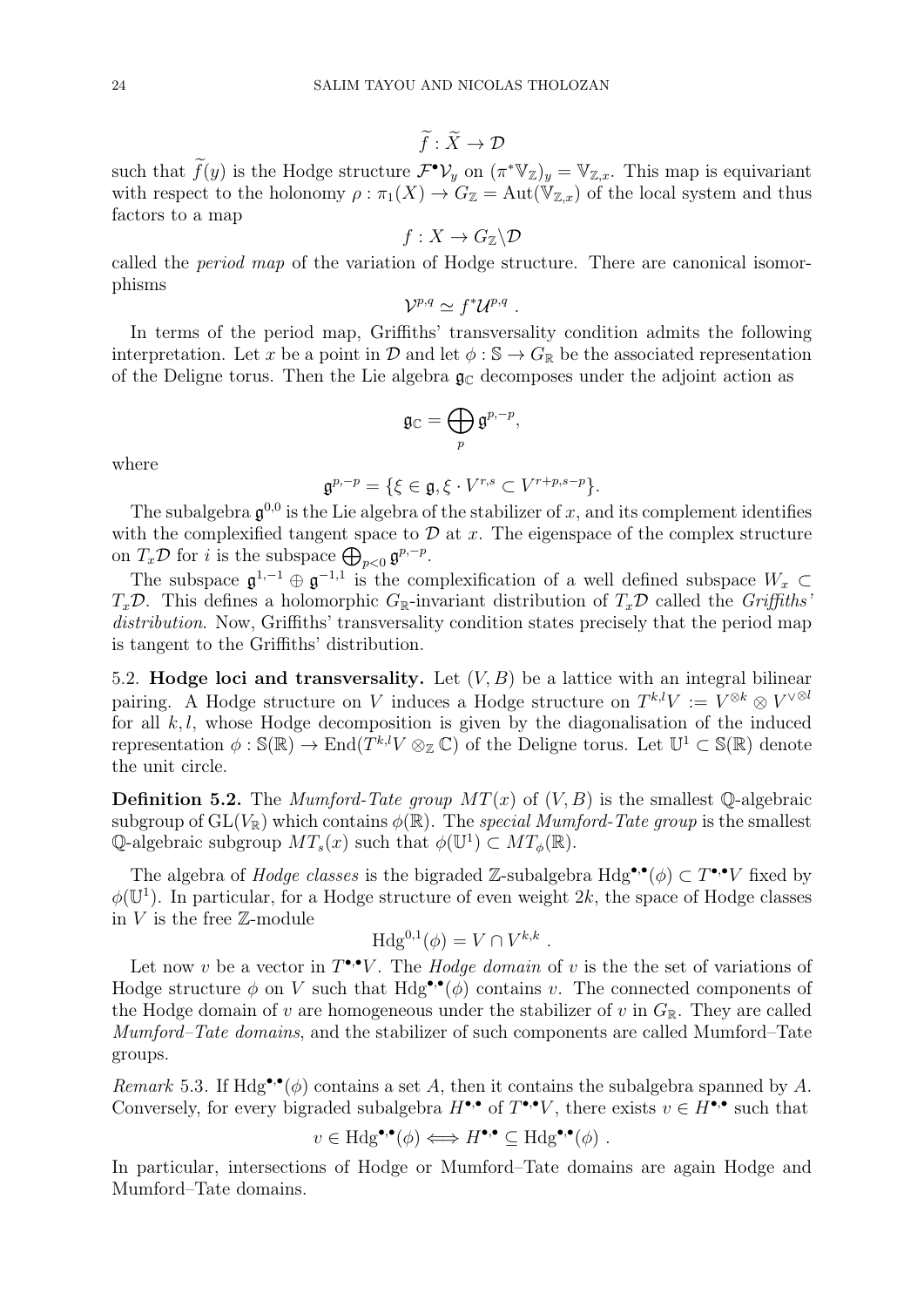$$\widetilde{f} : \widetilde{X} \to \mathcal{D}$$

such that $\widetilde{f}(y)$ is the Hodge structure $\mathcal{F}^\bullet \mathcal{V}_y$ on $(\pi^* \mathbb{V}_\mathbb{Z})_y = \mathbb{V}_{\mathbb{Z},x}$. This map is equivariant with respect to the holonomy $\rho : \pi_1(X) \to G_\mathbb{Z} = \mathrm{Aut}(\mathbb{V}_{\mathbb{Z},x})$ of the local system and thus factors to a map

$$f : X \to G_\mathbb{Z} \backslash \mathcal{D}$$

called the *period map* of the variation of Hodge structure. There are canonical isomorphisms

$$\mathcal{V}^{p,q} \simeq f^* \mathcal{U}^{p,q} \ .$$

In terms of the period map, Griffiths' transversality condition admits the following interpretation. Let $x$ be a point in $\mathcal{D}$ and let $\phi : \mathbb{S} \to G_\mathbb{R}$ be the associated representation of the Deligne torus. Then the Lie algebra $\mathfrak{g}_\mathbb{C}$ decomposes under the adjoint action as

$$\mathfrak{g}_\mathbb{C} = \bigoplus_p \mathfrak{g}^{p,-p},$$

where

$$\mathfrak{g}^{p,-p} = \{\xi \in \mathfrak{g}, \xi \cdot V^{r,s} \subset V^{r+p,s-p}\}.$$

The subalgebra $\mathfrak{g}^{0,0}$ is the Lie algebra of the stabilizer of $x$, and its complement identifies with the complexified tangent space to $\mathcal{D}$ at $x$. The eigenspace of the complex structure on $T_x\mathcal{D}$ for $i$ is the subspace $\bigoplus_{p<0} \mathfrak{g}^{p,-p}$.

The subspace $\mathfrak{g}^{1,-1} \oplus \mathfrak{g}^{-1,1}$ is the complexification of a well defined subspace $W_x \subset T_x\mathcal{D}$. This defines a holomorphic $G_\mathbb{R}$-invariant distribution of $T_x\mathcal{D}$ called the *Griffiths' distribution*. Now, Griffiths' transversality condition states precisely that the period map is tangent to the Griffiths' distribution.

5.2. **Hodge loci and transversality.** Let $(V, B)$ be a lattice with an integral bilinear pairing. A Hodge structure on $V$ induces a Hodge structure on $T^{k,l}V := V^{\otimes k} \otimes V^{\vee \otimes l}$ for all $k, l$, whose Hodge decomposition is given by the diagonalisation of the induced representation $\phi : \mathbb{S}(\mathbb{R}) \to \mathrm{End}(T^{k,l}V \otimes_\mathbb{Z} \mathbb{C})$ of the Deligne torus. Let $\mathbb{U}^1 \subset \mathbb{S}(\mathbb{R})$ denote the unit circle.

**Definition 5.2.** The *Mumford-Tate group* $MT(x)$ of $(V, B)$ is the smallest $\mathbb{Q}$-algebraic subgroup of $\mathrm{GL}(V_\mathbb{R})$ which contains $\phi(\mathbb{R})$. The *special Mumford-Tate group* is the smallest $\mathbb{Q}$-algebraic subgroup $MT_s(x)$ such that $\phi(\mathbb{U}^1) \subset MT_\phi(\mathbb{R})$.

The algebra of *Hodge classes* is the bigraded $\mathbb{Z}$-subalgebra $\mathrm{Hdg}^{\bullet,\bullet}(\phi) \subset T^{\bullet,\bullet}V$ fixed by $\phi(\mathbb{U}^1)$. In particular, for a Hodge structure of even weight $2k$, the space of Hodge classes in $V$ is the free $\mathbb{Z}$-module

$$\mathrm{Hdg}^{0,1}(\phi) = V \cap V^{k,k} \ .$$

Let now $v$ be a vector in $T^{\bullet,\bullet}V$. The *Hodge domain* of $v$ is the the set of variations of Hodge structure $\phi$ on $V$ such that $\mathrm{Hdg}^{\bullet,\bullet}(\phi)$ contains $v$. The connected components of the Hodge domain of $v$ are homogeneous under the stabilizer of $v$ in $G_\mathbb{R}$. They are called *Mumford–Tate domains*, and the stabilizer of such components are called Mumford–Tate groups.

*Remark* 5.3. If $\mathrm{Hdg}^{\bullet,\bullet}(\phi)$ contains a set $A$, then it contains the subalgebra spanned by $A$. Conversely, for every bigraded subalgebra $H^{\bullet,\bullet}$ of $T^{\bullet,\bullet}V$, there exists $v \in H^{\bullet,\bullet}$ such that

$$v \in \mathrm{Hdg}^{\bullet,\bullet}(\phi) \iff H^{\bullet,\bullet} \subseteq \mathrm{Hdg}^{\bullet,\bullet}(\phi) \ .$$

In particular, intersections of Hodge or Mumford–Tate domains are again Hodge and Mumford–Tate domains.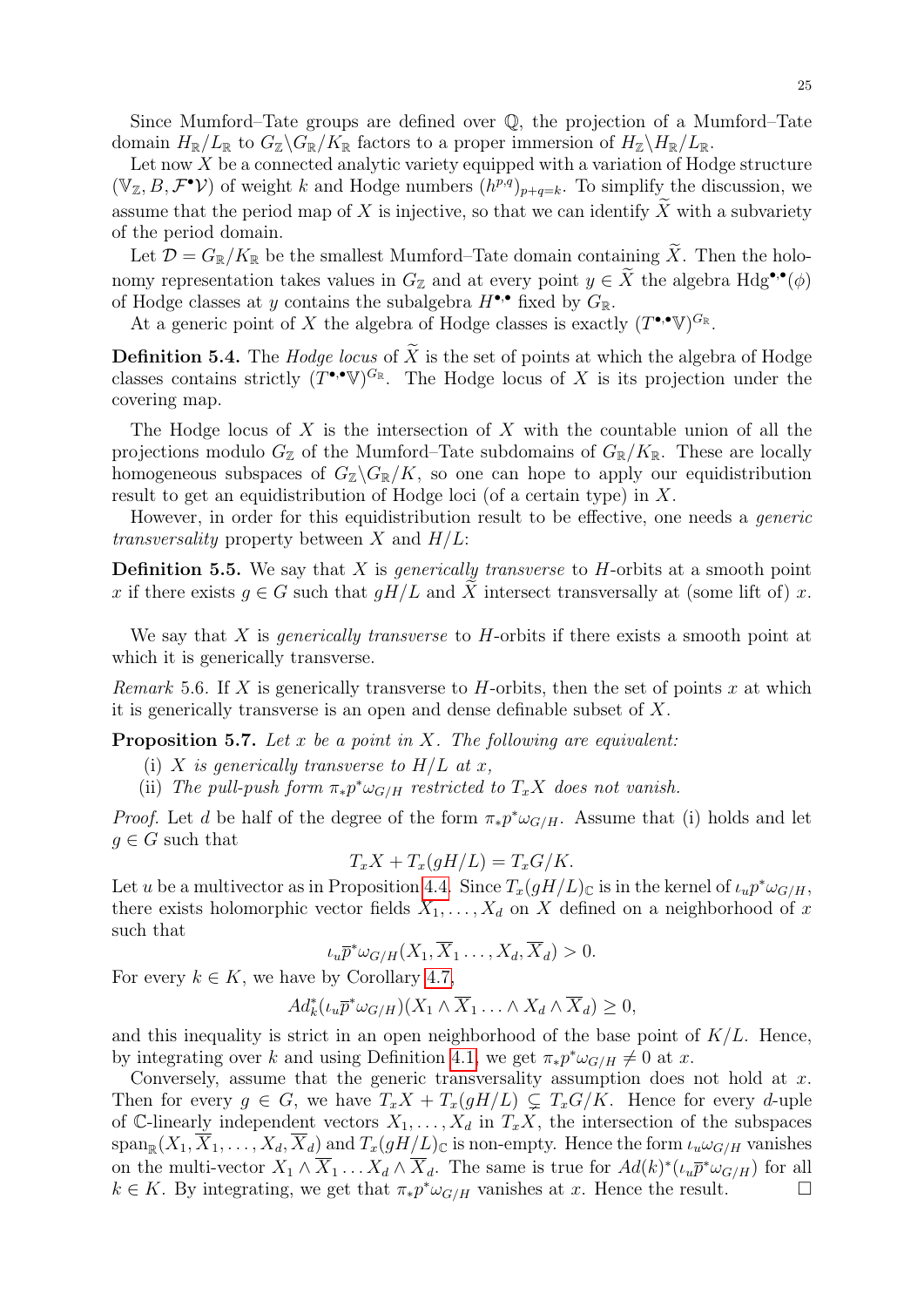Since Mumford–Tate groups are defined over $\mathbb{Q}$, the projection of a Mumford–Tate domain $H_{\mathbb{R}}/L_{\mathbb{R}}$ to $G_{\mathbb{Z}}\backslash G_{\mathbb{R}}/K_{\mathbb{R}}$ factors to a proper immersion of $H_{\mathbb{Z}}\backslash H_{\mathbb{R}}/L_{\mathbb{R}}$.

Let now $X$ be a connected analytic variety equipped with a variation of Hodge structure $(\mathbb{V}_{\mathbb{Z}}, B, \mathcal{F}^{\bullet}\mathcal{V})$ of weight $k$ and Hodge numbers $(h^{p,q})_{p+q=k}$. To simplify the discussion, we assume that the period map of $X$ is injective, so that we can identify $\widetilde{X}$ with a subvariety of the period domain.

Let $\mathcal{D} = G_{\mathbb{R}}/K_{\mathbb{R}}$ be the smallest Mumford–Tate domain containing $\widetilde{X}$. Then the holonomy representation takes values in $G_{\mathbb{Z}}$ and at every point $y \in \widetilde{X}$ the algebra $\mathrm{Hdg}^{\bullet,\bullet}(\phi)$ of Hodge classes at $y$ contains the subalgebra $H^{\bullet,\bullet}$ fixed by $G_{\mathbb{R}}$.

At a generic point of $X$ the algebra of Hodge classes is exactly $(T^{\bullet,\bullet}\mathbb{V})^{G_{\mathbb{R}}}$.

**Definition 5.4.** The *Hodge locus* of $\widetilde{X}$ is the set of points at which the algebra of Hodge classes contains strictly $(T^{\bullet,\bullet}\mathbb{V})^{G_{\mathbb{R}}}$. The Hodge locus of $X$ is its projection under the covering map.

The Hodge locus of $X$ is the intersection of $X$ with the countable union of all the projections modulo $G_{\mathbb{Z}}$ of the Mumford–Tate subdomains of $G_{\mathbb{R}}/K_{\mathbb{R}}$. These are locally homogeneous subspaces of $G_{\mathbb{Z}}\backslash G_{\mathbb{R}}/K$, so one can hope to apply our equidistribution result to get an equidistribution of Hodge loci (of a certain type) in $X$.

However, in order for this equidistribution result to be effective, one needs a *generic transversality* property between $X$ and $H/L$:

**Definition 5.5.** We say that $X$ is *generically transverse* to $H$-orbits at a smooth point $x$ if there exists $g \in G$ such that $gH/L$ and $\widetilde{X}$ intersect transversally at (some lift of) $x$.

We say that $X$ is *generically transverse* to $H$-orbits if there exists a smooth point at which it is generically transverse.

*Remark* 5.6. If $X$ is generically transverse to $H$-orbits, then the set of points $x$ at which it is generically transverse is an open and dense definable subset of $X$.

**Proposition 5.7.** *Let $x$ be a point in $X$. The following are equivalent:*

(i) *$X$ is generically transverse to $H/L$ at $x$,*

(ii) *The pull-push form $\pi_* p^* \omega_{G/H}$ restricted to $T_x X$ does not vanish.*

*Proof.* Let $d$ be half of the degree of the form $\pi_* p^* \omega_{G/H}$. Assume that (i) holds and let $g \in G$ such that

$$T_x X + T_x(gH/L) = T_x G/K.$$

Let $u$ be a multivector as in Proposition 4.4. Since $T_x(gH/L)_{\mathbb{C}}$ is in the kernel of $\iota_u p^* \omega_{G/H}$, there exists holomorphic vector fields $X_1, \ldots, X_d$ on $X$ defined on a neighborhood of $x$ such that

$$\iota_u \overline{p}^* \omega_{G/H}(X_1, \overline{X}_1 \ldots, X_d, \overline{X}_d) > 0.$$

For every $k \in K$, we have by Corollary 4.7,

$$Ad_k^*(\iota_u \overline{p}^* \omega_{G/H})(X_1 \wedge \overline{X}_1 \ldots \wedge X_d \wedge \overline{X}_d) \geq 0,$$

and this inequality is strict in an open neighborhood of the base point of $K/L$. Hence, by integrating over $k$ and using Definition 4.1, we get $\pi_* p^* \omega_{G/H} \neq 0$ at $x$.

Conversely, assume that the generic transversality assumption does not hold at $x$. Then for every $g \in G$, we have $T_x X + T_x(gH/L) \subsetneq T_x G/K$. Hence for every $d$-uple of $\mathbb{C}$-linearly independent vectors $X_1, \ldots, X_d$ in $T_x X$, the intersection of the subspaces $\mathrm{span}_{\mathbb{R}}(X_1, \overline{X}_1, \ldots, X_d, \overline{X}_d)$ and $T_x(gH/L)_{\mathbb{C}}$ is non-empty. Hence the form $\iota_u \omega_{G/H}$ vanishes on the multi-vector $X_1 \wedge \overline{X}_1 \ldots X_d \wedge \overline{X}_d$. The same is true for $Ad(k)^*(\iota_u \overline{p}^* \omega_{G/H})$ for all $k \in K$. By integrating, we get that $\pi_* p^* \omega_{G/H}$ vanishes at $x$. Hence the result. $\square$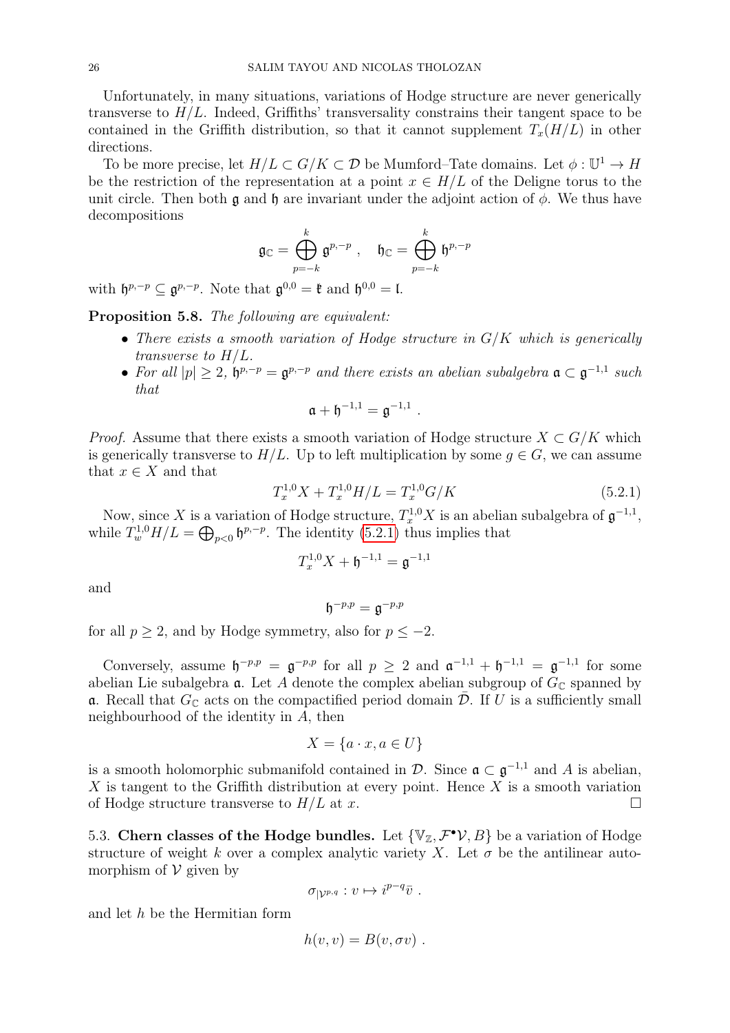Unfortunately, in many situations, variations of Hodge structure are never generically transverse to $H/L$. Indeed, Griffiths' transversality constrains their tangent space to be contained in the Griffith distribution, so that it cannot supplement $T_x(H/L)$ in other directions.

To be more precise, let $H/L \subset G/K \subset \mathcal{D}$ be Mumford–Tate domains. Let $\phi : \mathbb{U}^1 \to H$ be the restriction of the representation at a point $x \in H/L$ of the Deligne torus to the unit circle. Then both $\mathfrak{g}$ and $\mathfrak{h}$ are invariant under the adjoint action of $\phi$. We thus have decompositions

$$\mathfrak{g}_{\mathbb{C}} = \bigoplus_{p=-k}^{k} \mathfrak{g}^{p,-p} \ , \quad \mathfrak{h}_{\mathbb{C}} = \bigoplus_{p=-k}^{k} \mathfrak{h}^{p,-p}$$

with $\mathfrak{h}^{p,-p} \subseteq \mathfrak{g}^{p,-p}$. Note that $\mathfrak{g}^{0,0} = \mathfrak{k}$ and $\mathfrak{h}^{0,0} = \mathfrak{l}$.

**Proposition 5.8.** *The following are equivalent:*

- *There exists a smooth variation of Hodge structure in $G/K$ which is generically transverse to $H/L$.*
- *For all $|p| \geq 2$, $\mathfrak{h}^{p,-p} = \mathfrak{g}^{p,-p}$ and there exists an abelian subalgebra $\mathfrak{a} \subset \mathfrak{g}^{-1,1}$ such that*

$$\mathfrak{a} + \mathfrak{h}^{-1,1} = \mathfrak{g}^{-1,1} \ .$$

*Proof.* Assume that there exists a smooth variation of Hodge structure $X \subset G/K$ which is generically transverse to $H/L$. Up to left multiplication by some $g \in G$, we can assume that $x \in X$ and that

$$T_x^{1,0}X + T_x^{1,0}H/L = T_x^{1,0}G/K \tag{5.2.1}$$

Now, since $X$ is a variation of Hodge structure, $T_x^{1,0}X$ is an abelian subalgebra of $\mathfrak{g}^{-1,1}$, while $T_w^{1,0}H/L = \bigoplus_{p<0} \mathfrak{h}^{p,-p}$. The identity (5.2.1) thus implies that

$$T_x^{1,0}X + \mathfrak{h}^{-1,1} = \mathfrak{g}^{-1,1}$$

and

$$\mathfrak{h}^{-p,p} = \mathfrak{g}^{-p,p}$$

for all $p \geq 2$, and by Hodge symmetry, also for $p \leq -2$.

Conversely, assume $\mathfrak{h}^{-p,p} = \mathfrak{g}^{-p,p}$ for all $p \geq 2$ and $\mathfrak{a}^{-1,1} + \mathfrak{h}^{-1,1} = \mathfrak{g}^{-1,1}$ for some abelian Lie subalgebra $\mathfrak{a}$. Let $A$ denote the complex abelian subgroup of $G_{\mathbb{C}}$ spanned by $\mathfrak{a}$. Recall that $G_{\mathbb{C}}$ acts on the compactified period domain $\bar{\mathcal{D}}$. If $U$ is a sufficiently small neighbourhood of the identity in $A$, then

$$X = \{a \cdot x, a \in U\}$$

is a smooth holomorphic submanifold contained in $\mathcal{D}$. Since $\mathfrak{a} \subset \mathfrak{g}^{-1,1}$ and $A$ is abelian, $X$ is tangent to the Griffith distribution at every point. Hence $X$ is a smooth variation of Hodge structure transverse to $H/L$ at $x$. $\square$

## 5.3. Chern classes of the Hodge bundles.

Let $\{\mathbb{V}_{\mathbb{Z}}, \mathcal{F}^\bullet\mathcal{V}, B\}$ be a variation of Hodge structure of weight $k$ over a complex analytic variety $X$. Let $\sigma$ be the antilinear automorphism of $\mathcal{V}$ given by

$$\sigma_{|\mathcal{V}^{p,q}} : v \mapsto i^{p-q}\bar{v} \ .$$

and let $h$ be the Hermitian form

$$h(v, v) = B(v, \sigma v) \ .$$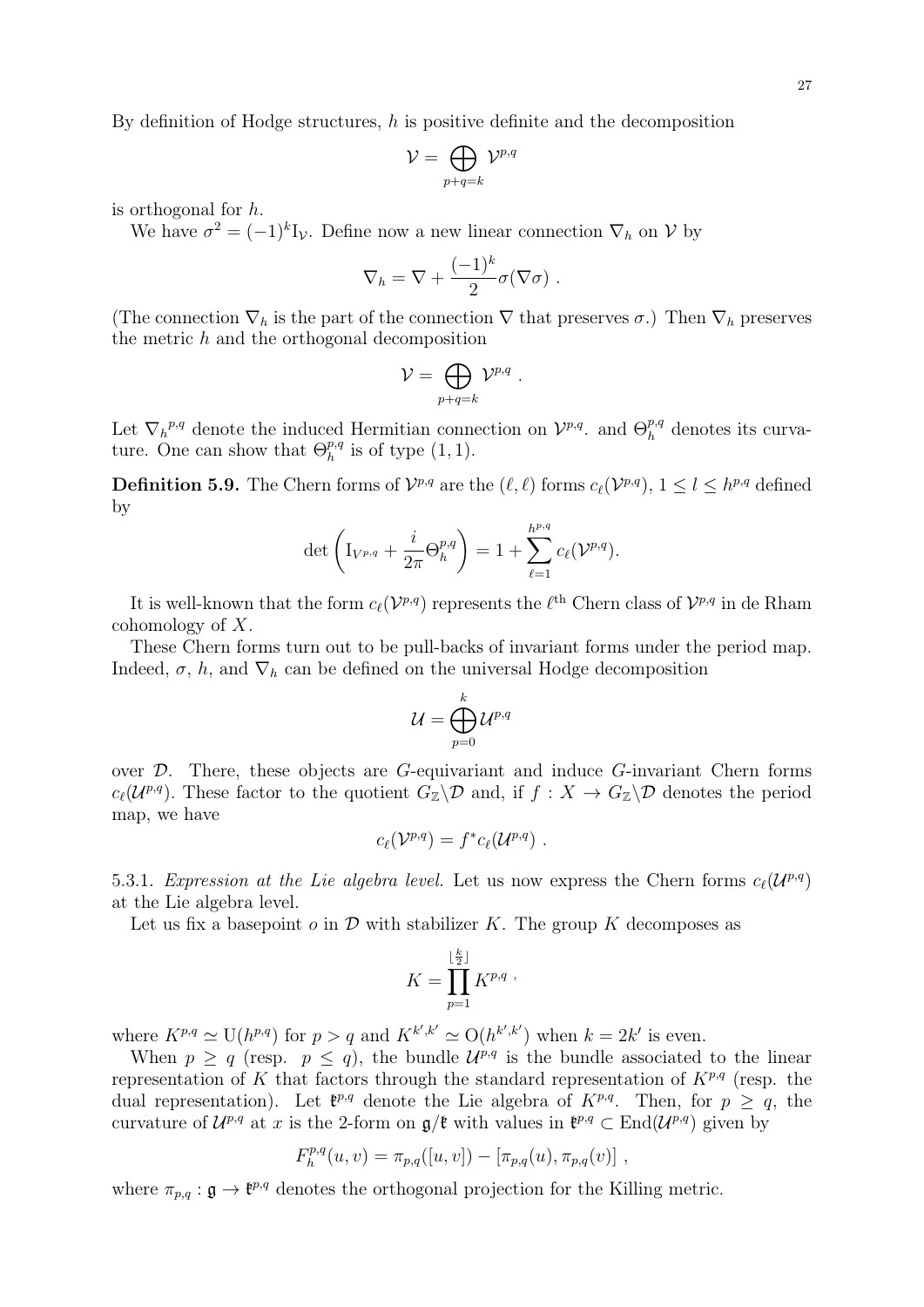By definition of Hodge structures, $h$ is positive definite and the decomposition

$$\mathcal{V} = \bigoplus_{p+q=k} \mathcal{V}^{p,q}$$

is orthogonal for $h$.

We have $\sigma^2 = (-1)^k \mathrm{I}_{\mathcal{V}}$. Define now a new linear connection $\nabla_h$ on $\mathcal{V}$ by

$$\nabla_h = \nabla + \frac{(-1)^k}{2}\sigma(\nabla\sigma) \ .$$

(The connection $\nabla_h$ is the part of the connection $\nabla$ that preserves $\sigma$.) Then $\nabla_h$ preserves the metric $h$ and the orthogonal decomposition

$$\mathcal{V} = \bigoplus_{p+q=k} \mathcal{V}^{p,q} \ .$$

Let ${\nabla_h}^{p,q}$ denote the induced Hermitian connection on $\mathcal{V}^{p,q}$. and $\Theta_h^{p,q}$ denotes its curvature. One can show that $\Theta_h^{p,q}$ is of type $(1,1)$.

**Definition 5.9.** The Chern forms of $\mathcal{V}^{p,q}$ are the $(\ell,\ell)$ forms $c_\ell(\mathcal{V}^{p,q})$, $1 \leq l \leq h^{p,q}$ defined by

$$\det\left(\mathrm{I}_{V^{p,q}} + \frac{i}{2\pi}\Theta_h^{p,q}\right) = 1 + \sum_{\ell=1}^{h^{p,q}} c_\ell(\mathcal{V}^{p,q}).$$

It is well-known that the form $c_\ell(\mathcal{V}^{p,q})$ represents the $\ell^{\text{th}}$ Chern class of $\mathcal{V}^{p,q}$ in de Rham cohomology of $X$.

These Chern forms turn out to be pull-backs of invariant forms under the period map. Indeed, $\sigma$, $h$, and $\nabla_h$ can be defined on the universal Hodge decomposition

$$\mathcal{U} = \bigoplus_{p=0}^{k} \mathcal{U}^{p,q}$$

over $\mathcal{D}$. There, these objects are $G$-equivariant and induce $G$-invariant Chern forms $c_\ell(\mathcal{U}^{p,q})$. These factor to the quotient $G_{\mathbb{Z}}\backslash\mathcal{D}$ and, if $f : X \to G_{\mathbb{Z}}\backslash\mathcal{D}$ denotes the period map, we have

$$c_\ell(\mathcal{V}^{p,q}) = f^* c_\ell(\mathcal{U}^{p,q}) \ .$$

5.3.1. *Expression at the Lie algebra level.* Let us now express the Chern forms $c_\ell(\mathcal{U}^{p,q})$ at the Lie algebra level.

Let us fix a basepoint $o$ in $\mathcal{D}$ with stabilizer $K$. The group $K$ decomposes as

$$K = \prod_{p=1}^{\lfloor \frac{k}{2} \rfloor} K^{p,q} \ ,$$

where $K^{p,q} \simeq \mathrm{U}(h^{p,q})$ for $p > q$ and $K^{k',k'} \simeq \mathrm{O}(h^{k',k'})$ when $k = 2k'$ is even.

When $p \geq q$ (resp. $p \leq q$), the bundle $\mathcal{U}^{p,q}$ is the bundle associated to the linear representation of $K$ that factors through the standard representation of $K^{p,q}$ (resp. the dual representation). Let $\mathfrak{k}^{p,q}$ denote the Lie algebra of $K^{p,q}$. Then, for $p \geq q$, the curvature of $\mathcal{U}^{p,q}$ at $x$ is the 2-form on $\mathfrak{g}/\mathfrak{k}$ with values in $\mathfrak{k}^{p,q} \subset \mathrm{End}(\mathcal{U}^{p,q})$ given by

$$F_h^{p,q}(u,v) = \pi_{p,q}([u,v]) - [\pi_{p,q}(u), \pi_{p,q}(v)] \ ,$$

where $\pi_{p,q} : \mathfrak{g} \to \mathfrak{k}^{p,q}$ denotes the orthogonal projection for the Killing metric.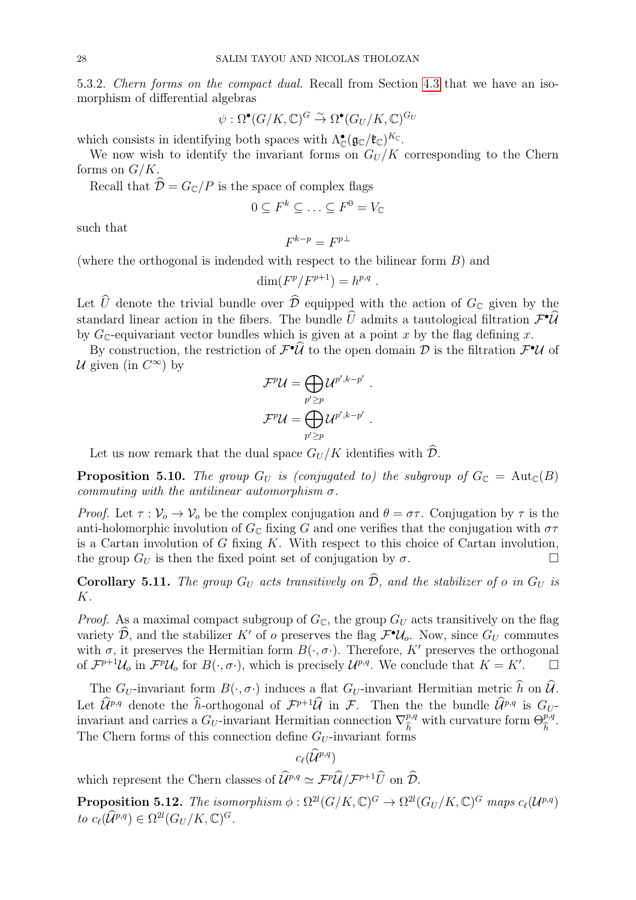5.3.2. *Chern forms on the compact dual.* Recall from Section 4.3 that we have an isomorphism of differential algebras

$$\psi : \Omega^\bullet(G/K, \mathbb{C})^G \xrightarrow{\sim} \Omega^\bullet(G_U/K, \mathbb{C})^{G_U}$$

which consists in identifying both spaces with $\Lambda^\bullet_{\mathbb{C}}(\mathfrak{g}_{\mathbb{C}}/\mathfrak{k}_{\mathbb{C}})^{K_{\mathbb{C}}}$.

We now wish to identify the invariant forms on $G_U/K$ corresponding to the Chern forms on $G/K$.

Recall that $\widehat{\mathcal{D}} = G_{\mathbb{C}}/P$ is the space of complex flags

$$0 \subseteq F^k \subseteq \ldots \subseteq F^0 = V_{\mathbb{C}}$$

such that

$$F^{k-p} = F^{p\perp}$$

(where the orthogonal is indended with respect to the bilinear form $B$) and

$$\dim(F^p/F^{p+1}) = h^{p,q} .$$

Let $\widehat{U}$ denote the trivial bundle over $\widehat{\mathcal{D}}$ equipped with the action of $G_{\mathbb{C}}$ given by the standard linear action in the fibers. The bundle $\widehat{U}$ admits a tautological filtration $\mathcal{F}^\bullet\widehat{\mathcal{U}}$ by $G_{\mathbb{C}}$-equivariant vector bundles which is given at a point $x$ by the flag defining $x$.

By construction, the restriction of $\mathcal{F}^\bullet\widehat{\mathcal{U}}$ to the open domain $\mathcal{D}$ is the filtration $\mathcal{F}^\bullet\mathcal{U}$ of $\mathcal{U}$ given (in $C^\infty$) by

$$\mathcal{F}^p\mathcal{U} = \bigoplus_{p' \geq p} \mathcal{U}^{p',k-p'} .$$

$$\mathcal{F}^p\mathcal{U} = \bigoplus_{p' \geq p} \mathcal{U}^{p',k-p'} .$$

Let us now remark that the dual space $G_U/K$ identifies with $\widehat{\mathcal{D}}$.

**Proposition 5.10.** *The group $G_U$ is (conjugated to) the subgroup of $G_{\mathbb{C}} = \mathrm{Aut}_{\mathbb{C}}(B)$ commuting with the antilinear automorphism $\sigma$.*

*Proof.* Let $\tau : \mathcal{V}_o \to \mathcal{V}_o$ be the complex conjugation and $\theta = \sigma\tau$. Conjugation by $\tau$ is the anti-holomorphic involution of $G_{\mathbb{C}}$ fixing $G$ and one verifies that the conjugation with $\sigma\tau$ is a Cartan involution of $G$ fixing $K$. With respect to this choice of Cartan involution, the group $G_U$ is then the fixed point set of conjugation by $\sigma$. $\square$

**Corollary 5.11.** *The group $G_U$ acts transitively on $\widehat{\mathcal{D}}$, and the stabilizer of $o$ in $G_U$ is $K$.*

*Proof.* As a maximal compact subgroup of $G_{\mathbb{C}}$, the group $G_U$ acts transitively on the flag variety $\widehat{\mathcal{D}}$, and the stabilizer $K'$ of $o$ preserves the flag $\mathcal{F}^\bullet\mathcal{U}_o$. Now, since $G_U$ commutes with $\sigma$, it preserves the Hermitian form $B(\cdot, \sigma\cdot)$. Therefore, $K'$ preserves the orthogonal of $\mathcal{F}^{p+1}\mathcal{U}_o$ in $\mathcal{F}^p\mathcal{U}_o$ for $B(\cdot,\sigma\cdot)$, which is precisely $\mathcal{U}^{p,q}$. We conclude that $K = K'$. $\square$

The $G_U$-invariant form $B(\cdot,\sigma\cdot)$ induces a flat $G_U$-invariant Hermitian metric $\widehat{h}$ on $\widehat{\mathcal{U}}$. Let $\widehat{\mathcal{U}}^{p,q}$ denote the $\widehat{h}$-orthogonal of $\mathcal{F}^{p+1}\widehat{\mathcal{U}}$ in $\mathcal{F}$. Then the the bundle $\widehat{\mathcal{U}}^{p,q}$ is $G_U$-invariant and carries a $G_U$-invariant Hermitian connection $\nabla^{p,q}_{\widehat{h}}$ with curvature form $\Theta^{p,q}_{\widehat{h}}$. The Chern forms of this connection define $G_U$-invariant forms

$$c_\ell(\widehat{\mathcal{U}}^{p,q})$$

which represent the Chern classes of $\widehat{\mathcal{U}}^{p,q} \simeq \mathcal{F}^p\widehat{\mathcal{U}}/\mathcal{F}^{p+1}\widehat{U}$ on $\widehat{\mathcal{D}}$.

**Proposition 5.12.** *The isomorphism $\phi : \Omega^{2l}(G/K, \mathbb{C})^G \to \Omega^{2l}(G_U/K, \mathbb{C})^G$ maps $c_\ell(\mathcal{U}^{p,q})$ to $c_\ell(\widehat{\mathcal{U}}^{p,q}) \in \Omega^{2l}(G_U/K, \mathbb{C})^G$.*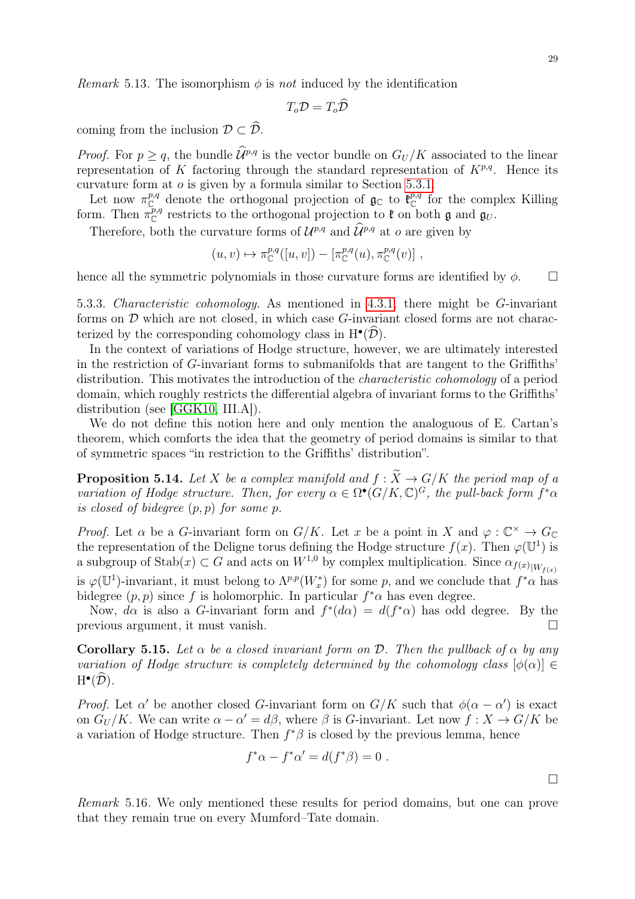*Remark* 5.13. The isomorphism $\phi$ is *not* induced by the identification

$$T_o\mathcal{D} = T_o\widehat{\mathcal{D}}$$

coming from the inclusion $\mathcal{D} \subset \widehat{\mathcal{D}}$.

*Proof.* For $p \geq q$, the bundle $\widehat{\mathcal{U}}^{p,q}$ is the vector bundle on $G_U/K$ associated to the linear representation of $K$ factoring through the standard representation of $K^{p,q}$. Hence its curvature form at $o$ is given by a formula similar to Section 5.3.1.

Let now $\pi_{\mathbb{C}}^{p,q}$ denote the orthogonal projection of $\mathfrak{g}_{\mathbb{C}}$ to $\mathfrak{k}_{\mathbb{C}}^{p,q}$ for the complex Killing form. Then $\pi_{\mathbb{C}}^{p,q}$ restricts to the orthogonal projection to $\mathfrak{k}$ on both $\mathfrak{g}$ and $\mathfrak{g}_U$.

Therefore, both the curvature forms of $\mathcal{U}^{p,q}$ and $\widehat{\mathcal{U}}^{p,q}$ at $o$ are given by

$$(u,v) \mapsto \pi_{\mathbb{C}}^{p,q}([u,v]) - [\pi_{\mathbb{C}}^{p,q}(u), \pi_{\mathbb{C}}^{p,q}(v)] ,$$

hence all the symmetric polynomials in those curvature forms are identified by $\phi$. □

5.3.3. *Characteristic cohomology.* As mentioned in 4.3.1, there might be $G$-invariant forms on $\mathcal{D}$ which are not closed, in which case $G$-invariant closed forms are not characterized by the corresponding cohomology class in $\mathrm{H}^\bullet(\widehat{\mathcal{D}})$.

In the context of variations of Hodge structure, however, we are ultimately interested in the restriction of $G$-invariant forms to submanifolds that are tangent to the Griffiths' distribution. This motivates the introduction of the *characteristic cohomology* of a period domain, which roughly restricts the differential algebra of invariant forms to the Griffiths' distribution (see [GGK10, III.A]).

We do not define this notion here and only mention the analoguous of E. Cartan's theorem, which comforts the idea that the geometry of period domains is similar to that of symmetric spaces "in restriction to the Griffiths' distribution".

**Proposition 5.14.** *Let $X$ be a complex manifold and $f : \widetilde{X} \to G/K$ the period map of a variation of Hodge structure. Then, for every $\alpha \in \Omega^\bullet(G/K, \mathbb{C})^G$, the pull-back form $f^*\alpha$ is closed of bidegree $(p,p)$ for some $p$.*

*Proof.* Let $\alpha$ be a $G$-invariant form on $G/K$. Let $x$ be a point in $X$ and $\varphi : \mathbb{C}^\times \to G_{\mathbb{C}}$ the representation of the Deligne torus defining the Hodge structure $f(x)$. Then $\varphi(\mathbb{U}^1)$ is a subgroup of $\mathrm{Stab}(x) \subset G$ and acts on $W^{1,0}$ by complex multiplication. Since $\alpha_{f(x)|W_{f(x)}}$ is $\varphi(\mathbb{U}^1)$-invariant, it must belong to $\Lambda^{p,p}(W_x^*)$ for some $p$, and we conclude that $f^*\alpha$ has bidegree $(p,p)$ since $f$ is holomorphic. In particular $f^*\alpha$ has even degree.

Now, $d\alpha$ is also a $G$-invariant form and $f^*(d\alpha) = d(f^*\alpha)$ has odd degree. By the previous argument, it must vanish. □

**Corollary 5.15.** *Let $\alpha$ be a closed invariant form on $\mathcal{D}$. Then the pullback of $\alpha$ by any variation of Hodge structure is completely determined by the cohomology class $[\phi(\alpha)] \in \mathrm{H}^\bullet(\widehat{\mathcal{D}})$.*

*Proof.* Let $\alpha'$ be another closed $G$-invariant form on $G/K$ such that $\phi(\alpha - \alpha')$ is exact on $G_U/K$. We can write $\alpha - \alpha' = d\beta$, where $\beta$ is $G$-invariant. Let now $f : X \to G/K$ be a variation of Hodge structure. Then $f^*\beta$ is closed by the previous lemma, hence

$$f^*\alpha - f^*\alpha' = d(f^*\beta) = 0 .$$

□

*Remark* 5.16. We only mentioned these results for period domains, but one can prove that they remain true on every Mumford–Tate domain.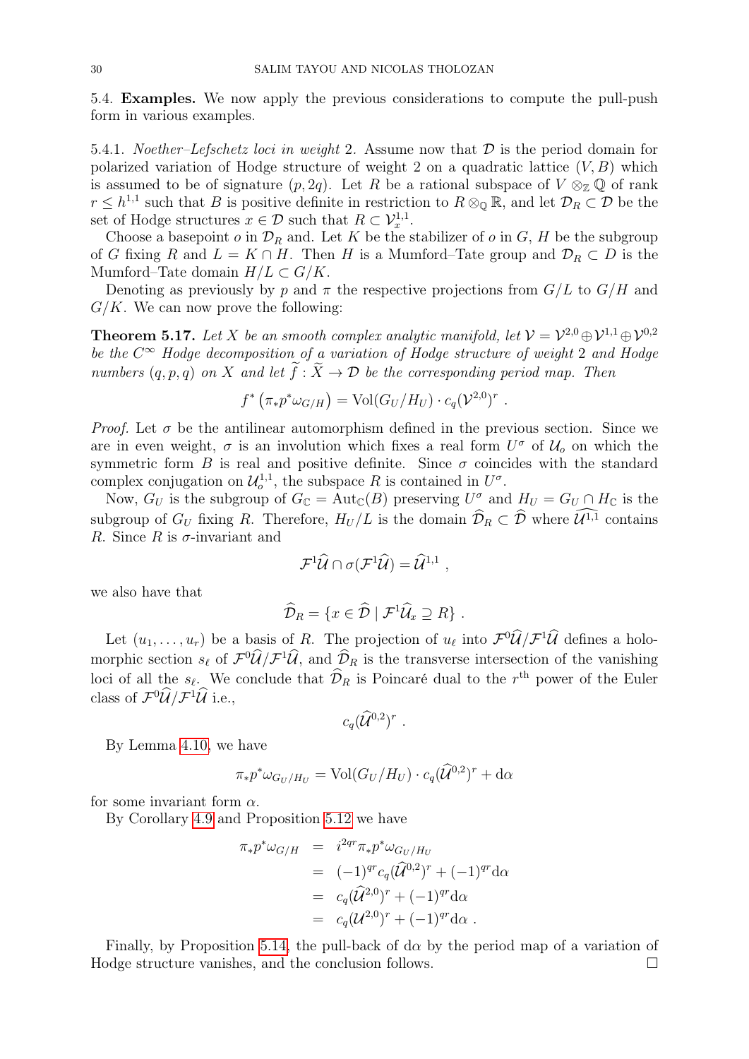5.4. **Examples.** We now apply the previous considerations to compute the pull-push form in various examples.

5.4.1. *Noether–Lefschetz loci in weight* 2. Assume now that $\mathcal{D}$ is the period domain for polarized variation of Hodge structure of weight 2 on a quadratic lattice $(V, B)$ which is assumed to be of signature $(p, 2q)$. Let $R$ be a rational subspace of $V \otimes_{\mathbb{Z}} \mathbb{Q}$ of rank $r \leq h^{1,1}$ such that $B$ is positive definite in restriction to $R \otimes_{\mathbb{Q}} \mathbb{R}$, and let $\mathcal{D}_R \subset \mathcal{D}$ be the set of Hodge structures $x \in \mathcal{D}$ such that $R \subset \mathcal{V}^{1,1}_x$.

Choose a basepoint $o$ in $\mathcal{D}_R$ and. Let $K$ be the stabilizer of $o$ in $G$, $H$ be the subgroup of $G$ fixing $R$ and $L = K \cap H$. Then $H$ is a Mumford–Tate group and $\mathcal{D}_R \subset D$ is the Mumford–Tate domain $H/L \subset G/K$.

Denoting as previously by $p$ and $\pi$ the respective projections from $G/L$ to $G/H$ and $G/K$. We can now prove the following:

**Theorem 5.17.** *Let $X$ be an smooth complex analytic manifold, let $\mathcal{V} = \mathcal{V}^{2,0} \oplus \mathcal{V}^{1,1} \oplus \mathcal{V}^{0,2}$ be the $C^\infty$ Hodge decomposition of a variation of Hodge structure of weight 2 and Hodge numbers $(q, p, q)$ on $X$ and let $\widetilde{f} : \widetilde{X} \to \mathcal{D}$ be the corresponding period map. Then*

$$f^*\left(\pi_* p^* \omega_{G/H}\right) = \mathrm{Vol}(G_U/H_U) \cdot c_q(\mathcal{V}^{2,0})^r \ .$$

*Proof.* Let $\sigma$ be the antilinear automorphism defined in the previous section. Since we are in even weight, $\sigma$ is an involution which fixes a real form $U^\sigma$ of $\mathcal{U}_o$ on which the symmetric form $B$ is real and positive definite. Since $\sigma$ coincides with the standard complex conjugation on $\mathcal{U}^{1,1}_o$, the subspace $R$ is contained in $U^\sigma$.

Now, $G_U$ is the subgroup of $G_{\mathbb{C}} = \mathrm{Aut}_{\mathbb{C}}(B)$ preserving $U^\sigma$ and $H_U = G_U \cap H_{\mathbb{C}}$ is the subgroup of $G_U$ fixing $R$. Therefore, $H_U/L$ is the domain $\widehat{\mathcal{D}}_R \subset \widehat{\mathcal{D}}$ where $\widehat{\mathcal{U}^{1,1}}$ contains $R$. Since $R$ is $\sigma$-invariant and

$$\mathcal{F}^1\widehat{\mathcal{U}} \cap \sigma(\mathcal{F}^1\widehat{\mathcal{U}}) = \widehat{\mathcal{U}}^{1,1} \ ,$$

we also have that

$$\widehat{\mathcal{D}}_R = \{x \in \widehat{\mathcal{D}} \mid \mathcal{F}^1\widehat{\mathcal{U}}_x \supseteq R\} \ .$$

Let $(u_1, \ldots, u_r)$ be a basis of $R$. The projection of $u_\ell$ into $\mathcal{F}^0\widehat{\mathcal{U}}/\mathcal{F}^1\widehat{\mathcal{U}}$ defines a holomorphic section $s_\ell$ of $\mathcal{F}^0\widehat{\mathcal{U}}/\mathcal{F}^1\widehat{\mathcal{U}}$, and $\widehat{\mathcal{D}}_R$ is the transverse intersection of the vanishing loci of all the $s_\ell$. We conclude that $\widehat{\mathcal{D}}_R$ is Poincaré dual to the $r^{\text{th}}$ power of the Euler class of $\mathcal{F}^0\widehat{\mathcal{U}}/\mathcal{F}^1\widehat{\mathcal{U}}$ i.e.,

$$c_q(\widehat{\mathcal{U}}^{0,2})^r \ .$$

By Lemma 4.10, we have

$$\pi_* p^* \omega_{G_U/H_U} = \mathrm{Vol}(G_U/H_U) \cdot c_q(\widehat{\mathcal{U}}^{0,2})^r + \mathrm{d}\alpha$$

for some invariant form $\alpha$.

By Corollary 4.9 and Proposition 5.12 we have

$$\begin{aligned}
\pi_* p^* \omega_{G/H} &= i^{2qr} \pi_* p^* \omega_{G_U/H_U} \\
&= (-1)^{qr} c_q(\widehat{\mathcal{U}}^{0,2})^r + (-1)^{qr}\mathrm{d}\alpha \\
&= c_q(\widehat{\mathcal{U}}^{2,0})^r + (-1)^{qr}\mathrm{d}\alpha \\
&= c_q(\mathcal{U}^{2,0})^r + (-1)^{qr}\mathrm{d}\alpha \ .
\end{aligned}$$

Finally, by Proposition 5.14, the pull-back of $\mathrm{d}\alpha$ by the period map of a variation of Hodge structure vanishes, and the conclusion follows. $\square$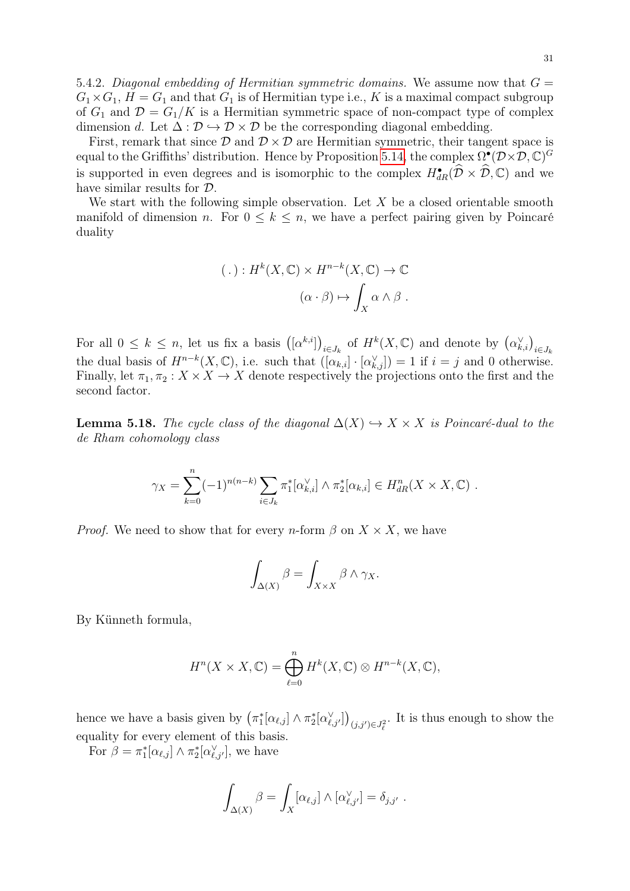5.4.2. *Diagonal embedding of Hermitian symmetric domains.* We assume now that $G = G_1 \times G_1$, $H = G_1$ and that $G_1$ is of Hermitian type i.e., $K$ is a maximal compact subgroup of $G_1$ and $\mathcal{D} = G_1/K$ is a Hermitian symmetric space of non-compact type of complex dimension $d$. Let $\Delta : \mathcal{D} \hookrightarrow \mathcal{D} \times \mathcal{D}$ be the corresponding diagonal embedding.

First, remark that since $\mathcal{D}$ and $\mathcal{D} \times \mathcal{D}$ are Hermitian symmetric, their tangent space is equal to the Griffiths' distribution. Hence by Proposition 5.14, the complex $\Omega^\bullet(\mathcal{D}\times\mathcal{D}, \mathbb{C})^G$ is supported in even degrees and is isomorphic to the complex $H^\bullet_{dR}(\widehat{\mathcal{D}} \times \widehat{\mathcal{D}}, \mathbb{C})$ and we have similar results for $\mathcal{D}$.

We start with the following simple observation. Let $X$ be a closed orientable smooth manifold of dimension $n$. For $0 \leq k \leq n$, we have a perfect pairing given by Poincaré duality

$$
\begin{aligned}
(\,.\,) : H^k(X, \mathbb{C}) \times H^{n-k}(X, \mathbb{C}) &\to \mathbb{C} \\
(\alpha \cdot \beta) &\mapsto \int_X \alpha \wedge \beta \,.
\end{aligned}
$$

For all $0 \leq k \leq n$, let us fix a basis $\left([\alpha^{k,i}]\right)_{i\in J_k}$ of $H^k(X, \mathbb{C})$ and denote by $\left(\alpha^\vee_{k,i}\right)_{i\in J_k}$ the dual basis of $H^{n-k}(X, \mathbb{C})$, i.e. such that $([\alpha_{k,i}] \cdot [\alpha^\vee_{k,j}]) = 1$ if $i = j$ and 0 otherwise. Finally, let $\pi_1, \pi_2 : X \times X \to X$ denote respectively the projections onto the first and the second factor.

**Lemma 5.18.** *The cycle class of the diagonal $\Delta(X) \hookrightarrow X \times X$ is Poincaré-dual to the de Rham cohomology class*

$$
\gamma_X = \sum_{k=0}^{n} (-1)^{n(n-k)} \sum_{i\in J_k} \pi_1^*[\alpha^\vee_{k,i}] \wedge \pi_2^*[\alpha_{k,i}] \in H^n_{dR}(X \times X, \mathbb{C}) \,.
$$

*Proof.* We need to show that for every $n$-form $\beta$ on $X \times X$, we have

$$
\int_{\Delta(X)} \beta = \int_{X\times X} \beta \wedge \gamma_X.
$$

By Künneth formula,

$$
H^n(X \times X, \mathbb{C}) = \bigoplus_{\ell=0}^{n} H^k(X, \mathbb{C}) \otimes H^{n-k}(X, \mathbb{C}),
$$

hence we have a basis given by $\left(\pi_1^*[\alpha_{\ell,j}] \wedge \pi_2^*[\alpha^\vee_{\ell,j'}]\right)_{(j,j')\in J_\ell^2}$. It is thus enough to show the equality for every element of this basis.

For $\beta = \pi_1^*[\alpha_{\ell,j}] \wedge \pi_2^*[\alpha^\vee_{\ell,j'}]$, we have

$$
\int_{\Delta(X)} \beta = \int_X [\alpha_{\ell,j}] \wedge [\alpha^\vee_{\ell,j'}] = \delta_{j,j'} \,.
$$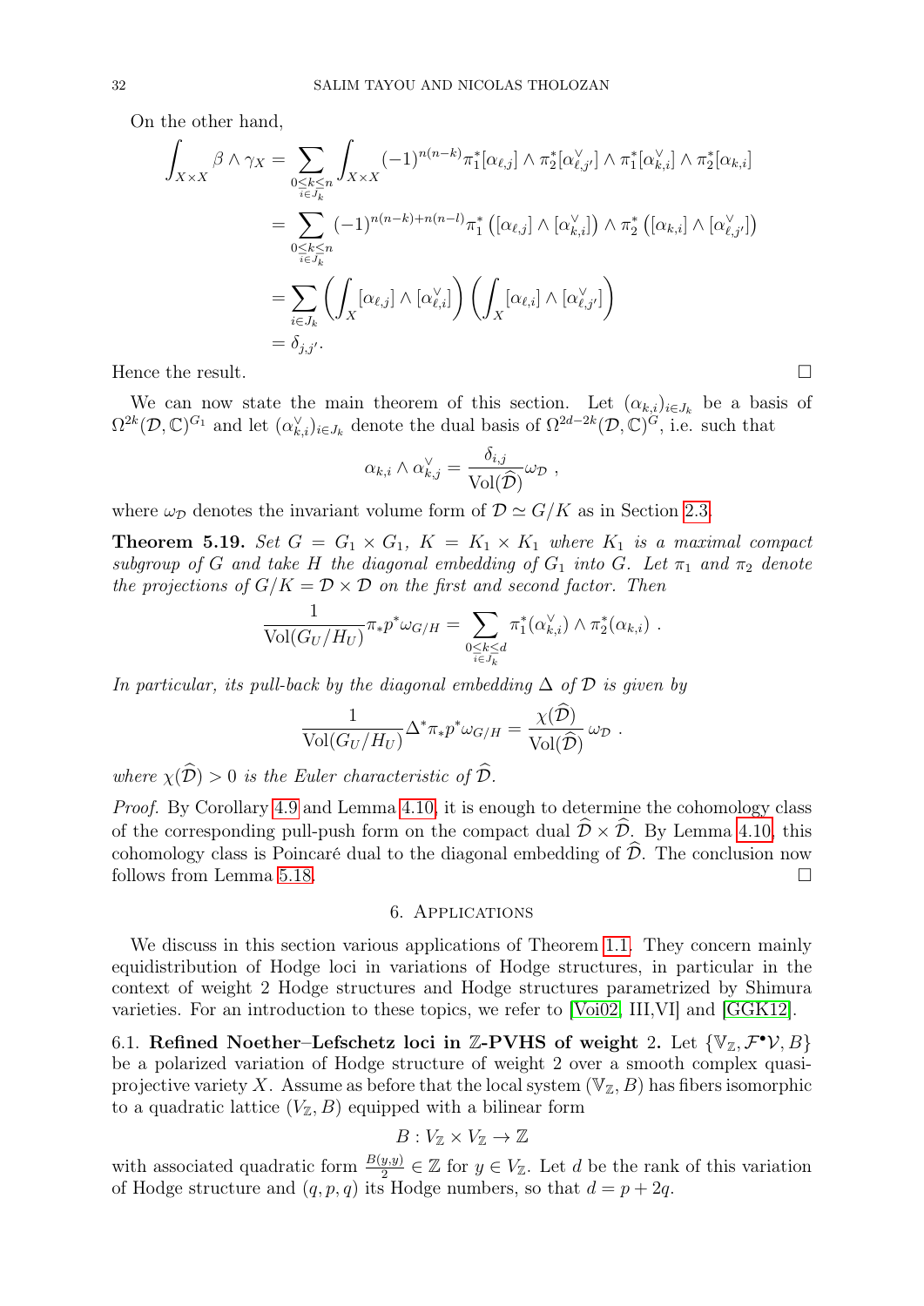On the other hand,

$$
\begin{aligned}
\int_{X\times X} \beta \wedge \gamma_X &= \sum_{\substack{0\leq k\leq n\\ i\in J_k}} \int_{X\times X} (-1)^{n(n-k)} \pi_1^*[\alpha_{\ell,j}] \wedge \pi_2^*[\alpha_{\ell,j'}^\vee] \wedge \pi_1^*[\alpha_{k,i}^\vee] \wedge \pi_2^*[\alpha_{k,i}] \\
&= \sum_{\substack{0\leq k\leq n\\ i\in J_k}} (-1)^{n(n-k)+n(n-l)} \pi_1^*\left([\alpha_{\ell,j}] \wedge [\alpha_{k,i}^\vee]\right) \wedge \pi_2^*\left([\alpha_{k,i}] \wedge [\alpha_{\ell,j'}^\vee]\right) \\
&= \sum_{i\in J_k} \left(\int_X [\alpha_{\ell,j}] \wedge [\alpha_{\ell,i}^\vee]\right)\left(\int_X [\alpha_{\ell,i}] \wedge [\alpha_{\ell,j'}^\vee]\right) \\
&= \delta_{j,j'}.
\end{aligned}
$$

Hence the result. ☐

We can now state the main theorem of this section. Let $(\alpha_{k,i})_{i\in J_k}$ be a basis of $\Omega^{2k}(\mathcal{D},\mathbb{C})^{G_1}$ and let $(\alpha_{k,i}^\vee)_{i\in J_k}$ denote the dual basis of $\Omega^{2d-2k}(\mathcal{D},\mathbb{C})^{G}$, i.e. such that

$$
\alpha_{k,i} \wedge \alpha_{k,j}^\vee = \frac{\delta_{i,j}}{\mathrm{Vol}(\widehat{\mathcal{D}})} \omega_{\mathcal{D}} ,
$$

where $\omega_{\mathcal{D}}$ denotes the invariant volume form of $\mathcal{D} \simeq G/K$ as in Section 2.3.

**Theorem 5.19.** *Set $G = G_1 \times G_1$, $K = K_1 \times K_1$ where $K_1$ is a maximal compact subgroup of $G$ and take $H$ the diagonal embedding of $G_1$ into $G$. Let $\pi_1$ and $\pi_2$ denote the projections of $G/K = \mathcal{D}\times\mathcal{D}$ on the first and second factor. Then*

$$
\frac{1}{\mathrm{Vol}(G_U/H_U)} \pi_* p^* \omega_{G/H} = \sum_{\substack{0\leq k\leq d\\ i\in J_k}} \pi_1^*(\alpha_{k,i}^\vee) \wedge \pi_2^*(\alpha_{k,i}) \ .
$$

*In particular, its pull-back by the diagonal embedding $\Delta$ of $\mathcal{D}$ is given by*

$$
\frac{1}{\mathrm{Vol}(G_U/H_U)} \Delta^* \pi_* p^* \omega_{G/H} = \frac{\chi(\widehat{\mathcal{D}})}{\mathrm{Vol}(\widehat{\mathcal{D}})}\, \omega_{\mathcal{D}} \ .
$$

*where $\chi(\widehat{\mathcal{D}}) > 0$ is the Euler characteristic of $\widehat{\mathcal{D}}$.*

*Proof.* By Corollary 4.9 and Lemma 4.10, it is enough to determine the cohomology class of the corresponding pull-push form on the compact dual $\widehat{\mathcal{D}} \times \widehat{\mathcal{D}}$. By Lemma 4.10, this cohomology class is Poincaré dual to the diagonal embedding of $\widehat{\mathcal{D}}$. The conclusion now follows from Lemma 5.18. ☐

## 6. Applications

We discuss in this section various applications of Theorem 1.1. They concern mainly equidistribution of Hodge loci in variations of Hodge structures, in particular in the context of weight 2 Hodge structures and Hodge structures parametrized by Shimura varieties. For an introduction to these topics, we refer to [Voi02, III,VI] and [GGK12].

6.1. **Refined Noether–Lefschetz loci in $\mathbb{Z}$-PVHS of weight 2.** Let $\{\mathbb{V}_\mathbb{Z}, \mathcal{F}^\bullet\mathcal{V}, B\}$ be a polarized variation of Hodge structure of weight 2 over a smooth complex quasi-projective variety $X$. Assume as before that the local system $(\mathbb{V}_\mathbb{Z}, B)$ has fibers isomorphic to a quadratic lattice $(V_\mathbb{Z}, B)$ equipped with a bilinear form

$$
B : V_\mathbb{Z} \times V_\mathbb{Z} \to \mathbb{Z}
$$

with associated quadratic form $\frac{B(y,y)}{2} \in \mathbb{Z}$ for $y \in V_\mathbb{Z}$. Let $d$ be the rank of this variation of Hodge structure and $(q,p,q)$ its Hodge numbers, so that $d = p + 2q$.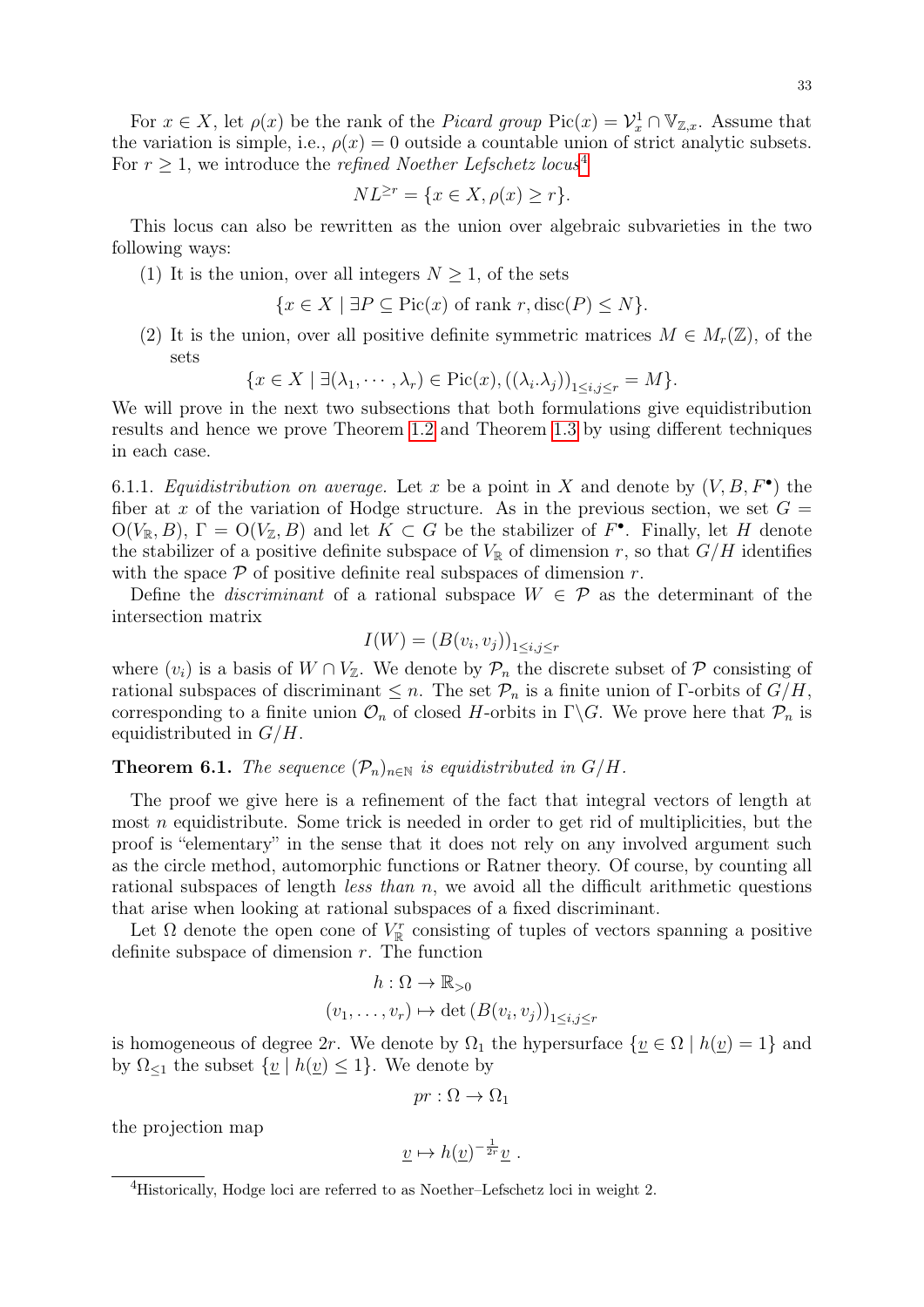For $x \in X$, let $\rho(x)$ be the rank of the *Picard group* $\mathrm{Pic}(x) = \mathcal{V}^1_x \cap \mathbb{V}_{\mathbb{Z},x}$. Assume that the variation is simple, i.e., $\rho(x) = 0$ outside a countable union of strict analytic subsets. For $r \geq 1$, we introduce the *refined Noether Lefschetz locus*[4]

$$NL^{\geq r} = \{x \in X, \rho(x) \geq r\}.$$

This locus can also be rewritten as the union over algebraic subvarieties in the two following ways:

(1) It is the union, over all integers $N \geq 1$, of the sets

$$\{x \in X \mid \exists P \subseteq \mathrm{Pic}(x) \text{ of rank } r, \mathrm{disc}(P) \leq N\}.$$

(2) It is the union, over all positive definite symmetric matrices $M \in M_r(\mathbb{Z})$, of the sets

$$\{x \in X \mid \exists(\lambda_1, \cdots, \lambda_r) \in \mathrm{Pic}(x), ((\lambda_i.\lambda_j))_{1 \leq i,j \leq r} = M\}.$$

We will prove in the next two subsections that both formulations give equidistribution results and hence we prove Theorem 1.2 and Theorem 1.3 by using different techniques in each case.

6.1.1. *Equidistribution on average.* Let $x$ be a point in $X$ and denote by $(V, B, F^\bullet)$ the fiber at $x$ of the variation of Hodge structure. As in the previous section, we set $G = \mathrm{O}(V_\mathbb{R}, B)$, $\Gamma = \mathrm{O}(V_\mathbb{Z}, B)$ and let $K \subset G$ be the stabilizer of $F^\bullet$. Finally, let $H$ denote the stabilizer of a positive definite subspace of $V_\mathbb{R}$ of dimension $r$, so that $G/H$ identifies with the space $\mathcal{P}$ of positive definite real subspaces of dimension $r$.

Define the *discriminant* of a rational subspace $W \in \mathcal{P}$ as the determinant of the intersection matrix

$$I(W) = (B(v_i, v_j))_{1 \leq i,j \leq r}$$

where $(v_i)$ is a basis of $W \cap V_\mathbb{Z}$. We denote by $\mathcal{P}_n$ the discrete subset of $\mathcal{P}$ consisting of rational subspaces of discriminant $\leq n$. The set $\mathcal{P}_n$ is a finite union of $\Gamma$-orbits of $G/H$, corresponding to a finite union $\mathcal{O}_n$ of closed $H$-orbits in $\Gamma\backslash G$. We prove here that $\mathcal{P}_n$ is equidistributed in $G/H$.

**Theorem 6.1.** *The sequence $(\mathcal{P}_n)_{n\in\mathbb{N}}$ is equidistributed in $G/H$.*

The proof we give here is a refinement of the fact that integral vectors of length at most $n$ equidistribute. Some trick is needed in order to get rid of multiplicities, but the proof is "elementary" in the sense that it does not rely on any involved argument such as the circle method, automorphic functions or Ratner theory. Of course, by counting all rational subspaces of length *less than* $n$, we avoid all the difficult arithmetic questions that arise when looking at rational subspaces of a fixed discriminant.

Let $\Omega$ denote the open cone of $V_\mathbb{R}^r$ consisting of tuples of vectors spanning a positive definite subspace of dimension $r$. The function

$$h : \Omega \to \mathbb{R}_{>0}$$
$$(v_1, \ldots, v_r) \mapsto \det(B(v_i, v_j))_{1 \leq i,j \leq r}$$

is homogeneous of degree $2r$. We denote by $\Omega_1$ the hypersurface $\{\underline{v} \in \Omega \mid h(\underline{v}) = 1\}$ and by $\Omega_{\leq 1}$ the subset $\{\underline{v} \mid h(\underline{v}) \leq 1\}$. We denote by

$$pr : \Omega \to \Omega_1$$

the projection map

$$\underline{v} \mapsto h(\underline{v})^{-\frac{1}{2r}}\underline{v}\ .$$

[4]Historically, Hodge loci are referred to as Noether–Lefschetz loci in weight 2.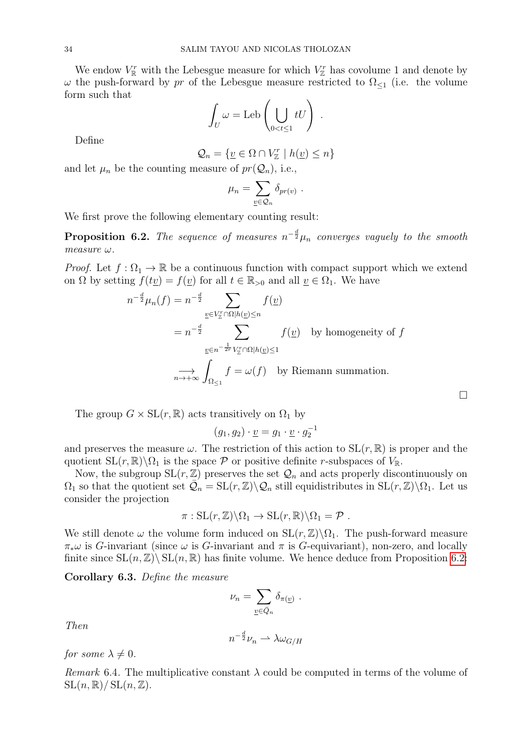We endow $V_{\mathbb{R}}^r$ with the Lebesgue measure for which $V_{\mathbb{Z}}^r$ has covolume 1 and denote by $\omega$ the push-forward by $pr$ of the Lebesgue measure restricted to $\Omega_{\leq 1}$ (i.e. the volume form such that

$$\int_U \omega = \mathrm{Leb}\left(\bigcup_{0<t\leq 1} tU\right) .$$

Define

$$\mathcal{Q}_n = \{\underline{v} \in \Omega \cap V_{\mathbb{Z}}^r \mid h(\underline{v}) \leq n\}$$

and let $\mu_n$ be the counting measure of $pr(\mathcal{Q}_n)$, i.e.,

$$\mu_n = \sum_{\underline{v}\in\mathcal{Q}_n} \delta_{pr(v)} .$$

We first prove the following elementary counting result:

**Proposition 6.2.** *The sequence of measures $n^{-\frac{d}{2}}\mu_n$ converges vaguely to the smooth measure $\omega$.*

*Proof.* Let $f : \Omega_1 \to \mathbb{R}$ be a continuous function with compact support which we extend on $\Omega$ by setting $f(t\underline{v}) = f(\underline{v})$ for all $t \in \mathbb{R}_{>0}$ and all $\underline{v} \in \Omega_1$. We have

$$\begin{aligned}
n^{-\frac{d}{2}}\mu_n(f) &= n^{-\frac{d}{2}} \sum_{\underline{v}\in V_{\mathbb{Z}}^r\cap\Omega | h(\underline{v})\leq n} f(\underline{v}) \\
&= n^{-\frac{d}{2}} \sum_{\underline{v}\in n^{-\frac{1}{2r}} V_{\mathbb{Z}}^r\cap\Omega | h(\underline{v})\leq 1} f(\underline{v}) \quad \text{by homogeneity of } f \\
&\underset{n\to+\infty}{\longrightarrow} \int_{\Omega_{\leq 1}} f = \omega(f) \quad \text{by Riemann summation.}
\end{aligned}$$

∎

The group $G \times \mathrm{SL}(r,\mathbb{R})$ acts transitively on $\Omega_1$ by

$$(g_1, g_2)\cdot \underline{v} = g_1 \cdot \underline{v} \cdot g_2^{-1}$$

and preserves the measure $\omega$. The restriction of this action to $\mathrm{SL}(r,\mathbb{R})$ is proper and the quotient $\mathrm{SL}(r,\mathbb{R})\backslash\Omega_1$ is the space $\mathcal{P}$ or positive definite $r$-subspaces of $V_{\mathbb{R}}$.

Now, the subgroup $\mathrm{SL}(r,\mathbb{Z})$ preserves the set $\mathcal{Q}_n$ and acts properly discontinuously on $\Omega_1$ so that the quotient set $\bar{\mathcal{Q}}_n = \mathrm{SL}(r,\mathbb{Z})\backslash\mathcal{Q}_n$ still equidistributes in $\mathrm{SL}(r,\mathbb{Z})\backslash\Omega_1$. Let us consider the projection

$$\pi : \mathrm{SL}(r,\mathbb{Z})\backslash\Omega_1 \to \mathrm{SL}(r,\mathbb{R})\backslash\Omega_1 = \mathcal{P} .$$

We still denote $\omega$ the volume form induced on $\mathrm{SL}(r,\mathbb{Z})\backslash\Omega_1$. The push-forward measure $\pi_*\omega$ is $G$-invariant (since $\omega$ is $G$-invariant and $\pi$ is $G$-equivariant), non-zero, and locally finite since $\mathrm{SL}(n,\mathbb{Z})\backslash\mathrm{SL}(n,\mathbb{R})$ has finite volume. We hence deduce from Proposition 6.2:

**Corollary 6.3.** *Define the measure*

$$\nu_n = \sum_{\underline{v}\in\bar{Q}_n} \delta_{\pi(\underline{v})} .$$

*Then*

$$n^{-\frac{d}{2}}\nu_n \rightharpoonup \lambda\omega_{G/H}$$

*for some $\lambda \neq 0$.*

*Remark* 6.4. The multiplicative constant $\lambda$ could be computed in terms of the volume of $\mathrm{SL}(n,\mathbb{R})/\mathrm{SL}(n,\mathbb{Z})$.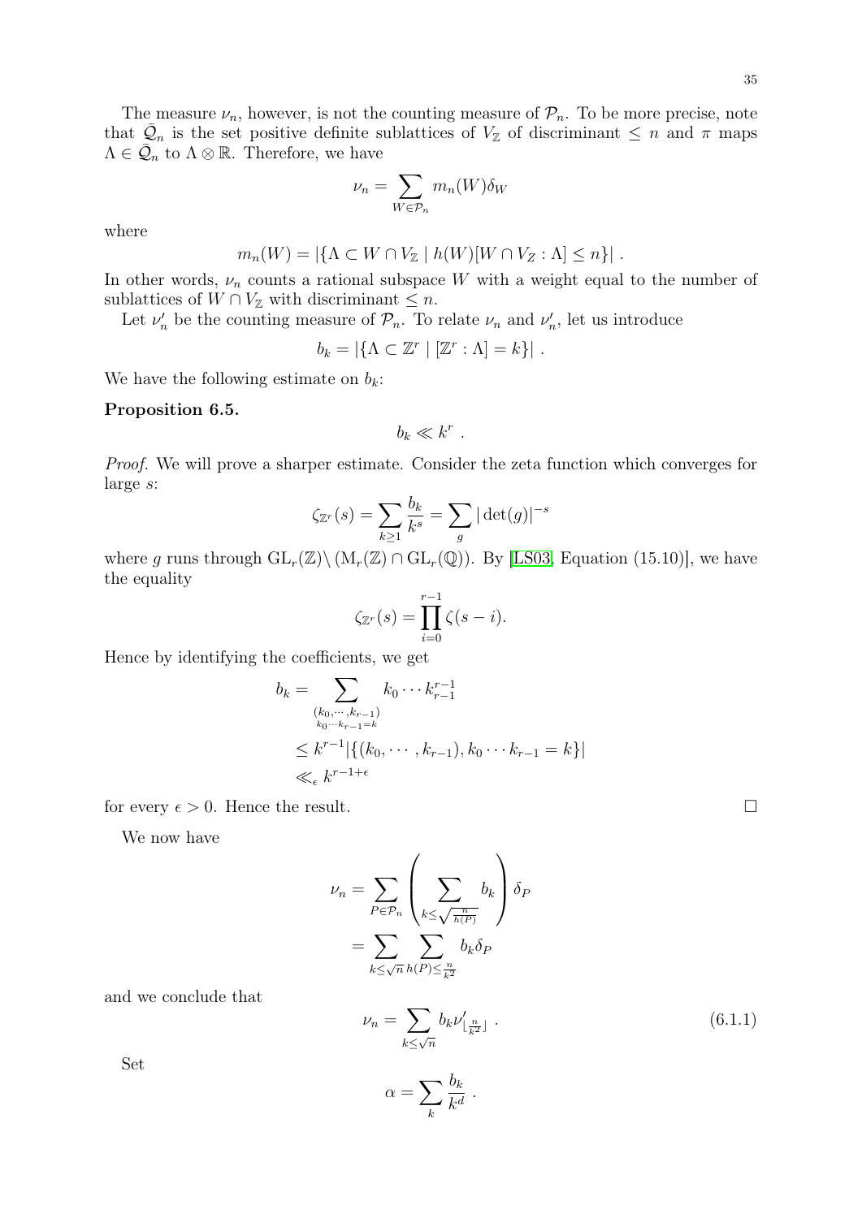The measure $\nu_n$, however, is not the counting measure of $\mathcal{P}_n$. To be more precise, note that $\bar{\mathcal{Q}}_n$ is the set positive definite sublattices of $V_{\mathbb{Z}}$ of discriminant $\leq n$ and $\pi$ maps $\Lambda \in \bar{\mathcal{Q}}_n$ to $\Lambda \otimes \mathbb{R}$. Therefore, we have

$$\nu_n = \sum_{W \in \mathcal{P}_n} m_n(W) \delta_W$$

where

$$m_n(W) = |\{\Lambda \subset W \cap V_{\mathbb{Z}} \mid h(W)[W \cap V_Z : \Lambda] \leq n\}| \ .$$

In other words, $\nu_n$ counts a rational subspace $W$ with a weight equal to the number of sublattices of $W \cap V_{\mathbb{Z}}$ with discriminant $\leq n$.

Let $\nu'_n$ be the counting measure of $\mathcal{P}_n$. To relate $\nu_n$ and $\nu'_n$, let us introduce

$$b_k = |\{\Lambda \subset \mathbb{Z}^r \mid [\mathbb{Z}^r : \Lambda] = k\}| \ .$$

We have the following estimate on $b_k$:

**Proposition 6.5.**

$$b_k \ll k^r \ .$$

*Proof.* We will prove a sharper estimate. Consider the zeta function which converges for large $s$:

$$\zeta_{\mathbb{Z}^r}(s) = \sum_{k \geq 1} \frac{b_k}{k^s} = \sum_g |\det(g)|^{-s}$$

where $g$ runs through $\mathrm{GL}_r(\mathbb{Z}) \backslash (\mathrm{M}_r(\mathbb{Z}) \cap \mathrm{GL}_r(\mathbb{Q}))$. By [LS03, Equation (15.10)], we have the equality

$$\zeta_{\mathbb{Z}^r}(s) = \prod_{i=0}^{r-1} \zeta(s-i).$$

Hence by identifying the coefficients, we get

$$\begin{aligned} b_k &= \sum_{\substack{(k_0, \cdots, k_{r-1}) \\ k_0 \cdots k_{r-1} = k}} k_0 \cdots k_{r-1}^{r-1} \\ &\leq k^{r-1} |\{(k_0, \cdots, k_{r-1}), k_0 \cdots k_{r-1} = k\}| \\ &\ll_\epsilon k^{r-1+\epsilon} \end{aligned}$$

for every $\epsilon > 0$. Hence the result. $\square$

We now have

$$\begin{aligned} \nu_n &= \sum_{P \in \mathcal{P}_n} \left( \sum_{k \leq \sqrt{\frac{n}{h(P)}}} b_k \right) \delta_P \\ &= \sum_{k \leq \sqrt{n}} \sum_{h(P) \leq \frac{n}{k^2}} b_k \delta_P \end{aligned}$$

and we conclude that

$$\nu_n = \sum_{k \leq \sqrt{n}} b_k \nu'_{\lfloor \frac{n}{k^2} \rfloor} \ . \tag{6.1.1}$$

Set

$$\alpha = \sum_k \frac{b_k}{k^d} \ .$$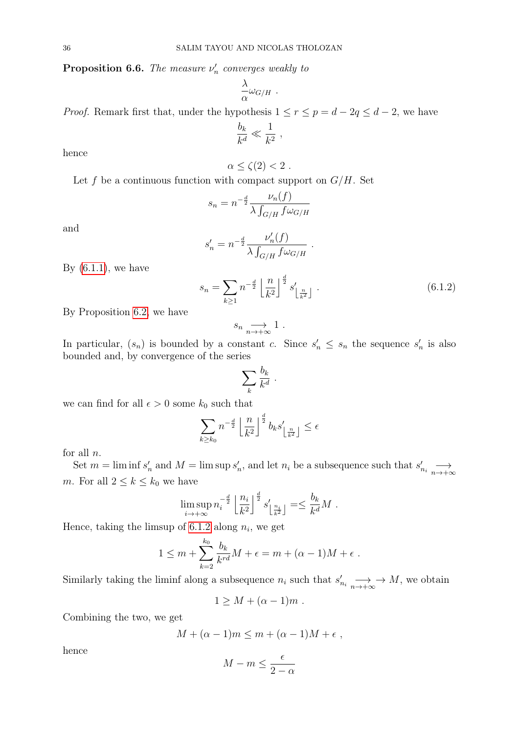**Proposition 6.6.** *The measure $\nu'_n$ converges weakly to*

$$\frac{\lambda}{\alpha}\omega_{G/H} \ .$$

*Proof.* Remark first that, under the hypothesis $1 \leq r \leq p = d - 2q \leq d-2$, we have

$$\frac{b_k}{k^d} \ll \frac{1}{k^2} \ ,$$

hence

$$\alpha \leq \zeta(2) < 2 \ .$$

Let $f$ be a continuous function with compact support on $G/H$. Set

$$s_n = n^{-\frac{d}{2}} \frac{\nu_n(f)}{\lambda \int_{G/H} f \omega_{G/H}}$$

and

$$s'_n = n^{-\frac{d}{2}} \frac{\nu'_n(f)}{\lambda \int_{G/H} f \omega_{G/H}} \ .$$

By (6.1.1), we have

$$s_n = \sum_{k\geq 1} n^{-\frac{d}{2}} \left\lfloor \frac{n}{k^2} \right\rfloor^{\frac{d}{2}} s'_{\left\lfloor \frac{n}{k^2} \right\rfloor} \ . \tag{6.1.2}$$

By Proposition 6.2, we have

$$s_n \underset{n\to+\infty}{\longrightarrow} 1 \ .$$

In particular, $(s_n)$ is bounded by a constant $c$. Since $s'_n \leq s_n$ the sequence $s'_n$ is also bounded and, by convergence of the series

$$\sum_k \frac{b_k}{k^d} \ .$$

we can find for all $\epsilon > 0$ some $k_0$ such that

$$\sum_{k\geq k_0} n^{-\frac{d}{2}} \left\lfloor \frac{n}{k^2} \right\rfloor^{\frac{d}{2}} b_k s'_{\left\lfloor \frac{n}{k^2} \right\rfloor} \leq \epsilon$$

for all $n$.

Set $m = \liminf s'_n$ and $M = \limsup s'_n$, and let $n_i$ be a subsequence such that $s'_{n_i} \underset{n\to+\infty}{\longrightarrow} m$. For all $2 \leq k \leq k_0$ we have

$$\limsup_{i\to+\infty} n_i^{-\frac{d}{2}} \left\lfloor \frac{n_i}{k^2} \right\rfloor^{\frac{d}{2}} s'_{\left\lfloor \frac{n_i}{k^2} \right\rfloor} =\leq \frac{b_k}{k^d} M \ .$$

Hence, taking the limsup of 6.1.2 along $n_i$, we get

$$1 \leq m + \sum_{k=2}^{k_0} \frac{b_k}{k^{rd}} M + \epsilon = m + (\alpha - 1) M + \epsilon \ .$$

Similarly taking the liminf along a subsequence $n_i$ such that $s'_{n_i} \underset{n\to+\infty}{\longrightarrow} \to M$, we obtain

$$1 \geq M + (\alpha - 1) m \ .$$

Combining the two, we get

$$M + (\alpha - 1)m \leq m + (\alpha - 1)M + \epsilon \ ,$$

hence

$$M - m \leq \frac{\epsilon}{2 - \alpha}$$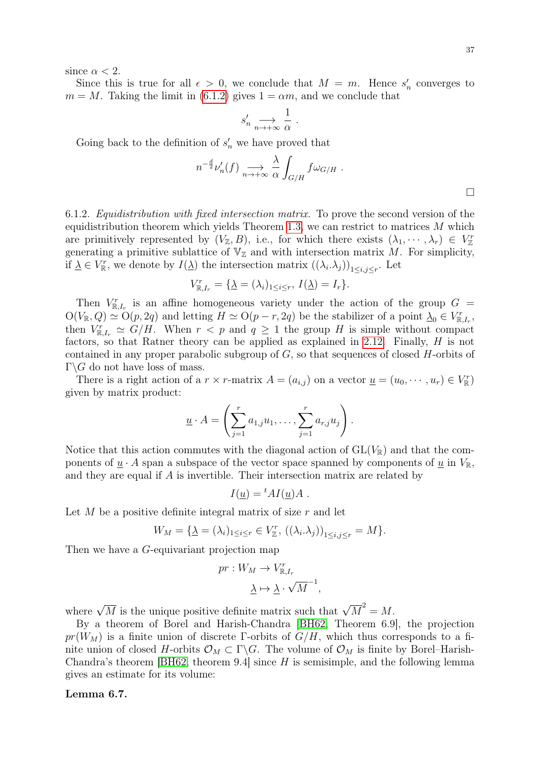since $\alpha < 2$.

Since this is true for all $\epsilon > 0$, we conclude that $M = m$. Hence $s'_n$ converges to $m = M$. Taking the limit in (6.1.2) gives $1 = \alpha m$, and we conclude that

$$s'_n \underset{n\to+\infty}{\longrightarrow} \frac{1}{\alpha} \ .$$

Going back to the definition of $s'_n$ we have proved that

$$n^{-\frac{d}{2}}\nu'_n(f) \underset{n\to+\infty}{\longrightarrow} \frac{\lambda}{\alpha}\int_{G/H} f\omega_{G/H} \ .$$

□

6.1.2. *Equidistribution with fixed intersection matrix.* To prove the second version of the equidistribution theorem which yields Theorem 1.3, we can restrict to matrices $M$ which are primitively represented by $(V_{\mathbb{Z}}, B)$, i.e., for which there exists $(\lambda_1, \cdots, \lambda_r) \in V_{\mathbb{Z}}^r$ generating a primitive sublattice of $\mathbb{V}_{\mathbb{Z}}$ and with intersection matrix $M$. For simplicity, if $\underline{\lambda} \in V_{\mathbb{R}}^r$, we denote by $I(\underline{\lambda})$ the intersection matrix $((\lambda_i.\lambda_j))_{1\leq i,j\leq r}$. Let

$$V_{\mathbb{R},I_r}^r = \{\underline{\lambda} = (\lambda_i)_{1\leq i\leq r},\ I(\underline{\lambda}) = I_r\}.$$

Then $V_{\mathbb{R},I_r}^r$ is an affine homogeneous variety under the action of the group $G = \mathrm{O}(V_{\mathbb{R}}, Q) \simeq \mathrm{O}(p, 2q)$ and letting $H \simeq \mathrm{O}(p-r, 2q)$ be the stabilizer of a point $\underline{\lambda}_0 \in V_{\mathbb{R},I_r}^r$, then $V_{\mathbb{R},I_r}^r \simeq G/H$. When $r < p$ and $q \geq 1$ the group $H$ is simple without compact factors, so that Ratner theory can be applied as explained in 2.12. Finally, $H$ is not contained in any proper parabolic subgroup of $G$, so that sequences of closed $H$-orbits of $\Gamma\backslash G$ do not have loss of mass.

There is a right action of a $r \times r$-matrix $A = (a_{i,j})$ on a vector $\underline{u} = (u_0, \cdots, u_r) \in V_{\mathbb{R}}^r)$ given by matrix product:

$$\underline{u} \cdot A = \left(\sum_{j=1}^r a_{1,j}u_1, \ldots, \sum_{j=1}^r a_{r,j}u_j\right).$$

Notice that this action commutes with the diagonal action of $\mathrm{GL}(V_{\mathbb{R}})$ and that the components of $\underline{u} \cdot A$ span a subspace of the vector space spanned by components of $\underline{u}$ in $V_{\mathbb{R}}$, and they are equal if $A$ is invertible. Their intersection matrix are related by

$$I(\underline{u}) = {}^tAI(\underline{u})A \ .$$

Let $M$ be a positive definite integral matrix of size $r$ and let

$$W_M = \{\underline{\lambda} = (\lambda_i)_{1\leq i\leq r} \in V_{\mathbb{Z}}^r,\ ((\lambda_i.\lambda_j))_{1\leq i,j\leq r} = M\}.$$

Then we have a $G$-equivariant projection map

$$\begin{aligned} pr : W_M &\to V_{\mathbb{R},I_r}^r \\ \underline{\lambda} &\mapsto \underline{\lambda} \cdot \sqrt{M}^{-1}, \end{aligned}$$

where $\sqrt{M}$ is the unique positive definite matrix such that $\sqrt{M}^2 = M$.

By a theorem of Borel and Harish-Chandra [BH62, Theorem 6.9], the projection $pr(W_M)$ is a finite union of discrete $\Gamma$-orbits of $G/H$, which thus corresponds to a finite union of closed $H$-orbits $\mathcal{O}_M \subset \Gamma\backslash G$. The volume of $\mathcal{O}_M$ is finite by Borel–Harish-Chandra's theorem [BH62, theorem 9.4] since $H$ is semisimple, and the following lemma gives an estimate for its volume:

**Lemma 6.7.**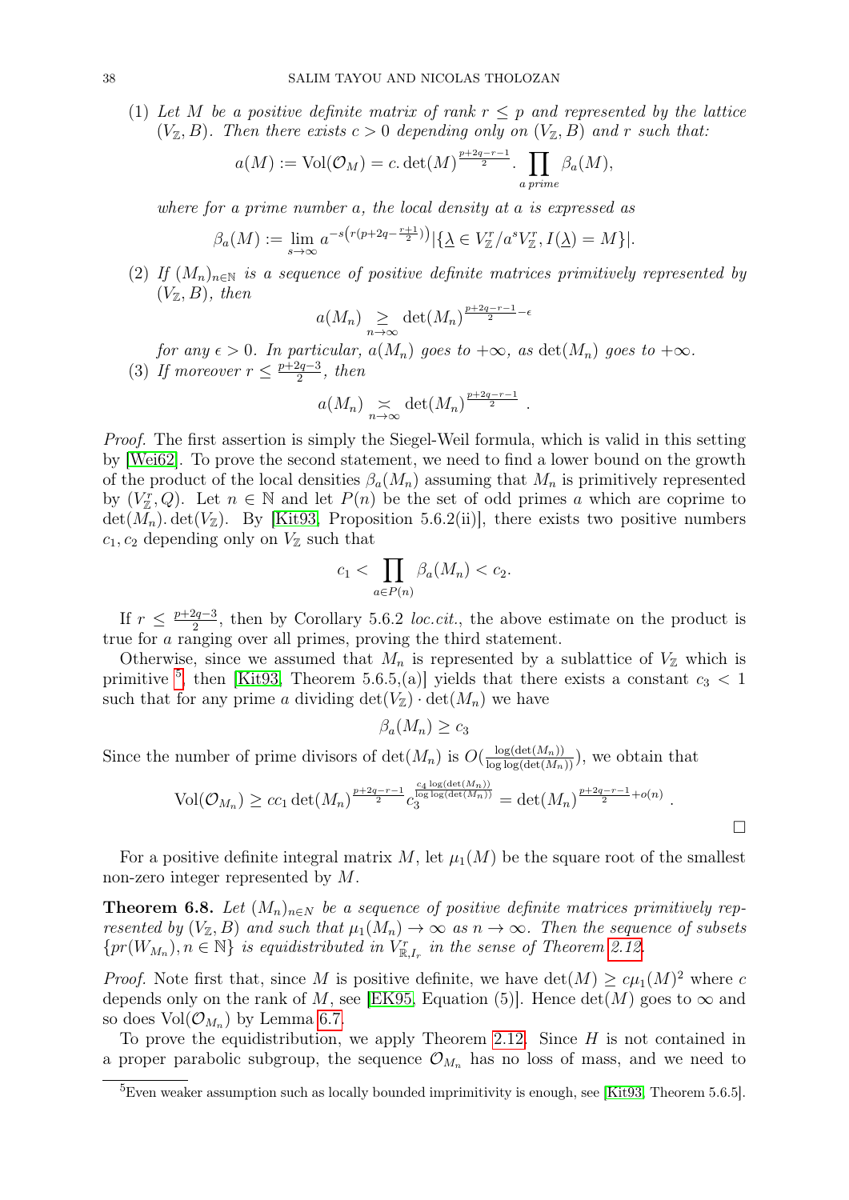(1) *Let $M$ be a positive definite matrix of rank $r \leq p$ and represented by the lattice $(V_{\mathbb{Z}}, B)$. Then there exists $c > 0$ depending only on $(V_{\mathbb{Z}}, B)$ and $r$ such that:*

$$a(M) := \mathrm{Vol}(\mathcal{O}_M) = c.\det(M)^{\frac{p+2q-r-1}{2}}.\prod_{a\, prime} \beta_a(M),$$

*where for a prime number $a$, the local density at $a$ is expressed as*

$$\beta_a(M) := \lim_{s\to\infty} a^{-s\left(r(p+2q-\frac{r+1}{2})\right)} |\{\underline{\lambda} \in V_{\mathbb{Z}}^r / a^s V_{\mathbb{Z}}^r, I(\underline{\lambda}) = M\}|.$$

(2) *If $(M_n)_{n\in\mathbb{N}}$ is a sequence of positive definite matrices primitively represented by $(V_{\mathbb{Z}}, B)$, then*

$$a(M_n) \underset{n\to\infty}{\geq} \det(M_n)^{\frac{p+2q-r-1}{2}-\epsilon}$$

*for any $\epsilon > 0$. In particular, $a(M_n)$ goes to $+\infty$, as $\det(M_n)$ goes to $+\infty$.*

(3) *If moreover $r \leq \frac{p+2q-3}{2}$, then*

$$a(M_n) \underset{n\to\infty}{\asymp} \det(M_n)^{\frac{p+2q-r-1}{2}}.$$

*Proof.* The first assertion is simply the Siegel-Weil formula, which is valid in this setting by [Wei62]. To prove the second statement, we need to find a lower bound on the growth of the product of the local densities $\beta_a(M_n)$ assuming that $M_n$ is primitively represented by $(V_{\mathbb{Z}}^r, Q)$. Let $n \in \mathbb{N}$ and let $P(n)$ be the set of odd primes $a$ which are coprime to $\det(M_n).\det(V_{\mathbb{Z}})$. By [Kit93, Proposition 5.6.2(ii)], there exists two positive numbers $c_1, c_2$ depending only on $V_{\mathbb{Z}}$ such that

$$c_1 < \prod_{a\in P(n)} \beta_a(M_n) < c_2.$$

If $r \leq \frac{p+2q-3}{2}$, then by Corollary 5.6.2 *loc.cit.*, the above estimate on the product is true for $a$ ranging over all primes, proving the third statement.

Otherwise, since we assumed that $M_n$ is represented by a sublattice of $V_{\mathbb{Z}}$ which is primitive [5], then [Kit93, Theorem 5.6.5,(a)] yields that there exists a constant $c_3 < 1$ such that for any prime $a$ dividing $\det(V_{\mathbb{Z}}) \cdot \det(M_n)$ we have

$$\beta_a(M_n) \geq c_3$$

Since the number of prime divisors of $\det(M_n)$ is $O(\frac{\log(\det(M_n))}{\log\log(\det(M_n))})$, we obtain that

$$\mathrm{Vol}(\mathcal{O}_{M_n}) \geq cc_1 \det(M_n)^{\frac{p+2q-r-1}{2}} c_3^{\frac{c_4 \log(\det(M_n))}{\log\log(\det(M_n))}} = \det(M_n)^{\frac{p+2q-r-1}{2}+o(n)}.$$

∎

For a positive definite integral matrix $M$, let $\mu_1(M)$ be the square root of the smallest non-zero integer represented by $M$.

**Theorem 6.8.** *Let $(M_n)_{n\in N}$ be a sequence of positive definite matrices primitively represented by $(V_{\mathbb{Z}}, B)$ and such that $\mu_1(M_n) \to \infty$ as $n \to \infty$. Then the sequence of subsets $\{pr(W_{M_n}), n \in \mathbb{N}\}$ is equidistributed in $V_{\mathbb{R},I_r}^r$ in the sense of Theorem 2.12.*

*Proof.* Note first that, since $M$ is positive definite, we have $\det(M) \geq c\mu_1(M)^2$ where $c$ depends only on the rank of $M$, see [EK95, Equation (5)]. Hence $\det(M)$ goes to $\infty$ and so does $\mathrm{Vol}(\mathcal{O}_{M_n})$ by Lemma 6.7.

To prove the equidistribution, we apply Theorem 2.12. Since $H$ is not contained in a proper parabolic subgroup, the sequence $\mathcal{O}_{M_n}$ has no loss of mass, and we need to

[5] Even weaker assumption such as locally bounded imprimitivity is enough, see [Kit93, Theorem 5.6.5].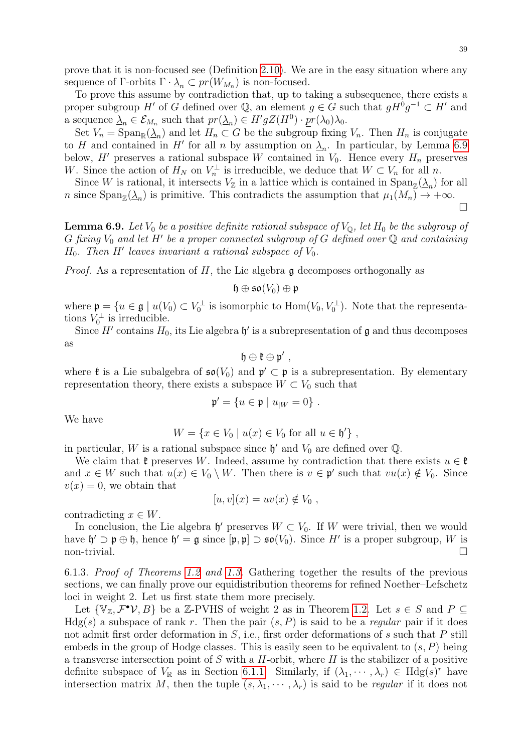prove that it is non-focused see (Definition 2.10). We are in the easy situation where any sequence of $\Gamma$-orbits $\Gamma \cdot \underline{\lambda}_n \subset pr(W_{M_n})$ is non-focused.

To prove this assume by contradiction that, up to taking a subsequence, there exists a proper subgroup $H'$ of $G$ defined over $\mathbb{Q}$, an element $g \in G$ such that $gH^0g^{-1} \subset H'$ and a sequence $\underline{\lambda}_n \in \mathcal{E}_{M_n}$ such that $pr(\underline{\lambda}_n) \in H'gZ(H^0) \cdot \underline{pr}(\lambda_0)\lambda_0$.

Set $V_n = \mathrm{Span}_{\mathbb{R}}(\underline{\lambda}_n)$ and let $H_n \subset G$ be the subgroup fixing $V_n$. Then $H_n$ is conjugate to $H$ and contained in $H'$ for all $n$ by assumption on $\underline{\lambda}_n$. In particular, by Lemma 6.9 below, $H'$ preserves a rational subspace $W$ contained in $V_0$. Hence every $H_n$ preserves $W$. Since the action of $H_N$ on $V_n^\perp$ is irreducible, we deduce that $W \subset V_n$ for all $n$.

Since $W$ is rational, it intersects $V_{\mathbb{Z}}$ in a lattice which is contained in $\mathrm{Span}_{\mathbb{Z}}(\underline{\lambda}_n)$ for all $n$ since $\mathrm{Span}_{\mathbb{Z}}(\underline{\lambda}_n)$ is primitive. This contradicts the assumption that $\mu_1(M_n) \to +\infty$. □

**Lemma 6.9.** *Let $V_0$ be a positive definite rational subspace of $V_{\mathbb{Q}}$, let $H_0$ be the subgroup of $G$ fixing $V_0$ and let $H'$ be a proper connected subgroup of $G$ defined over $\mathbb{Q}$ and containing $H_0$. Then $H'$ leaves invariant a rational subspace of $V_0$.*

*Proof.* As a representation of $H$, the Lie algebra $\mathfrak{g}$ decomposes orthogonally as

$$\mathfrak{h} \oplus \mathfrak{so}(V_0) \oplus \mathfrak{p}$$

where $\mathfrak{p} = \{u \in \mathfrak{g} \mid u(V_0) \subset V_0^\perp$ is isomorphic to $\mathrm{Hom}(V_0, V_0^\perp)$. Note that the representations $V_0^\perp$ is irreducible.

Since $H'$ contains $H_0$, its Lie algebra $\mathfrak{h}'$ is a subrepresentation of $\mathfrak{g}$ and thus decomposes as

$$\mathfrak{h} \oplus \mathfrak{k} \oplus \mathfrak{p}' ,$$

where $\mathfrak{k}$ is a Lie subalgebra of $\mathfrak{so}(V_0)$ and $\mathfrak{p}' \subset \mathfrak{p}$ is a subrepresentation. By elementary representation theory, there exists a subspace $W \subset V_0$ such that

$$\mathfrak{p}' = \{u \in \mathfrak{p} \mid u_{|W} = 0\} .$$

We have

$$W = \{x \in V_0 \mid u(x) \in V_0 \text{ for all } u \in \mathfrak{h}'\} ,$$

in particular, $W$ is a rational subspace since $\mathfrak{h}'$ and $V_0$ are defined over $\mathbb{Q}$.

We claim that $\mathfrak{k}$ preserves $W$. Indeed, assume by contradiction that there exists $u \in \mathfrak{k}$ and $x \in W$ such that $u(x) \in V_0 \setminus W$. Then there is $v \in \mathfrak{p}'$ such that $vu(x) \notin V_0$. Since $v(x) = 0$, we obtain that

$$[u, v](x) = uv(x) \notin V_0 ,$$

contradicting $x \in W$.

In conclusion, the Lie algebra $\mathfrak{h}'$ preserves $W \subset V_0$. If $W$ were trivial, then we would have $\mathfrak{h}' \supset \mathfrak{p} \oplus \mathfrak{h}$, hence $\mathfrak{h}' = \mathfrak{g}$ since $[\mathfrak{p}, \mathfrak{p}] \supset \mathfrak{so}(V_0)$. Since $H'$ is a proper subgroup, $W$ is non-trivial. □

6.1.3. *Proof of Theorems 1.2 and 1.3.* Gathering together the results of the previous sections, we can finally prove our equidistribution theorems for refined Noether–Lefschetz loci in weight 2. Let us first state them more precisely.

Let $\{\mathbb{V}_{\mathbb{Z}}, \mathcal{F}^\bullet\mathcal{V}, B\}$ be a $\mathbb{Z}$-PVHS of weight 2 as in Theorem 1.2. Let $s \in S$ and $P \subseteq \mathrm{Hdg}(s)$ a subspace of rank $r$. Then the pair $(s, P)$ is said to be a *regular* pair if it does not admit first order deformation in $S$, i.e., first order deformations of $s$ such that $P$ still embeds in the group of Hodge classes. This is easily seen to be equivalent to $(s, P)$ being a transverse intersection point of $S$ with a $H$-orbit, where $H$ is the stabilizer of a positive definite subspace of $V_{\mathbb{R}}$ as in Section 6.1.1. Similarly, if $(\lambda_1, \cdots, \lambda_r) \in \mathrm{Hdg}(s)^r$ have intersection matrix $M$, then the tuple $(s, \lambda_1, \cdots, \lambda_r)$ is said to be *regular* if it does not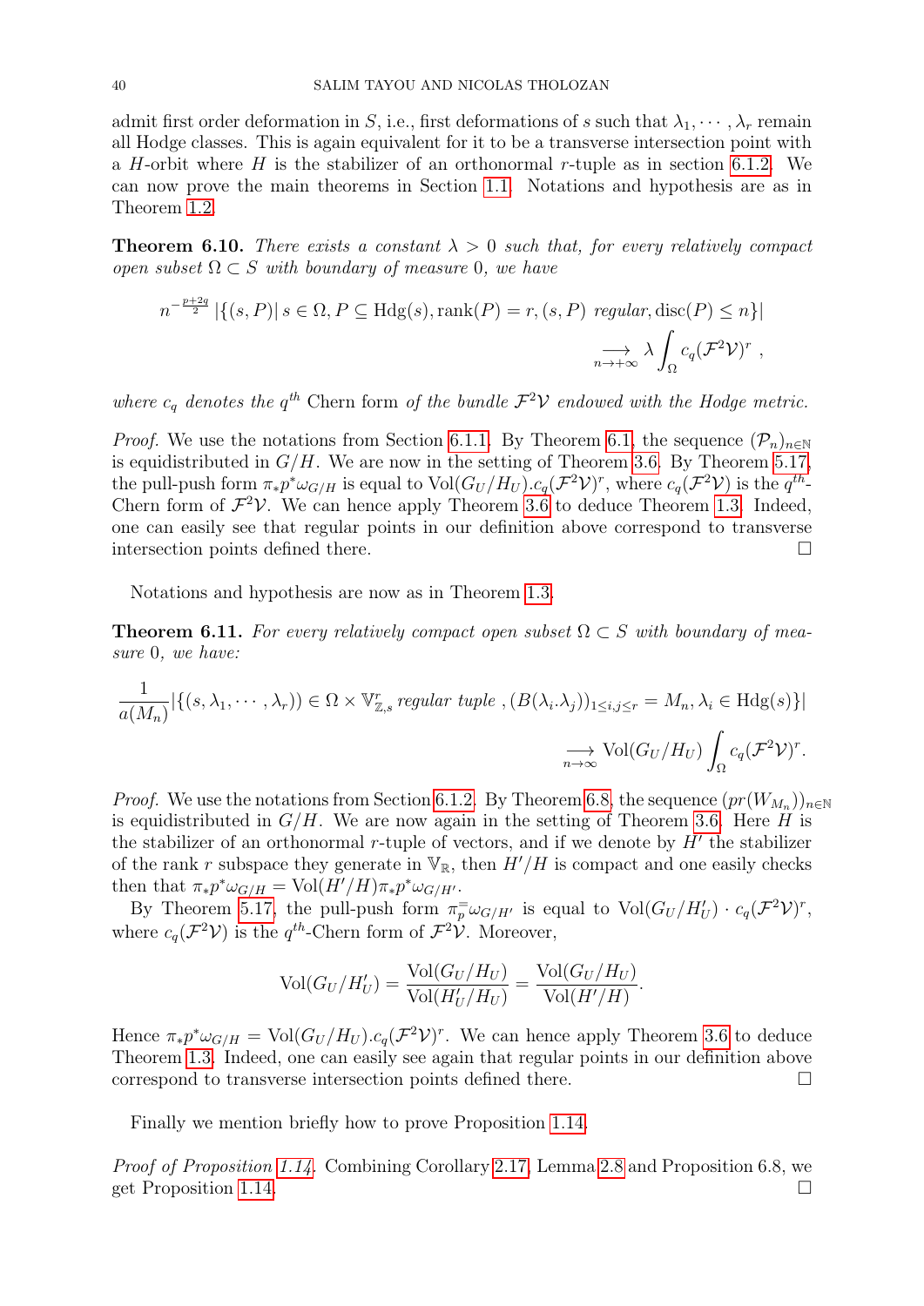admit first order deformation in $S$, i.e., first deformations of $s$ such that $\lambda_1, \cdots, \lambda_r$ remain all Hodge classes. This is again equivalent for it to be a transverse intersection point with a $H$-orbit where $H$ is the stabilizer of an orthonormal $r$-tuple as in section 6.1.2. We can now prove the main theorems in Section 1.1. Notations and hypothesis are as in Theorem 1.2.

**Theorem 6.10.** *There exists a constant $\lambda > 0$ such that, for every relatively compact open subset $\Omega \subset S$ with boundary of measure 0, we have*

$$n^{-\frac{p+2q}{2}} \left|\{(s,P) \mid s \in \Omega, P \subseteq \mathrm{Hdg}(s), \mathrm{rank}(P) = r, (s,P) \text{ regular}, \mathrm{disc}(P) \leq n\}\right| \underset{n \to +\infty}{\longrightarrow} \lambda \int_\Omega c_q(\mathcal{F}^2\mathcal{V})^r ,$$

*where $c_q$ denotes the $q^{th}$ Chern form of the bundle $\mathcal{F}^2\mathcal{V}$ endowed with the Hodge metric.*

*Proof.* We use the notations from Section 6.1.1. By Theorem 6.1, the sequence $(\mathcal{P}_n)_{n\in\mathbb{N}}$ is equidistributed in $G/H$. We are now in the setting of Theorem 3.6. By Theorem 5.17, the pull-push form $\pi_*p^*\omega_{G/H}$ is equal to $\mathrm{Vol}(G_U/H_U).c_q(\mathcal{F}^2\mathcal{V})^r$, where $c_q(\mathcal{F}^2\mathcal{V})$ is the $q^{th}$-Chern form of $\mathcal{F}^2\mathcal{V}$. We can hence apply Theorem 3.6 to deduce Theorem 1.3. Indeed, one can easily see that regular points in our definition above correspond to transverse intersection points defined there. ☐

Notations and hypothesis are now as in Theorem 1.3.

**Theorem 6.11.** *For every relatively compact open subset $\Omega \subset S$ with boundary of measure 0, we have:*

$$\frac{1}{a(M_n)} \left|\{(s,\lambda_1,\cdots,\lambda_r)) \in \Omega \times \mathbb{V}^r_{\mathbb{Z},s} \text{ regular tuple }, (B(\lambda_i.\lambda_j))_{1\leq i,j\leq r} = M_n, \lambda_i \in \mathrm{Hdg}(s)\}\right| \underset{n\to\infty}{\longrightarrow} \mathrm{Vol}(G_U/H_U)\int_\Omega c_q(\mathcal{F}^2\mathcal{V})^r.$$

*Proof.* We use the notations from Section 6.1.2. By Theorem 6.8, the sequence $(pr(W_{M_n}))_{n\in\mathbb{N}}$ is equidistributed in $G/H$. We are now again in the setting of Theorem 3.6. Here $H$ is the stabilizer of an orthonormal $r$-tuple of vectors, and if we denote by $H'$ the stabilizer of the rank $r$ subspace they generate in $\mathbb{V}_\mathbb{R}$, then $H'/H$ is compact and one easily checks then that $\pi_*p^*\omega_{G/H} = \mathrm{Vol}(H'/H)\pi_*p^*\omega_{G/H'}$.

By Theorem 5.17, the pull-push form $\pi_p^=\omega_{G/H'}$ is equal to $\mathrm{Vol}(G_U/H'_U)\cdot c_q(\mathcal{F}^2\mathcal{V})^r$, where $c_q(\mathcal{F}^2\mathcal{V})$ is the $q^{th}$-Chern form of $\mathcal{F}^2\mathcal{V}$. Moreover,

$$\mathrm{Vol}(G_U/H'_U) = \frac{\mathrm{Vol}(G_U/H_U)}{\mathrm{Vol}(H'_U/H_U)} = \frac{\mathrm{Vol}(G_U/H_U)}{\mathrm{Vol}(H'/H)}.$$

Hence $\pi_*p^*\omega_{G/H} = \mathrm{Vol}(G_U/H_U).c_q(\mathcal{F}^2\mathcal{V})^r$. We can hence apply Theorem 3.6 to deduce Theorem 1.3. Indeed, one can easily see again that regular points in our definition above correspond to transverse intersection points defined there. ☐

Finally we mention briefly how to prove Proposition 1.14.

*Proof of Proposition 1.14.* Combining Corollary 2.17, Lemma 2.8 and Proposition 6.8, we get Proposition 1.14. ☐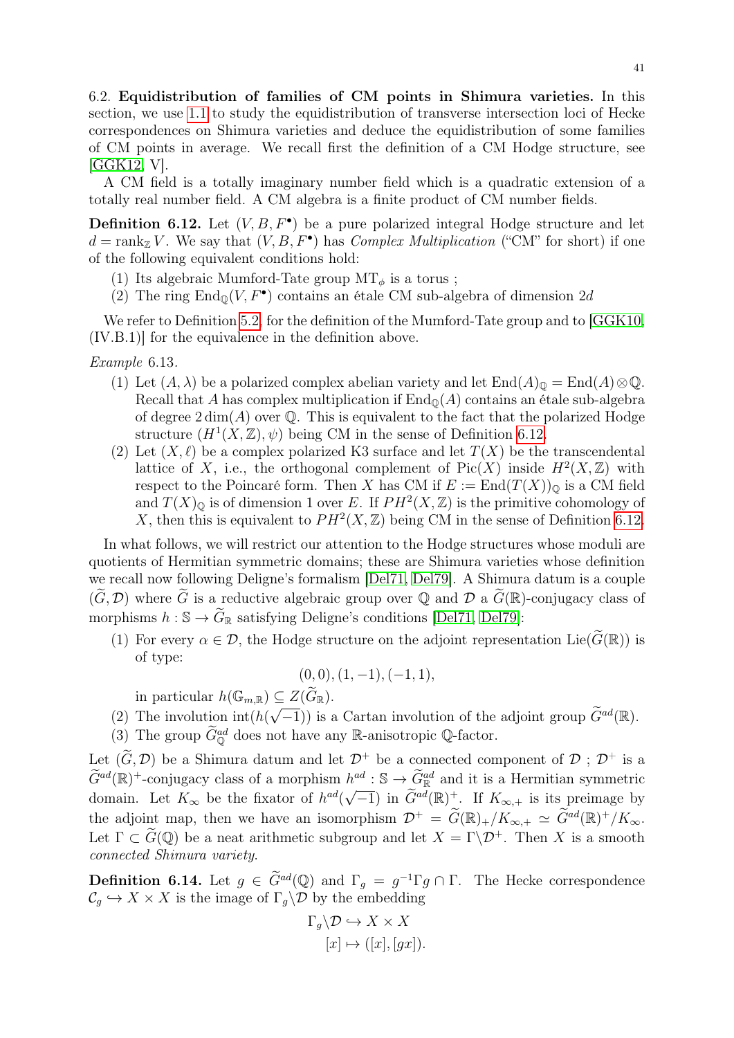**6.2. Equidistribution of families of CM points in Shimura varieties.** In this section, we use 1.1 to study the equidistribution of transverse intersection loci of Hecke correspondences on Shimura varieties and deduce the equidistribution of some families of CM points in average. We recall first the definition of a CM Hodge structure, see [GGK12, V].

A CM field is a totally imaginary number field which is a quadratic extension of a totally real number field. A CM algebra is a finite product of CM number fields.

**Definition 6.12.** Let $(V, B, F^\bullet)$ be a pure polarized integral Hodge structure and let $d = \operatorname{rank}_{\mathbb{Z}} V$. We say that $(V, B, F^\bullet)$ has *Complex Multiplication* ("CM" for short) if one of the following equivalent conditions hold:

1. Its algebraic Mumford-Tate group $\mathrm{MT}_\phi$ is a torus ;
2. The ring $\operatorname{End}_{\mathbb{Q}}(V, F^\bullet)$ contains an étale CM sub-algebra of dimension $2d$

We refer to Definition 5.2 for the definition of the Mumford-Tate group and to [GGK10, (IV.B.1)] for the equivalence in the definition above.

*Example* 6.13.

1. Let $(A, \lambda)$ be a polarized complex abelian variety and let $\operatorname{End}(A)_{\mathbb{Q}} = \operatorname{End}(A) \otimes \mathbb{Q}$. Recall that $A$ has complex multiplication if $\operatorname{End}_{\mathbb{Q}}(A)$ contains an étale sub-algebra of degree $2\dim(A)$ over $\mathbb{Q}$. This is equivalent to the fact that the polarized Hodge structure $(H^1(X, \mathbb{Z}), \psi)$ being CM in the sense of Definition 6.12.
2. Let $(X, \ell)$ be a complex polarized K3 surface and let $T(X)$ be the transcendental lattice of $X$, i.e., the orthogonal complement of $\operatorname{Pic}(X)$ inside $H^2(X, \mathbb{Z})$ with respect to the Poincaré form. Then $X$ has CM if $E := \operatorname{End}(T(X))_{\mathbb{Q}}$ is a CM field and $T(X)_{\mathbb{Q}}$ is of dimension 1 over $E$. If $PH^2(X, \mathbb{Z})$ is the primitive cohomology of $X$, then this is equivalent to $PH^2(X, \mathbb{Z})$ being CM in the sense of Definition 6.12.

In what follows, we will restrict our attention to the Hodge structures whose moduli are quotients of Hermitian symmetric domains; these are Shimura varieties whose definition we recall now following Deligne's formalism [Del71, Del79]. A Shimura datum is a couple $(\widetilde{G}, \mathcal{D})$ where $\widetilde{G}$ is a reductive algebraic group over $\mathbb{Q}$ and $\mathcal{D}$ a $\widetilde{G}(\mathbb{R})$-conjugacy class of morphisms $h : \mathbb{S} \to \widetilde{G}_{\mathbb{R}}$ satisfying Deligne's conditions [Del71, Del79]:

1. For every $\alpha \in \mathcal{D}$, the Hodge structure on the adjoint representation $\operatorname{Lie}(\widetilde{G}(\mathbb{R}))$ is of type:
$$(0,0), (1,-1), (-1,1),$$
in particular $h(\mathbb{G}_{m,\mathbb{R}}) \subseteq Z(\widetilde{G}_{\mathbb{R}})$.
2. The involution $\operatorname{int}(h(\sqrt{-1}))$ is a Cartan involution of the adjoint group $\widetilde{G}^{ad}(\mathbb{R})$.
3. The group $\widetilde{G}^{ad}_{\mathbb{Q}}$ does not have any $\mathbb{R}$-anisotropic $\mathbb{Q}$-factor.

Let $(\widetilde{G}, \mathcal{D})$ be a Shimura datum and let $\mathcal{D}^+$ be a connected component of $\mathcal{D}$ ; $\mathcal{D}^+$ is a $\widetilde{G}^{ad}(\mathbb{R})^+$-conjugacy class of a morphism $h^{ad} : \mathbb{S} \to \widetilde{G}^{ad}_{\mathbb{R}}$ and it is a Hermitian symmetric domain. Let $K_\infty$ be the fixator of $h^{ad}(\sqrt{-1})$ in $\widetilde{G}^{ad}(\mathbb{R})^+$. If $K_{\infty,+}$ is its preimage by the adjoint map, then we have an isomorphism $\mathcal{D}^+ = \widetilde{G}(\mathbb{R})_+/K_{\infty,+} \simeq \widetilde{G}^{ad}(\mathbb{R})^+/K_\infty$. Let $\Gamma \subset \widetilde{G}(\mathbb{Q})$ be a neat arithmetic subgroup and let $X = \Gamma \backslash \mathcal{D}^+$. Then $X$ is a smooth *connected Shimura variety*.

**Definition 6.14.** Let $g \in \widetilde{G}^{ad}(\mathbb{Q})$ and $\Gamma_g = g^{-1}\Gamma g \cap \Gamma$. The Hecke correspondence $\mathcal{C}_g \hookrightarrow X \times X$ is the image of $\Gamma_g \backslash \mathcal{D}$ by the embedding

$$\begin{aligned} \Gamma_g \backslash \mathcal{D} &\hookrightarrow X \times X \\ [x] &\mapsto ([x], [gx]). \end{aligned}$$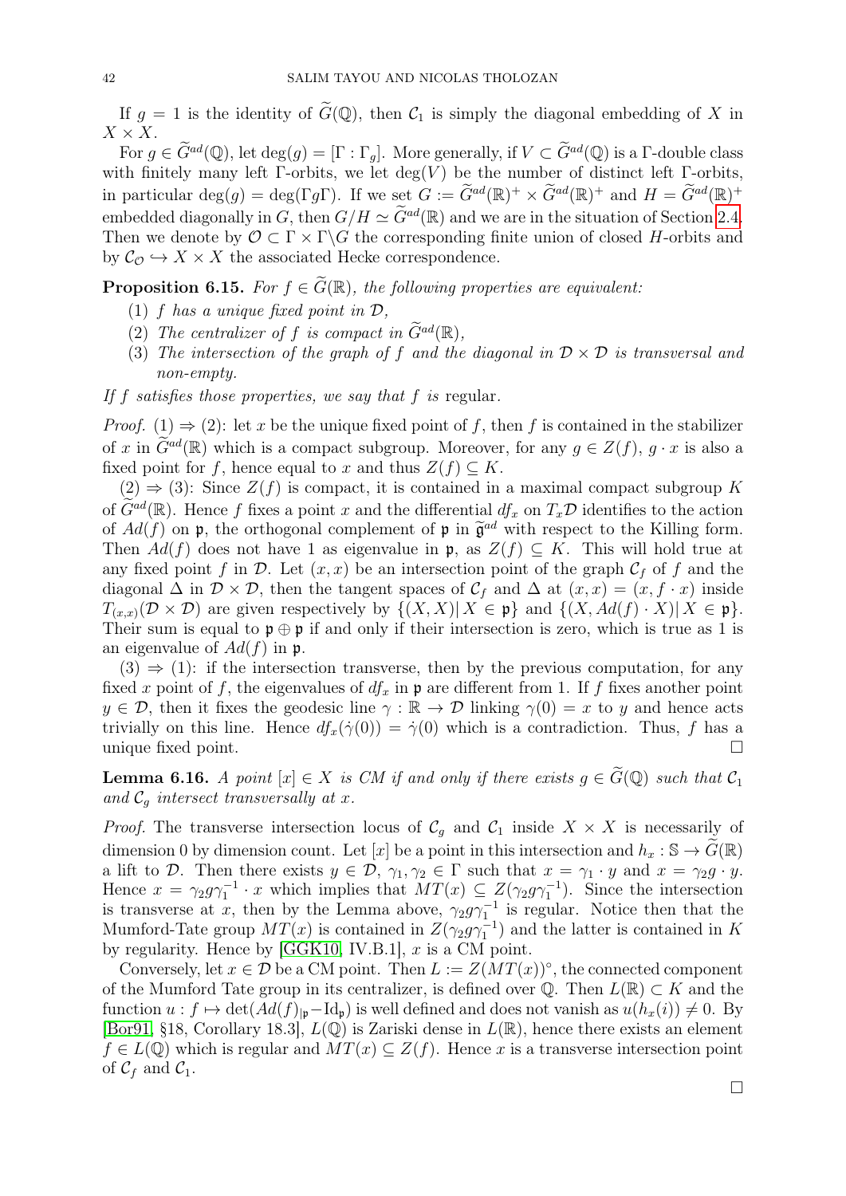If $g = 1$ is the identity of $\widetilde{G}(\mathbb{Q})$, then $\mathcal{C}_1$ is simply the diagonal embedding of $X$ in $X \times X$.

For $g \in \widetilde{G}^{ad}(\mathbb{Q})$, let $\deg(g) = [\Gamma : \Gamma_g]$. More generally, if $V \subset \widetilde{G}^{ad}(\mathbb{Q})$ is a $\Gamma$-double class with finitely many left $\Gamma$-orbits, we let $\deg(V)$ be the number of distinct left $\Gamma$-orbits, in particular $\deg(g) = \deg(\Gamma g \Gamma)$. If we set $G := \widetilde{G}^{ad}(\mathbb{R})^+ \times \widetilde{G}^{ad}(\mathbb{R})^+$ and $H = \widetilde{G}^{ad}(\mathbb{R})^+$ embedded diagonally in $G$, then $G/H \simeq \widetilde{G}^{ad}(\mathbb{R})$ and we are in the situation of Section 2.4. Then we denote by $\mathcal{O} \subset \Gamma \times \Gamma \backslash G$ the corresponding finite union of closed $H$-orbits and by $\mathcal{C}_{\mathcal{O}} \hookrightarrow X \times X$ the associated Hecke correspondence.

**Proposition 6.15.** *For $f \in \widetilde{G}(\mathbb{R})$, the following properties are equivalent:*

1. *$f$ has a unique fixed point in $\mathcal{D}$,*
2. *The centralizer of $f$ is compact in $\widetilde{G}^{ad}(\mathbb{R})$,*
3. *The intersection of the graph of $f$ and the diagonal in $\mathcal{D} \times \mathcal{D}$ is transversal and non-empty.*

*If $f$ satisfies those properties, we say that $f$ is* regular.

*Proof.* (1) $\Rightarrow$ (2): let $x$ be the unique fixed point of $f$, then $f$ is contained in the stabilizer of $x$ in $\widetilde{G}^{ad}(\mathbb{R})$ which is a compact subgroup. Moreover, for any $g \in Z(f)$, $g \cdot x$ is also a fixed point for $f$, hence equal to $x$ and thus $Z(f) \subseteq K$.

(2) $\Rightarrow$ (3): Since $Z(f)$ is compact, it is contained in a maximal compact subgroup $K$ of $\widetilde{G}^{ad}(\mathbb{R})$. Hence $f$ fixes a point $x$ and the differential $df_x$ on $T_x\mathcal{D}$ identifies to the action of $Ad(f)$ on $\mathfrak{p}$, the orthogonal complement of $\mathfrak{p}$ in $\widetilde{\mathfrak{g}}^{ad}$ with respect to the Killing form. Then $Ad(f)$ does not have 1 as eigenvalue in $\mathfrak{p}$, as $Z(f) \subseteq K$. This will hold true at any fixed point $f$ in $\mathcal{D}$. Let $(x, x)$ be an intersection point of the graph $\mathcal{C}_f$ of $f$ and the diagonal $\Delta$ in $\mathcal{D} \times \mathcal{D}$, then the tangent spaces of $\mathcal{C}_f$ and $\Delta$ at $(x, x) = (x, f \cdot x)$ inside $T_{(x,x)}(\mathcal{D} \times \mathcal{D})$ are given respectively by $\{(X, X) | \, X \in \mathfrak{p}\}$ and $\{(X, Ad(f) \cdot X) | \, X \in \mathfrak{p}\}$. Their sum is equal to $\mathfrak{p} \oplus \mathfrak{p}$ if and only if their intersection is zero, which is true as 1 is an eigenvalue of $Ad(f)$ in $\mathfrak{p}$.

(3) $\Rightarrow$ (1): if the intersection transverse, then by the previous computation, for any fixed $x$ point of $f$, the eigenvalues of $df_x$ in $\mathfrak{p}$ are different from 1. If $f$ fixes another point $y \in \mathcal{D}$, then it fixes the geodesic line $\gamma : \mathbb{R} \to \mathcal{D}$ linking $\gamma(0) = x$ to $y$ and hence acts trivially on this line. Hence $df_x(\dot{\gamma}(0)) = \dot{\gamma}(0)$ which is a contradiction. Thus, $f$ has a unique fixed point. $\square$

**Lemma 6.16.** *A point $[x] \in X$ is CM if and only if there exists $g \in \widetilde{G}(\mathbb{Q})$ such that $\mathcal{C}_1$ and $\mathcal{C}_g$ intersect transversally at $x$.*

*Proof.* The transverse intersection locus of $\mathcal{C}_g$ and $\mathcal{C}_1$ inside $X \times X$ is necessarily of dimension 0 by dimension count. Let $[x]$ be a point in this intersection and $h_x : \mathbb{S} \to \widetilde{G}(\mathbb{R})$ a lift to $\mathcal{D}$. Then there exists $y \in \mathcal{D}$, $\gamma_1, \gamma_2 \in \Gamma$ such that $x = \gamma_1 \cdot y$ and $x = \gamma_2 g \cdot y$. Hence $x = \gamma_2 g \gamma_1^{-1} \cdot x$ which implies that $MT(x) \subseteq Z(\gamma_2 g \gamma_1^{-1})$. Since the intersection is transverse at $x$, then by the Lemma above, $\gamma_2 g \gamma_1^{-1}$ is regular. Notice then that the Mumford-Tate group $MT(x)$ is contained in $Z(\gamma_2 g \gamma_1^{-1})$ and the latter is contained in $K$ by regularity. Hence by [GGK10, IV.B.1], $x$ is a CM point.

Conversely, let $x \in \mathcal{D}$ be a CM point. Then $L := Z(MT(x))^\circ$, the connected component of the Mumford Tate group in its centralizer, is defined over $\mathbb{Q}$. Then $L(\mathbb{R}) \subset K$ and the function $u : f \mapsto \det(Ad(f)_{|\mathfrak{p}} - \mathrm{Id}_{\mathfrak{p}})$ is well defined and does not vanish as $u(h_x(i)) \neq 0$. By [Bor91, §18, Corollary 18.3], $L(\mathbb{Q})$ is Zariski dense in $L(\mathbb{R})$, hence there exists an element $f \in L(\mathbb{Q})$ which is regular and $MT(x) \subseteq Z(f)$. Hence $x$ is a transverse intersection point of $\mathcal{C}_f$ and $\mathcal{C}_1$. $\square$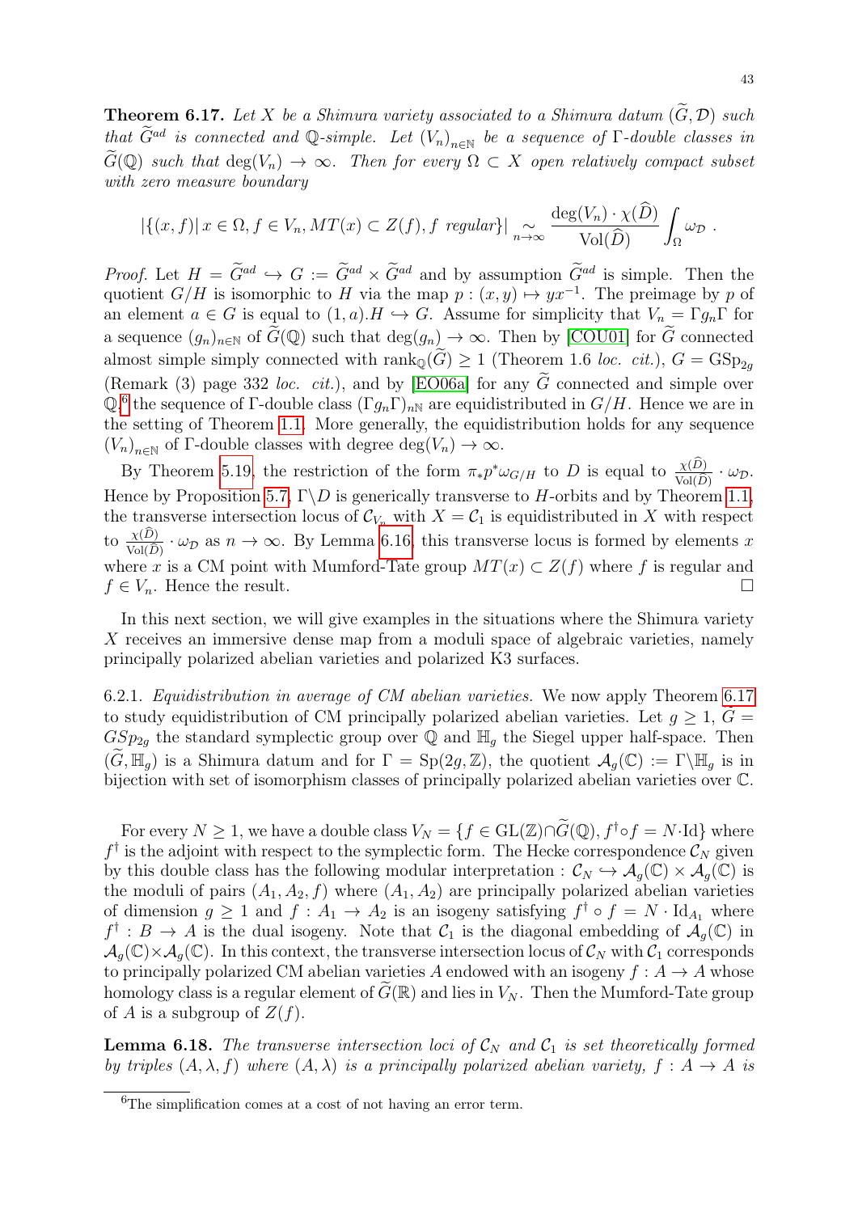**Theorem 6.17.** *Let $X$ be a Shimura variety associated to a Shimura datum $(\widetilde{G}, \mathcal{D})$ such that $\widetilde{G}^{ad}$ is connected and $\mathbb{Q}$-simple. Let $(V_n)_{n\in\mathbb{N}}$ be a sequence of $\Gamma$-double classes in $\widetilde{G}(\mathbb{Q})$ such that $\deg(V_n) \to \infty$. Then for every $\Omega \subset X$ open relatively compact subset with zero measure boundary*

$$|\{(x,f)|\, x \in \Omega, f \in V_n, MT(x) \subset Z(f), f \text{ regular}\}| \underset{n\to\infty}{\sim} \frac{\deg(V_n)\cdot \chi(\widehat{D})}{\mathrm{Vol}(\widehat{D})} \int_\Omega \omega_{\mathcal{D}} \ .$$

*Proof.* Let $H = \widetilde{G}^{ad} \hookrightarrow G := \widetilde{G}^{ad} \times \widetilde{G}^{ad}$ and by assumption $\widetilde{G}^{ad}$ is simple. Then the quotient $G/H$ is isomorphic to $H$ via the map $p : (x,y) \mapsto yx^{-1}$. The preimage by $p$ of an element $a \in G$ is equal to $(1,a).H \hookrightarrow G$. Assume for simplicity that $V_n = \Gamma g_n \Gamma$ for a sequence $(g_n)_{n\in\mathbb{N}}$ of $\widetilde{G}(\mathbb{Q})$ such that $\deg(g_n) \to \infty$. Then by [COU01] for $\widetilde{G}$ connected almost simple simply connected with $\mathrm{rank}_{\mathbb{Q}}(\widetilde{G}) \geq 1$ (Theorem 1.6 *loc. cit.*), $G = \mathrm{GSp}_{2g}$ (Remark (3) page 332 *loc. cit.*), and by [EO06a] for any $\widetilde{G}$ connected and simple over $\mathbb{Q}$,[6] the sequence of $\Gamma$-double class $(\Gamma g_n \Gamma)_{n\mathbb{N}}$ are equidistributed in $G/H$. Hence we are in the setting of Theorem 1.1. More generally, the equidistribution holds for any sequence $(V_n)_{n\in\mathbb{N}}$ of $\Gamma$-double classes with degree $\deg(V_n) \to \infty$.

By Theorem 5.19, the restriction of the form $\pi_* p^* \omega_{G/H}$ to $D$ is equal to $\frac{\chi(\widehat{D})}{\mathrm{Vol}(\widehat{D})} \cdot \omega_{\mathcal{D}}$. Hence by Proposition 5.7, $\Gamma\backslash D$ is generically transverse to $H$-orbits and by Theorem 1.1, the transverse intersection locus of $\mathcal{C}_{V_n}$ with $X = \mathcal{C}_1$ is equidistributed in $X$ with respect to $\frac{\chi(\widehat{D})}{\mathrm{Vol}(\widehat{D})} \cdot \omega_{\mathcal{D}}$ as $n \to \infty$. By Lemma 6.16, this transverse locus is formed by elements $x$ where $x$ is a CM point with Mumford-Tate group $MT(x) \subset Z(f)$ where $f$ is regular and $f \in V_n$. Hence the result. ∎

In this next section, we will give examples in the situations where the Shimura variety $X$ receives an immersive dense map from a moduli space of algebraic varieties, namely principally polarized abelian varieties and polarized K3 surfaces.

6.2.1. *Equidistribution in average of CM abelian varieties.* We now apply Theorem 6.17 to study equidistribution of CM principally polarized abelian varieties. Let $g \geq 1$, $\widetilde{G} = GSp_{2g}$ the standard symplectic group over $\mathbb{Q}$ and $\mathbb{H}_g$ the Siegel upper half-space. Then $(\widetilde{G}, \mathbb{H}_g)$ is a Shimura datum and for $\Gamma = \mathrm{Sp}(2g, \mathbb{Z})$, the quotient $\mathcal{A}_g(\mathbb{C}) := \Gamma\backslash\mathbb{H}_g$ is in bijection with set of isomorphism classes of principally polarized abelian varieties over $\mathbb{C}$.

For every $N \geq 1$, we have a double class $V_N = \{f \in \mathrm{GL}(\mathbb{Z}) \cap \widetilde{G}(\mathbb{Q}), f^\dagger \circ f = N \cdot \mathrm{Id}\}$ where $f^\dagger$ is the adjoint with respect to the symplectic form. The Hecke correspondence $\mathcal{C}_N$ given by this double class has the following modular interpretation : $\mathcal{C}_N \hookrightarrow \mathcal{A}_g(\mathbb{C}) \times \mathcal{A}_g(\mathbb{C})$ is the moduli of pairs $(A_1, A_2, f)$ where $(A_1, A_2)$ are principally polarized abelian varieties of dimension $g \geq 1$ and $f : A_1 \to A_2$ is an isogeny satisfying $f^\dagger \circ f = N \cdot \mathrm{Id}_{A_1}$ where $f^\dagger : B \to A$ is the dual isogeny. Note that $\mathcal{C}_1$ is the diagonal embedding of $\mathcal{A}_g(\mathbb{C})$ in $\mathcal{A}_g(\mathbb{C}) \times \mathcal{A}_g(\mathbb{C})$. In this context, the transverse intersection locus of $\mathcal{C}_N$ with $\mathcal{C}_1$ corresponds to principally polarized CM abelian varieties $A$ endowed with an isogeny $f : A \to A$ whose homology class is a regular element of $\widetilde{G}(\mathbb{R})$ and lies in $V_N$. Then the Mumford-Tate group of $A$ is a subgroup of $Z(f)$.

**Lemma 6.18.** *The transverse intersection loci of $\mathcal{C}_N$ and $\mathcal{C}_1$ is set theoretically formed by triples $(A, \lambda, f)$ where $(A, \lambda)$ is a principally polarized abelian variety, $f : A \to A$ is*

[6] The simplification comes at a cost of not having an error term.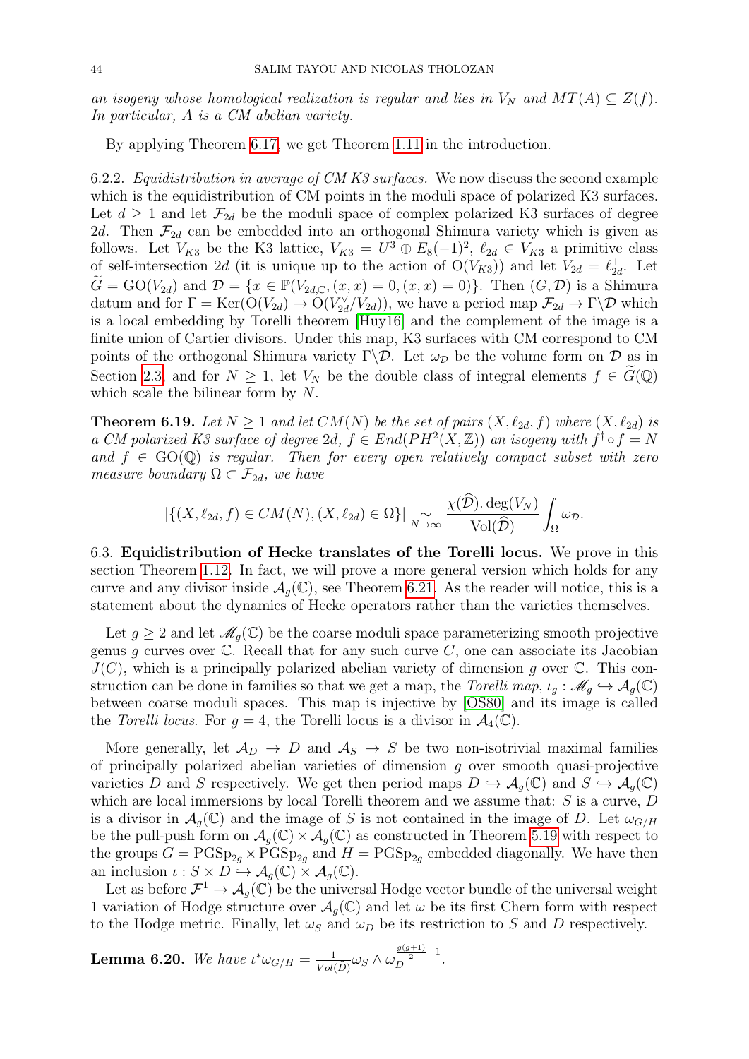*an isogeny whose homological realization is regular and lies in $V_N$ and $MT(A) \subseteq Z(f)$. In particular, $A$ is a CM abelian variety.*

By applying Theorem 6.17, we get Theorem 1.11 in the introduction.

6.2.2. *Equidistribution in average of CM K3 surfaces.* We now discuss the second example which is the equidistribution of CM points in the moduli space of polarized K3 surfaces. Let $d \geq 1$ and let $\mathcal{F}_{2d}$ be the moduli space of complex polarized K3 surfaces of degree $2d$. Then $\mathcal{F}_{2d}$ can be embedded into an orthogonal Shimura variety which is given as follows. Let $V_{K3}$ be the K3 lattice, $V_{K3} = U^3 \oplus E_8(-1)^2$, $\ell_{2d} \in V_{K3}$ a primitive class of self-intersection $2d$ (it is unique up to the action of $\mathrm{O}(V_{K3})$) and let $V_{2d} = \ell_{2d}^{\perp}$. Let $\widetilde{G} = \mathrm{GO}(V_{2d})$ and $\mathcal{D} = \{x \in \mathbb{P}(V_{2d,\mathbb{C}}, (x,x) = 0, (x,\overline{x}) = 0)\}$. Then $(G, \mathcal{D})$ is a Shimura datum and for $\Gamma = \mathrm{Ker}(\mathrm{O}(V_{2d}) \to \mathrm{O}(V_{2d}^{\vee}/V_{2d}))$, we have a period map $\mathcal{F}_{2d} \to \Gamma \backslash \mathcal{D}$ which is a local embedding by Torelli theorem [Huy16] and the complement of the image is a finite union of Cartier divisors. Under this map, K3 surfaces with CM correspond to CM points of the orthogonal Shimura variety $\Gamma \backslash \mathcal{D}$. Let $\omega_{\mathcal{D}}$ be the volume form on $\mathcal{D}$ as in Section 2.3, and for $N \geq 1$, let $V_N$ be the double class of integral elements $f \in \widetilde{G}(\mathbb{Q})$ which scale the bilinear form by $N$.

**Theorem 6.19.** *Let $N \geq 1$ and let $CM(N)$ be the set of pairs $(X, \ell_{2d}, f)$ where $(X, \ell_{2d})$ is a CM polarized K3 surface of degree $2d$, $f \in End(PH^2(X,\mathbb{Z}))$ an isogeny with $f^{\dagger} \circ f = N$ and $f \in \mathrm{GO}(\mathbb{Q})$ is regular. Then for every open relatively compact subset with zero measure boundary $\Omega \subset \mathcal{F}_{2d}$, we have*

$$|\{(X, \ell_{2d}, f) \in CM(N), (X, \ell_{2d}) \in \Omega\}| \underset{N \to \infty}{\sim} \frac{\chi(\widehat{\mathcal{D}}).\deg(V_N)}{\mathrm{Vol}(\widehat{\mathcal{D}})} \int_{\Omega} \omega_{\mathcal{D}}.$$

6.3. **Equidistribution of Hecke translates of the Torelli locus.** We prove in this section Theorem 1.12. In fact, we will prove a more general version which holds for any curve and any divisor inside $\mathcal{A}_g(\mathbb{C})$, see Theorem 6.21. As the reader will notice, this is a statement about the dynamics of Hecke operators rather than the varieties themselves.

Let $g \geq 2$ and let $\mathscr{M}_g(\mathbb{C})$ be the coarse moduli space parameterizing smooth projective genus $g$ curves over $\mathbb{C}$. Recall that for any such curve $C$, one can associate its Jacobian $J(C)$, which is a principally polarized abelian variety of dimension $g$ over $\mathbb{C}$. This construction can be done in families so that we get a map, the *Torelli map*, $\iota_g : \mathscr{M}_g \hookrightarrow \mathcal{A}_g(\mathbb{C})$ between coarse moduli spaces. This map is injective by [OS80] and its image is called the *Torelli locus*. For $g = 4$, the Torelli locus is a divisor in $\mathcal{A}_4(\mathbb{C})$.

More generally, let $\mathcal{A}_D \to D$ and $\mathcal{A}_S \to S$ be two non-isotrivial maximal families of principally polarized abelian varieties of dimension $g$ over smooth quasi-projective varieties $D$ and $S$ respectively. We get then period maps $D \hookrightarrow \mathcal{A}_g(\mathbb{C})$ and $S \hookrightarrow \mathcal{A}_g(\mathbb{C})$ which are local immersions by local Torelli theorem and we assume that: $S$ is a curve, $D$ is a divisor in $\mathcal{A}_g(\mathbb{C})$ and the image of $S$ is not contained in the image of $D$. Let $\omega_{G/H}$ be the pull-push form on $\mathcal{A}_g(\mathbb{C}) \times \mathcal{A}_g(\mathbb{C})$ as constructed in Theorem 5.19 with respect to the groups $G = \mathrm{PGSp}_{2g} \times \mathrm{PGSp}_{2g}$ and $H = \mathrm{PGSp}_{2g}$ embedded diagonally. We have then an inclusion $\iota : S \times D \hookrightarrow \mathcal{A}_g(\mathbb{C}) \times \mathcal{A}_g(\mathbb{C})$.

Let as before $\mathcal{F}^1 \to \mathcal{A}_g(\mathbb{C})$ be the universal Hodge vector bundle of the universal weight 1 variation of Hodge structure over $\mathcal{A}_g(\mathbb{C})$ and let $\omega$ be its first Chern form with respect to the Hodge metric. Finally, let $\omega_S$ and $\omega_D$ be its restriction to $S$ and $D$ respectively.

**Lemma 6.20.** *We have $\iota^* \omega_{G/H} = \frac{1}{Vol(\widehat{D})} \omega_S \wedge \omega_D^{\frac{g(g+1)}{2}-1}$.*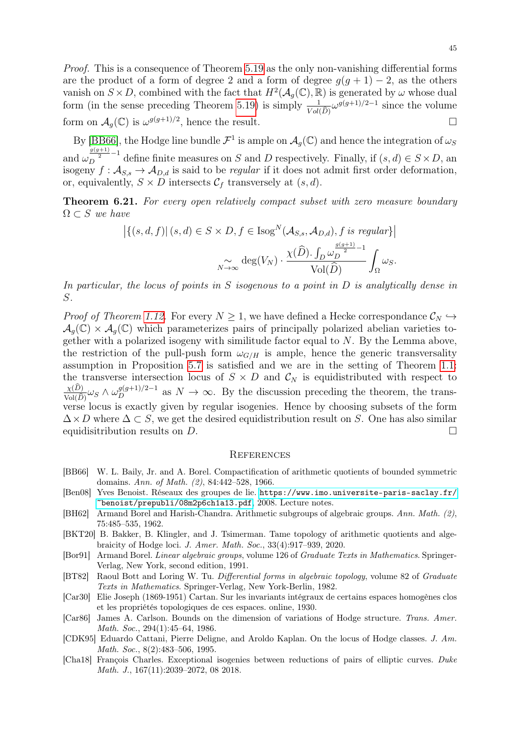*Proof.* This is a consequence of Theorem 5.19 as the only non-vanishing differential forms are the product of a form of degree 2 and a form of degree $g(g+1)-2$, as the others vanish on $S \times D$, combined with the fact that $H^2(\mathcal{A}_g(\mathbb{C}), \mathbb{R})$ is generated by $\omega$ whose dual form (in the sense preceding Theorem 5.19) is simply $\frac{1}{Vol(\widehat{D})}\omega^{g(g+1)/2-1}$ since the volume form on $\mathcal{A}_g(\mathbb{C})$ is $\omega^{g(g+1)/2}$, hence the result. □

By [BB66], the Hodge line bundle $\mathcal{F}^1$ is ample on $\mathcal{A}_g(\mathbb{C})$ and hence the integration of $\omega_S$ and $\omega_D^{\frac{g(g+1)}{2}-1}$ define finite measures on $S$ and $D$ respectively. Finally, if $(s,d) \in S \times D$, an isogeny $f : \mathcal{A}_{S,s} \to \mathcal{A}_{D,d}$ is said to be *regular* if it does not admit first order deformation, or, equivalently, $S \times D$ intersects $\mathcal{C}_f$ transversely at $(s,d)$.

**Theorem 6.21.** *For every open relatively compact subset with zero measure boundary $\Omega \subset S$ we have*

$$\left|\{(s,d,f) \,|\, (s,d) \in S \times D, f \in \mathrm{Isog}^N(\mathcal{A}_{S,s}, \mathcal{A}_{D,d}), f \text{ is regular}\}\right|$$

$$\underset{N\to\infty}{\sim} \deg(V_N) \cdot \frac{\chi(\widehat{D}).\int_D \omega_D^{\frac{g(g+1)}{2}-1}}{\mathrm{Vol}(\widehat{D})} \int_\Omega \omega_S.$$

*In particular, the locus of points in $S$ isogenous to a point in $D$ is analytically dense in $S$.*

*Proof of Theorem 1.12.* For every $N \geq 1$, we have defined a Hecke correspondance $\mathcal{C}_N \hookrightarrow \mathcal{A}_g(\mathbb{C}) \times \mathcal{A}_g(\mathbb{C})$ which parameterizes pairs of principally polarized abelian varieties together with a polarized isogeny with similitude factor equal to $N$. By the Lemma above, the restriction of the pull-push form $\omega_{G/H}$ is ample, hence the generic transversality assumption in Proposition 5.7 is satisfied and we are in the setting of Theorem 1.1: the transverse intersection locus of $S \times D$ and $\mathcal{C}_N$ is equidistributed with respect to $\frac{\chi(\widehat{D})}{\mathrm{Vol}(\widehat{D})}\omega_S \wedge \omega_D^{g(g+1)/2-1}$ as $N \to \infty$. By the discussion preceding the theorem, the transverse locus is exactly given by regular isogenies. Hence by choosing subsets of the form $\Delta \times D$ where $\Delta \subset S$, we get the desired equidistribution result on $S$. One has also similar equidisitribution results on $D$. □

## References

- [BB66] W. L. Baily, Jr. and A. Borel. Compactification of arithmetic quotients of bounded symmetric domains. *Ann. of Math. (2)*, 84:442–528, 1966.
- [Ben08] Yves Benoist. Réseaux des groupes de lie. `https://www.imo.universite-paris-saclay.fr/~benoist/prepubli/08m2p6ch1a13.pdf`, 2008. Lecture notes.
- [BH62] Armand Borel and Harish-Chandra. Arithmetic subgroups of algebraic groups. *Ann. Math. (2)*, 75:485–535, 1962.
- [BKT20] B. Bakker, B. Klingler, and J. Tsimerman. Tame topology of arithmetic quotients and algebraicity of Hodge loci. *J. Amer. Math. Soc.*, 33(4):917–939, 2020.
- [Bor91] Armand Borel. *Linear algebraic groups*, volume 126 of *Graduate Texts in Mathematics*. Springer-Verlag, New York, second edition, 1991.
- [BT82] Raoul Bott and Loring W. Tu. *Differential forms in algebraic topology*, volume 82 of *Graduate Texts in Mathematics*. Springer-Verlag, New York-Berlin, 1982.
- [Car30] Elie Joseph (1869-1951) Cartan. Sur les invariants intégraux de certains espaces homogènes clos et les propriétés topologiques de ces espaces. online, 1930.
- [Car86] James A. Carlson. Bounds on the dimension of variations of Hodge structure. *Trans. Amer. Math. Soc.*, 294(1):45–64, 1986.
- [CDK95] Eduardo Cattani, Pierre Deligne, and Aroldo Kaplan. On the locus of Hodge classes. *J. Am. Math. Soc.*, 8(2):483–506, 1995.
- [Cha18] François Charles. Exceptional isogenies between reductions of pairs of elliptic curves. *Duke Math. J.*, 167(11):2039–2072, 08 2018.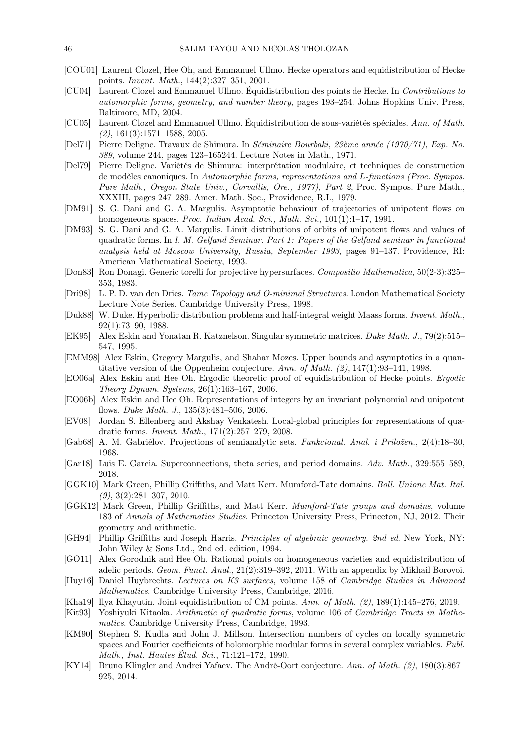[COU01] Laurent Clozel, Hee Oh, and Emmanuel Ullmo. Hecke operators and equidistribution of Hecke points. *Invent. Math.*, 144(2):327–351, 2001.

[CU04] Laurent Clozel and Emmanuel Ullmo. Équidistribution des points de Hecke. In *Contributions to automorphic forms, geometry, and number theory*, pages 193–254. Johns Hopkins Univ. Press, Baltimore, MD, 2004.

[CU05] Laurent Clozel and Emmanuel Ullmo. Équidistribution de sous-variétés spéciales. *Ann. of Math. (2)*, 161(3):1571–1588, 2005.

[Del71] Pierre Deligne. Travaux de Shimura. In *Séminaire Bourbaki, 23ème année (1970/71), Exp. No. 389*, volume 244, pages 123–165244. Lecture Notes in Math., 1971.

[Del79] Pierre Deligne. Variétés de Shimura: interprétation modulaire, et techniques de construction de modèles canoniques. In *Automorphic forms, representations and L-functions (Proc. Sympos. Pure Math., Oregon State Univ., Corvallis, Ore., 1977), Part 2*, Proc. Sympos. Pure Math., XXXIII, pages 247–289. Amer. Math. Soc., Providence, R.I., 1979.

[DM91] S. G. Dani and G. A. Margulis. Asymptotic behaviour of trajectories of unipotent flows on homogeneous spaces. *Proc. Indian Acad. Sci., Math. Sci.*, 101(1):1–17, 1991.

[DM93] S. G. Dani and G. A. Margulis. Limit distributions of orbits of unipotent flows and values of quadratic forms. In *I. M. Gelfand Seminar. Part 1: Papers of the Gelfand seminar in functional analysis held at Moscow University, Russia, September 1993*, pages 91–137. Providence, RI: American Mathematical Society, 1993.

[Don83] Ron Donagi. Generic torelli for projective hypersurfaces. *Compositio Mathematica*, 50(2-3):325–353, 1983.

[Dri98] L. P. D. van den Dries. *Tame Topology and O-minimal Structures*. London Mathematical Society Lecture Note Series. Cambridge University Press, 1998.

[Duk88] W. Duke. Hyperbolic distribution problems and half-integral weight Maass forms. *Invent. Math.*, 92(1):73–90, 1988.

[EK95] Alex Eskin and Yonatan R. Katznelson. Singular symmetric matrices. *Duke Math. J.*, 79(2):515–547, 1995.

[EMM98] Alex Eskin, Gregory Margulis, and Shahar Mozes. Upper bounds and asymptotics in a quantitative version of the Oppenheim conjecture. *Ann. of Math. (2)*, 147(1):93–141, 1998.

[EO06a] Alex Eskin and Hee Oh. Ergodic theoretic proof of equidistribution of Hecke points. *Ergodic Theory Dynam. Systems*, 26(1):163–167, 2006.

[EO06b] Alex Eskin and Hee Oh. Representations of integers by an invariant polynomial and unipotent flows. *Duke Math. J.*, 135(3):481–506, 2006.

[EV08] Jordan S. Ellenberg and Akshay Venkatesh. Local-global principles for representations of quadratic forms. *Invent. Math.*, 171(2):257–279, 2008.

[Gab68] A. M. Gabrièlov. Projections of semianalytic sets. *Funkcional. Anal. i Priložen.*, 2(4):18–30, 1968.

[Gar18] Luis E. Garcia. Superconnections, theta series, and period domains. *Adv. Math.*, 329:555–589, 2018.

[GGK10] Mark Green, Phillip Griffiths, and Matt Kerr. Mumford-Tate domains. *Boll. Unione Mat. Ital. (9)*, 3(2):281–307, 2010.

[GGK12] Mark Green, Phillip Griffiths, and Matt Kerr. *Mumford-Tate groups and domains*, volume 183 of *Annals of Mathematics Studies*. Princeton University Press, Princeton, NJ, 2012. Their geometry and arithmetic.

[GH94] Phillip Griffiths and Joseph Harris. *Principles of algebraic geometry. 2nd ed*. New York, NY: John Wiley & Sons Ltd., 2nd ed. edition, 1994.

[GO11] Alex Gorodnik and Hee Oh. Rational points on homogeneous varieties and equidistribution of adelic periods. *Geom. Funct. Anal.*, 21(2):319–392, 2011. With an appendix by Mikhail Borovoi.

[Huy16] Daniel Huybrechts. *Lectures on K3 surfaces*, volume 158 of *Cambridge Studies in Advanced Mathematics*. Cambridge University Press, Cambridge, 2016.

[Kha19] Ilya Khayutin. Joint equidistribution of CM points. *Ann. of Math. (2)*, 189(1):145–276, 2019.

[Kit93] Yoshiyuki Kitaoka. *Arithmetic of quadratic forms*, volume 106 of *Cambridge Tracts in Mathematics*. Cambridge University Press, Cambridge, 1993.

[KM90] Stephen S. Kudla and John J. Millson. Intersection numbers of cycles on locally symmetric spaces and Fourier coefficients of holomorphic modular forms in several complex variables. *Publ. Math., Inst. Hautes Étud. Sci.*, 71:121–172, 1990.

[KY14] Bruno Klingler and Andrei Yafaev. The André-Oort conjecture. *Ann. of Math. (2)*, 180(3):867–925, 2014.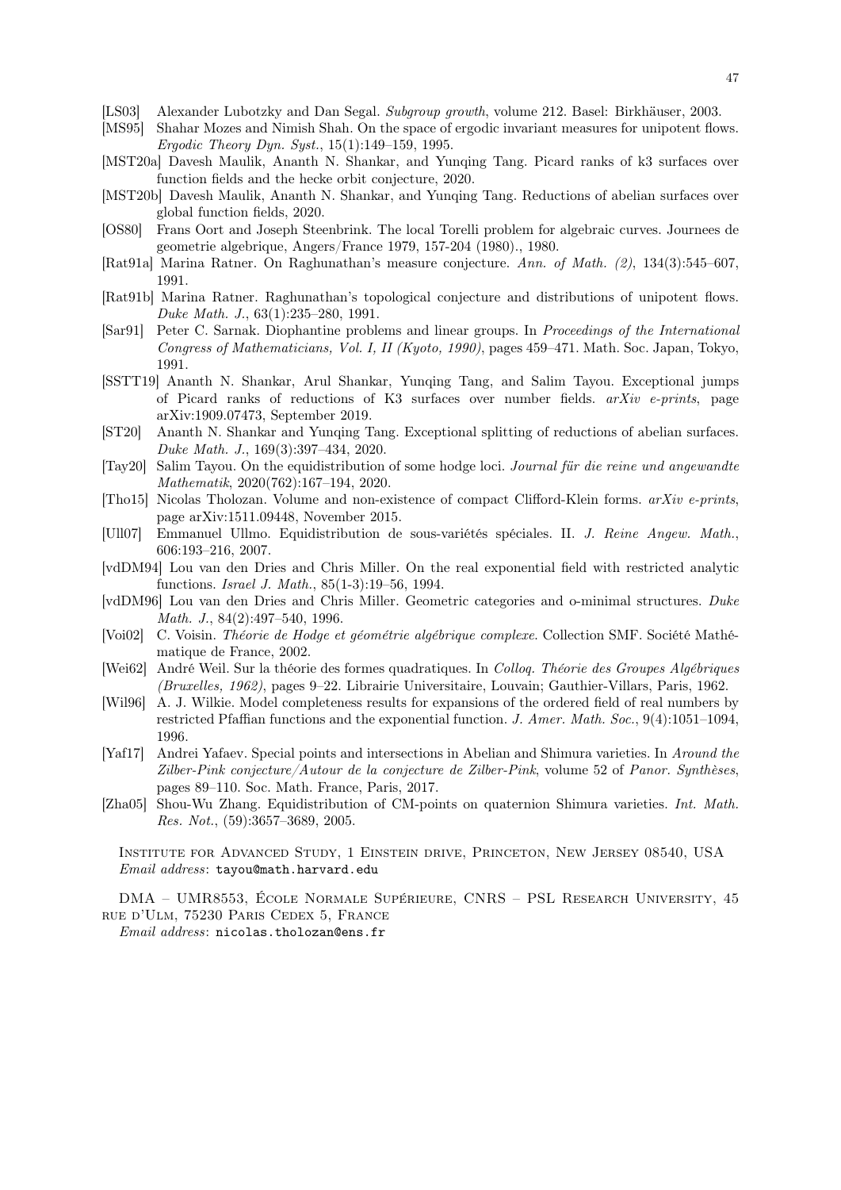[LS03] Alexander Lubotzky and Dan Segal. *Subgroup growth*, volume 212. Basel: Birkhäuser, 2003.

[MS95] Shahar Mozes and Nimish Shah. On the space of ergodic invariant measures for unipotent flows. *Ergodic Theory Dyn. Syst.*, 15(1):149–159, 1995.

[MST20a] Davesh Maulik, Ananth N. Shankar, and Yunqing Tang. Picard ranks of k3 surfaces over function fields and the hecke orbit conjecture, 2020.

[MST20b] Davesh Maulik, Ananth N. Shankar, and Yunqing Tang. Reductions of abelian surfaces over global function fields, 2020.

[OS80] Frans Oort and Joseph Steenbrink. The local Torelli problem for algebraic curves. Journees de geometrie algebrique, Angers/France 1979, 157-204 (1980)., 1980.

[Rat91a] Marina Ratner. On Raghunathan's measure conjecture. *Ann. of Math. (2)*, 134(3):545–607, 1991.

[Rat91b] Marina Ratner. Raghunathan's topological conjecture and distributions of unipotent flows. *Duke Math. J.*, 63(1):235–280, 1991.

[Sar91] Peter C. Sarnak. Diophantine problems and linear groups. In *Proceedings of the International Congress of Mathematicians, Vol. I, II (Kyoto, 1990)*, pages 459–471. Math. Soc. Japan, Tokyo, 1991.

[SSTT19] Ananth N. Shankar, Arul Shankar, Yunqing Tang, and Salim Tayou. Exceptional jumps of Picard ranks of reductions of K3 surfaces over number fields. *arXiv e-prints*, page arXiv:1909.07473, September 2019.

[ST20] Ananth N. Shankar and Yunqing Tang. Exceptional splitting of reductions of abelian surfaces. *Duke Math. J.*, 169(3):397–434, 2020.

[Tay20] Salim Tayou. On the equidistribution of some hodge loci. *Journal für die reine und angewandte Mathematik*, 2020(762):167–194, 2020.

[Tho15] Nicolas Tholozan. Volume and non-existence of compact Clifford-Klein forms. *arXiv e-prints*, page arXiv:1511.09448, November 2015.

[Ull07] Emmanuel Ullmo. Equidistribution de sous-variétés spéciales. II. *J. Reine Angew. Math.*, 606:193–216, 2007.

[vdDM94] Lou van den Dries and Chris Miller. On the real exponential field with restricted analytic functions. *Israel J. Math.*, 85(1-3):19–56, 1994.

[vdDM96] Lou van den Dries and Chris Miller. Geometric categories and o-minimal structures. *Duke Math. J.*, 84(2):497–540, 1996.

[Voi02] C. Voisin. *Théorie de Hodge et géométrie algébrique complexe*. Collection SMF. Société Mathématique de France, 2002.

[Wei62] André Weil. Sur la théorie des formes quadratiques. In *Colloq. Théorie des Groupes Algébriques (Bruxelles, 1962)*, pages 9–22. Librairie Universitaire, Louvain; Gauthier-Villars, Paris, 1962.

[Wil96] A. J. Wilkie. Model completeness results for expansions of the ordered field of real numbers by restricted Pfaffian functions and the exponential function. *J. Amer. Math. Soc.*, 9(4):1051–1094, 1996.

[Yaf17] Andrei Yafaev. Special points and intersections in Abelian and Shimura varieties. In *Around the Zilber-Pink conjecture/Autour de la conjecture de Zilber-Pink*, volume 52 of *Panor. Synthèses*, pages 89–110. Soc. Math. France, Paris, 2017.

[Zha05] Shou-Wu Zhang. Equidistribution of CM-points on quaternion Shimura varieties. *Int. Math. Res. Not.*, (59):3657–3689, 2005.

Institute for Advanced Study, 1 Einstein drive, Princeton, New Jersey 08540, USA
*Email address*: `tayou@math.harvard.edu`

DMA – UMR8553, École Normale Supérieure, CNRS – PSL Research University, 45 rue d'Ulm, 75230 Paris Cedex 5, France
*Email address*: `nicolas.tholozan@ens.fr`